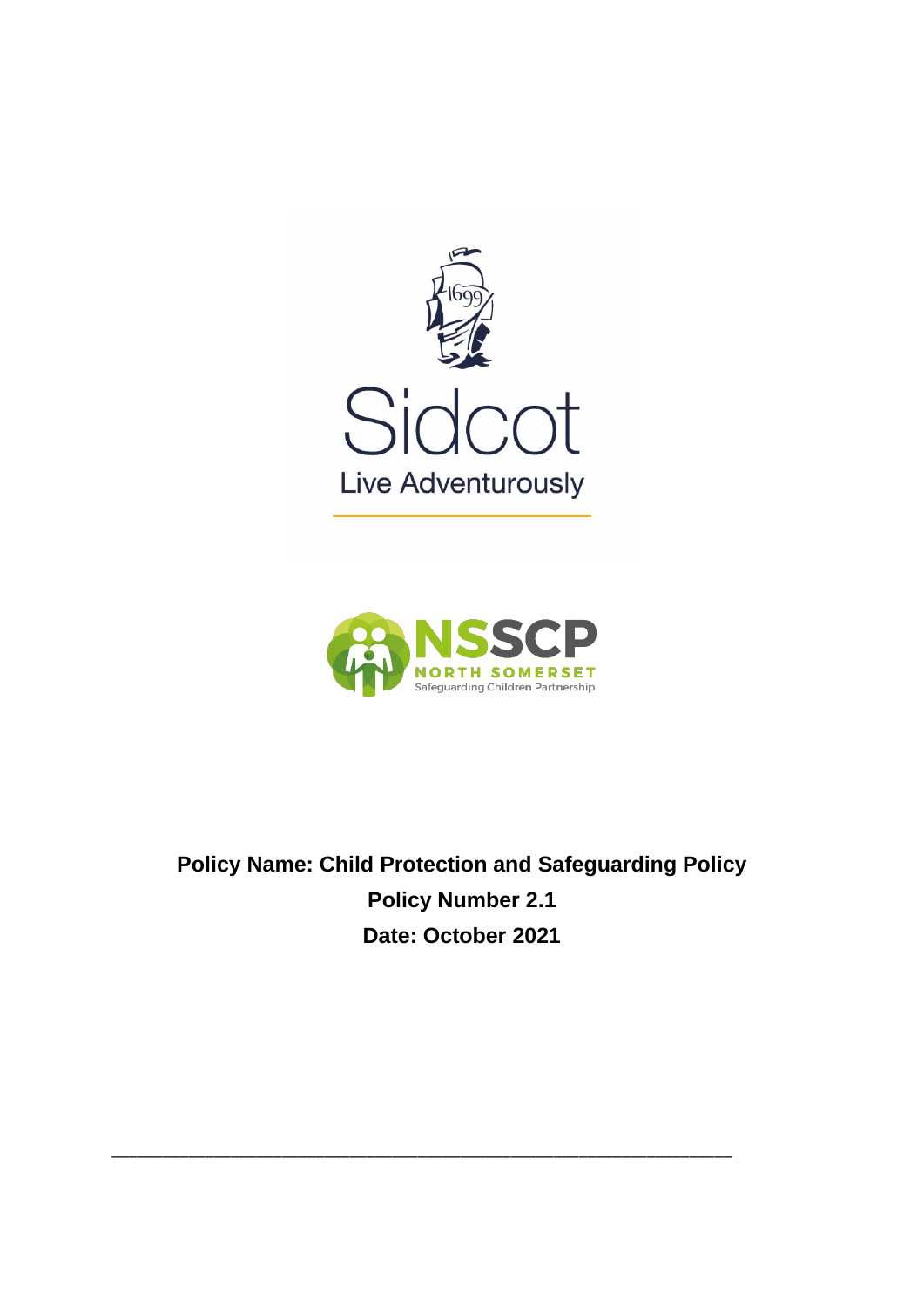Sidcot

Live Adventurously

NSSCP

NORTH SOMERSET

Safeguarding Children Partnership

**Policy Name: Child Protection and Safeguarding Policy**

**Policy Number 2.1**

**Date: October 2021**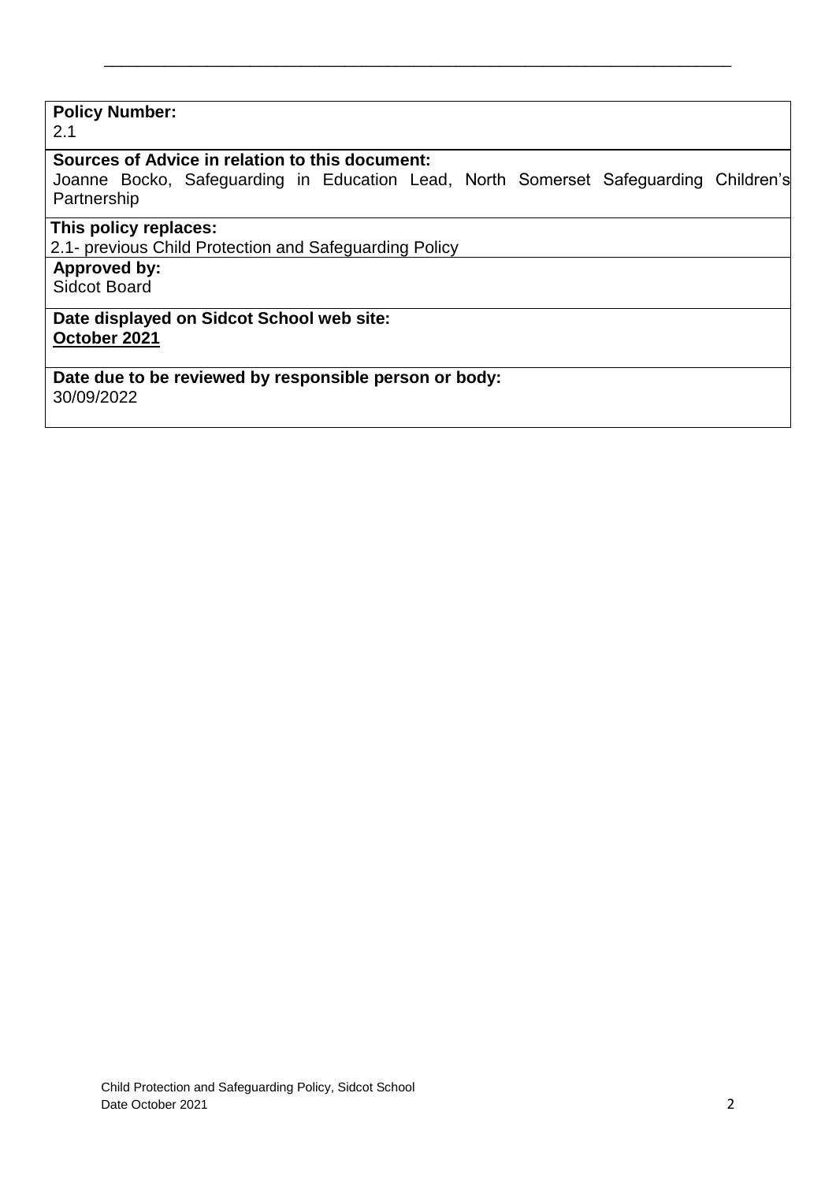**Policy Number:**
2.1

**Sources of Advice in relation to this document:**
Joanne Bocko, Safeguarding in Education Lead, North Somerset Safeguarding Children's Partnership

**This policy replaces:**
2.1- previous Child Protection and Safeguarding Policy

**Approved by:**
Sidcot Board

**Date displayed on Sidcot School web site:**
**October 2021**

**Date due to be reviewed by responsible person or body:**
30/09/2022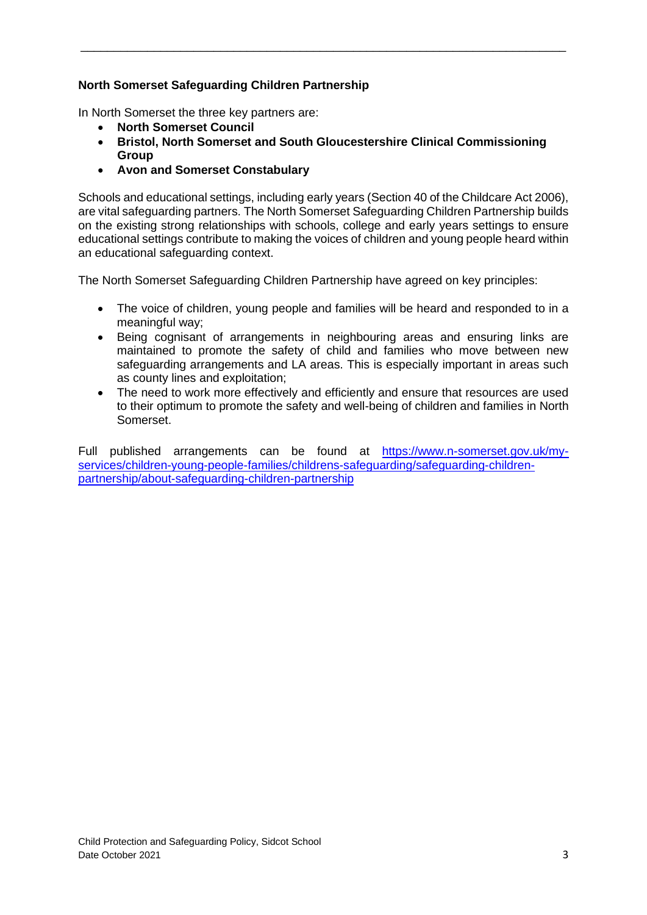**North Somerset Safeguarding Children Partnership**

In North Somerset the three key partners are:

- **North Somerset Council**
- **Bristol, North Somerset and South Gloucestershire Clinical Commissioning Group**
- **Avon and Somerset Constabulary**

Schools and educational settings, including early years (Section 40 of the Childcare Act 2006), are vital safeguarding partners. The North Somerset Safeguarding Children Partnership builds on the existing strong relationships with schools, college and early years settings to ensure educational settings contribute to making the voices of children and young people heard within an educational safeguarding context.

The North Somerset Safeguarding Children Partnership have agreed on key principles:

- The voice of children, young people and families will be heard and responded to in a meaningful way;
- Being cognisant of arrangements in neighbouring areas and ensuring links are maintained to promote the safety of child and families who move between new safeguarding arrangements and LA areas. This is especially important in areas such as county lines and exploitation;
- The need to work more effectively and efficiently and ensure that resources are used to their optimum to promote the safety and well-being of children and families in North Somerset.

Full published arrangements can be found at [https://www.n-somerset.gov.uk/my-services/children-young-people-families/childrens-safeguarding/safeguarding-children-partnership/about-safeguarding-children-partnership](https://www.n-somerset.gov.uk/my-services/children-young-people-families/childrens-safeguarding/safeguarding-children-partnership/about-safeguarding-children-partnership)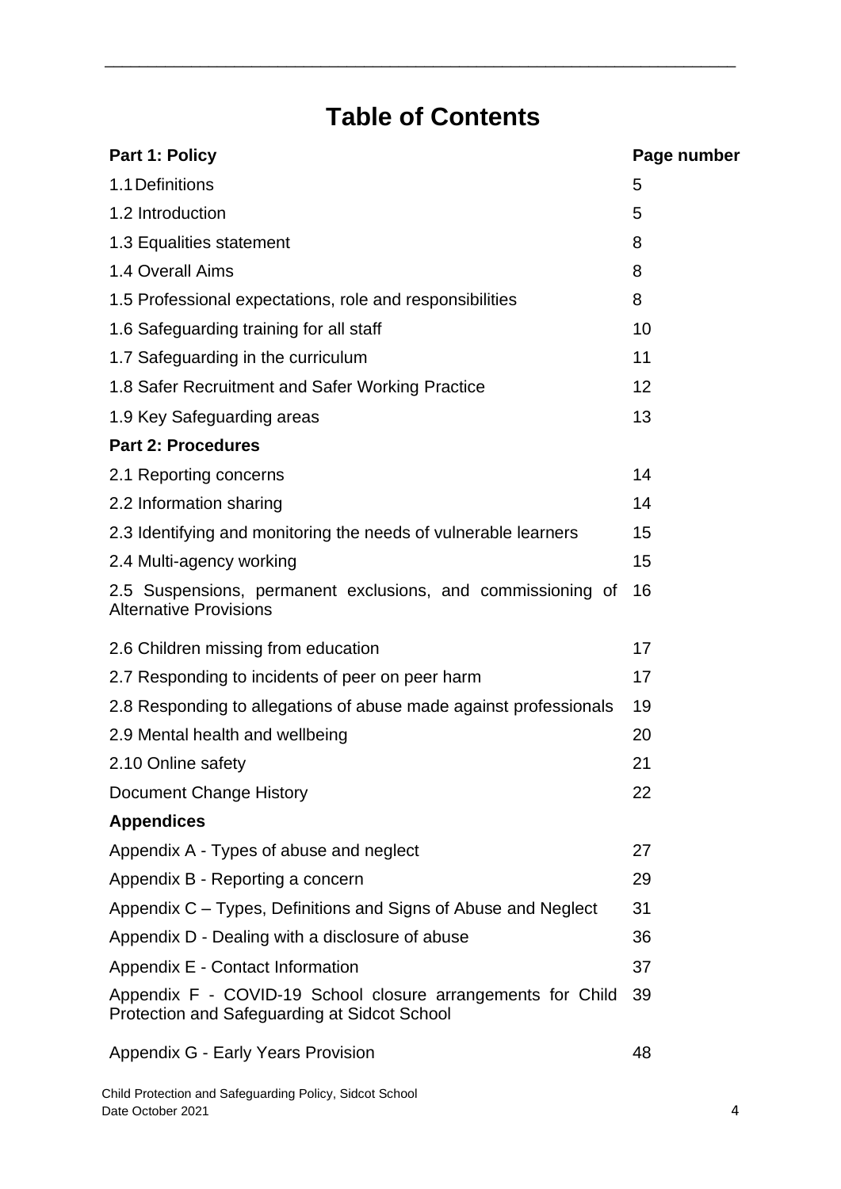# Table of Contents

| **Part 1: Policy** | **Page number** |
| --- | --- |
| 1.1 Definitions | 5 |
| 1.2 Introduction | 5 |
| 1.3 Equalities statement | 8 |
| 1.4 Overall Aims | 8 |
| 1.5 Professional expectations, role and responsibilities | 8 |
| 1.6 Safeguarding training for all staff | 10 |
| 1.7 Safeguarding in the curriculum | 11 |
| 1.8 Safer Recruitment and Safer Working Practice | 12 |
| 1.9 Key Safeguarding areas | 13 |
| **Part 2: Procedures** | |
| 2.1 Reporting concerns | 14 |
| 2.2 Information sharing | 14 |
| 2.3 Identifying and monitoring the needs of vulnerable learners | 15 |
| 2.4 Multi-agency working | 15 |
| 2.5 Suspensions, permanent exclusions, and commissioning of Alternative Provisions | 16 |
| 2.6 Children missing from education | 17 |
| 2.7 Responding to incidents of peer on peer harm | 17 |
| 2.8 Responding to allegations of abuse made against professionals | 19 |
| 2.9 Mental health and wellbeing | 20 |
| 2.10 Online safety | 21 |
| Document Change History | 22 |
| **Appendices** | |
| Appendix A - Types of abuse and neglect | 27 |
| Appendix B - Reporting a concern | 29 |
| Appendix C – Types, Definitions and Signs of Abuse and Neglect | 31 |
| Appendix D - Dealing with a disclosure of abuse | 36 |
| Appendix E - Contact Information | 37 |
| Appendix F - COVID-19 School closure arrangements for Child Protection and Safeguarding at Sidcot School | 39 |
| Appendix G - Early Years Provision | 48 |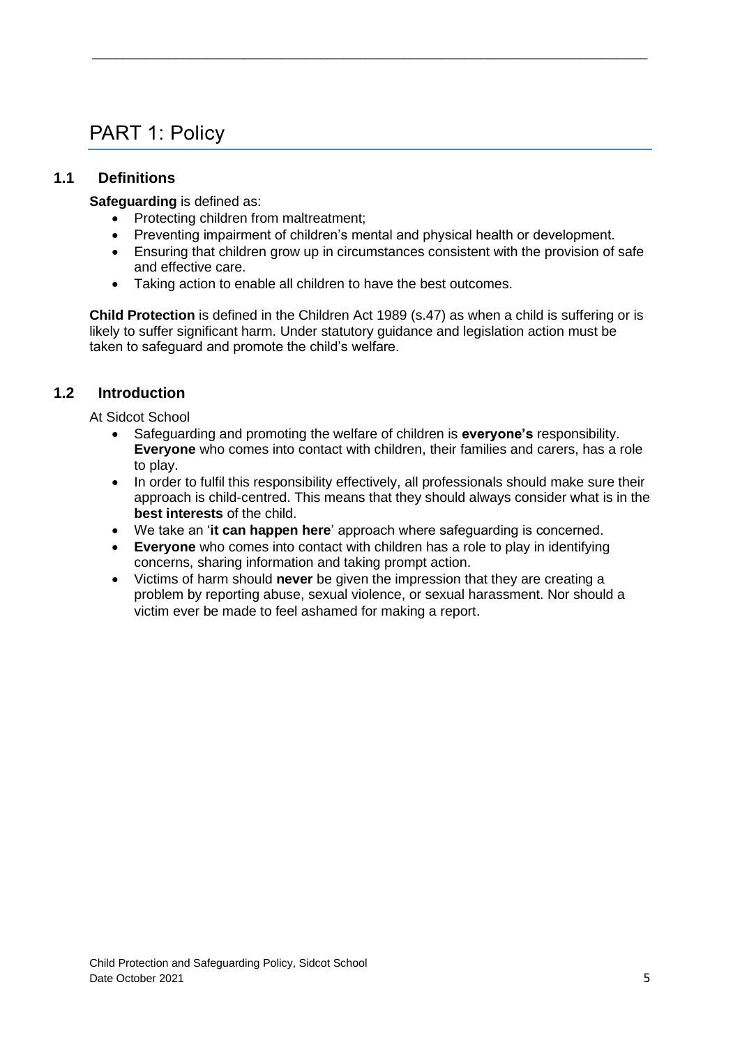# PART 1: Policy

## 1.1 Definitions

**Safeguarding** is defined as:

- Protecting children from maltreatment;
- Preventing impairment of children's mental and physical health or development.
- Ensuring that children grow up in circumstances consistent with the provision of safe and effective care.
- Taking action to enable all children to have the best outcomes.

**Child Protection** is defined in the Children Act 1989 (s.47) as when a child is suffering or is likely to suffer significant harm. Under statutory guidance and legislation action must be taken to safeguard and promote the child's welfare.

## 1.2 Introduction

At Sidcot School

- Safeguarding and promoting the welfare of children is **everyone's** responsibility. **Everyone** who comes into contact with children, their families and carers, has a role to play.
- In order to fulfil this responsibility effectively, all professionals should make sure their approach is child-centred. This means that they should always consider what is in the **best interests** of the child.
- We take an '**it can happen here**' approach where safeguarding is concerned.
- **Everyone** who comes into contact with children has a role to play in identifying concerns, sharing information and taking prompt action.
- Victims of harm should **never** be given the impression that they are creating a problem by reporting abuse, sexual violence, or sexual harassment. Nor should a victim ever be made to feel ashamed for making a report.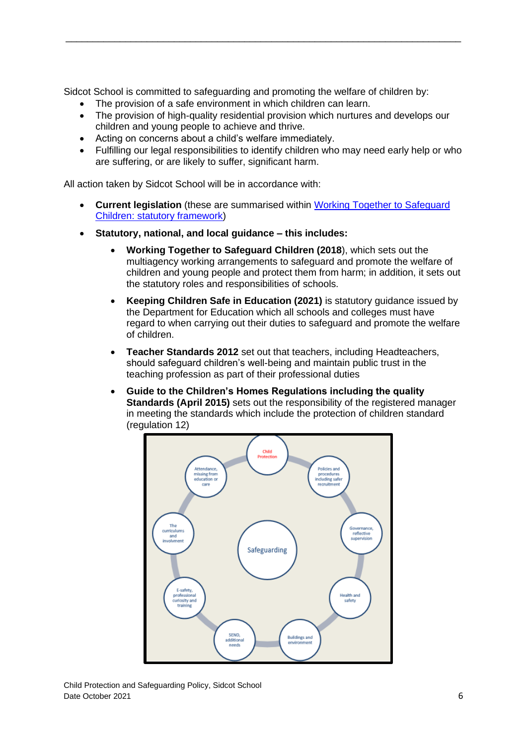Sidcot School is committed to safeguarding and promoting the welfare of children by:

- The provision of a safe environment in which children can learn.
- The provision of high-quality residential provision which nurtures and develops our children and young people to achieve and thrive.
- Acting on concerns about a child's welfare immediately.
- Fulfilling our legal responsibilities to identify children who may need early help or who are suffering, or are likely to suffer, significant harm.

All action taken by Sidcot School will be in accordance with:

- **Current legislation** (these are summarised within [Working Together to Safeguard Children: statutory framework](#))
- **Statutory, national, and local guidance – this includes:**
  - **Working Together to Safeguard Children (2018**), which sets out the multiagency working arrangements to safeguard and promote the welfare of children and young people and protect them from harm; in addition, it sets out the statutory roles and responsibilities of schools.
  - **Keeping Children Safe in Education (2021)** is statutory guidance issued by the Department for Education which all schools and colleges must have regard to when carrying out their duties to safeguard and promote the welfare of children.
  - **Teacher Standards 2012** set out that teachers, including Headteachers, should safeguard children's well-being and maintain public trust in the teaching profession as part of their professional duties
  - **Guide to the Children's Homes Regulations including the quality Standards (April 2015)** sets out the responsibility of the registered manager in meeting the standards which include the protection of children standard (regulation 12)

Safeguarding

- Child Protection
- Policies and procedures including safer recruitment
- Governance, reflective supervision
- Health and safety
- Buildings and environment
- SEND, additional needs
- E-safety, professional curiosity and training
- The curriculums and involvement
- Attendance, missing from education or care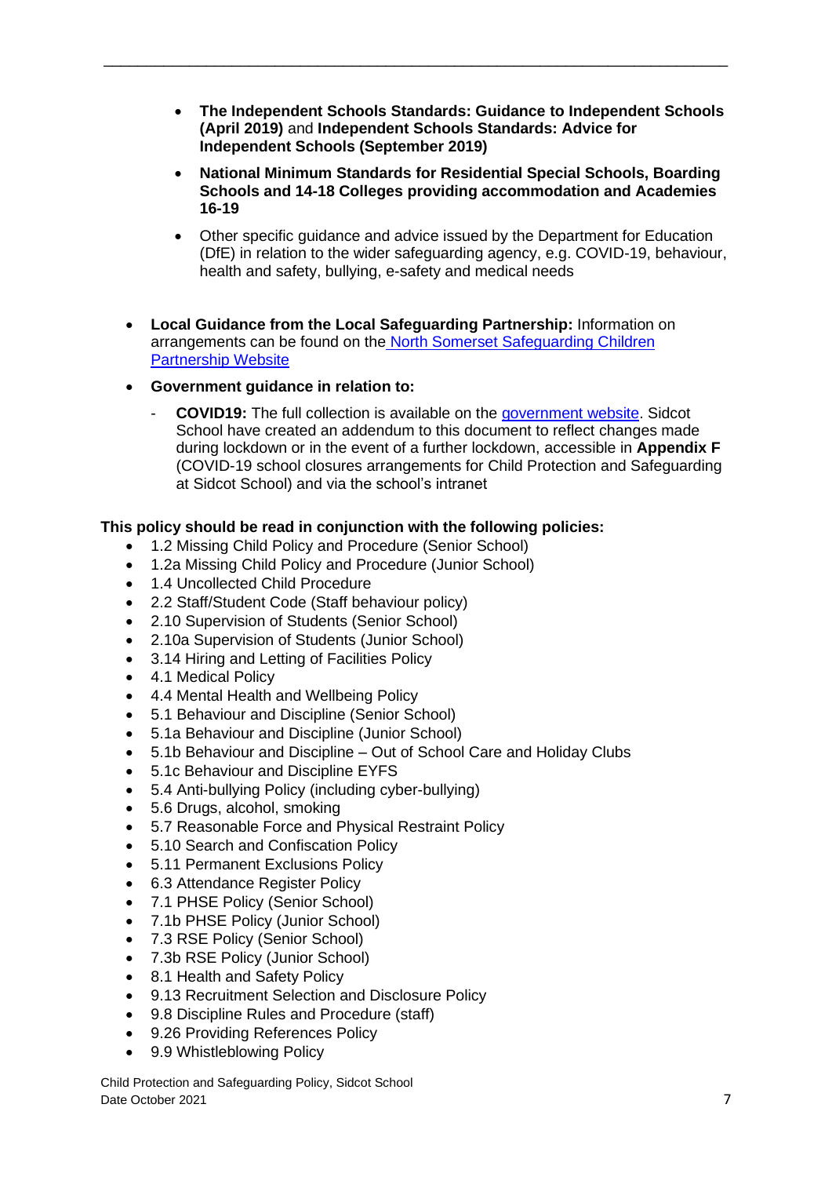- **The Independent Schools Standards: Guidance to Independent Schools (April 2019)** and **Independent Schools Standards: Advice for Independent Schools (September 2019)**
- **National Minimum Standards for Residential Special Schools, Boarding Schools and 14-18 Colleges providing accommodation and Academies 16-19**
- Other specific guidance and advice issued by the Department for Education (DfE) in relation to the wider safeguarding agency, e.g. COVID-19, behaviour, health and safety, bullying, e-safety and medical needs

- **Local Guidance from the Local Safeguarding Partnership:** Information on arrangements can be found on the North Somerset Safeguarding Children Partnership Website
- **Government guidance in relation to:**
  - **COVID19:** The full collection is available on the government website. Sidcot School have created an addendum to this document to reflect changes made during lockdown or in the event of a further lockdown, accessible in **Appendix F** (COVID-19 school closures arrangements for Child Protection and Safeguarding at Sidcot School) and via the school's intranet

**This policy should be read in conjunction with the following policies:**

- 1.2 Missing Child Policy and Procedure (Senior School)
- 1.2a Missing Child Policy and Procedure (Junior School)
- 1.4 Uncollected Child Procedure
- 2.2 Staff/Student Code (Staff behaviour policy)
- 2.10 Supervision of Students (Senior School)
- 2.10a Supervision of Students (Junior School)
- 3.14 Hiring and Letting of Facilities Policy
- 4.1 Medical Policy
- 4.4 Mental Health and Wellbeing Policy
- 5.1 Behaviour and Discipline (Senior School)
- 5.1a Behaviour and Discipline (Junior School)
- 5.1b Behaviour and Discipline – Out of School Care and Holiday Clubs
- 5.1c Behaviour and Discipline EYFS
- 5.4 Anti-bullying Policy (including cyber-bullying)
- 5.6 Drugs, alcohol, smoking
- 5.7 Reasonable Force and Physical Restraint Policy
- 5.10 Search and Confiscation Policy
- 5.11 Permanent Exclusions Policy
- 6.3 Attendance Register Policy
- 7.1 PHSE Policy (Senior School)
- 7.1b PHSE Policy (Junior School)
- 7.3 RSE Policy (Senior School)
- 7.3b RSE Policy (Junior School)
- 8.1 Health and Safety Policy
- 9.13 Recruitment Selection and Disclosure Policy
- 9.8 Discipline Rules and Procedure (staff)
- 9.26 Providing References Policy
- 9.9 Whistleblowing Policy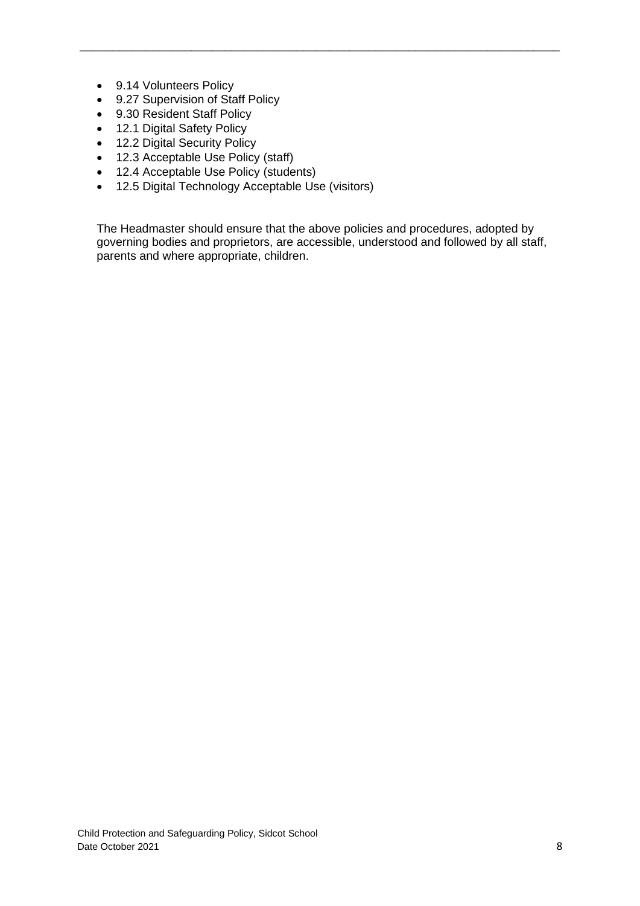- 9.14 Volunteers Policy
- 9.27 Supervision of Staff Policy
- 9.30 Resident Staff Policy
- 12.1 Digital Safety Policy
- 12.2 Digital Security Policy
- 12.3 Acceptable Use Policy (staff)
- 12.4 Acceptable Use Policy (students)
- 12.5 Digital Technology Acceptable Use (visitors)

The Headmaster should ensure that the above policies and procedures, adopted by governing bodies and proprietors, are accessible, understood and followed by all staff, parents and where appropriate, children.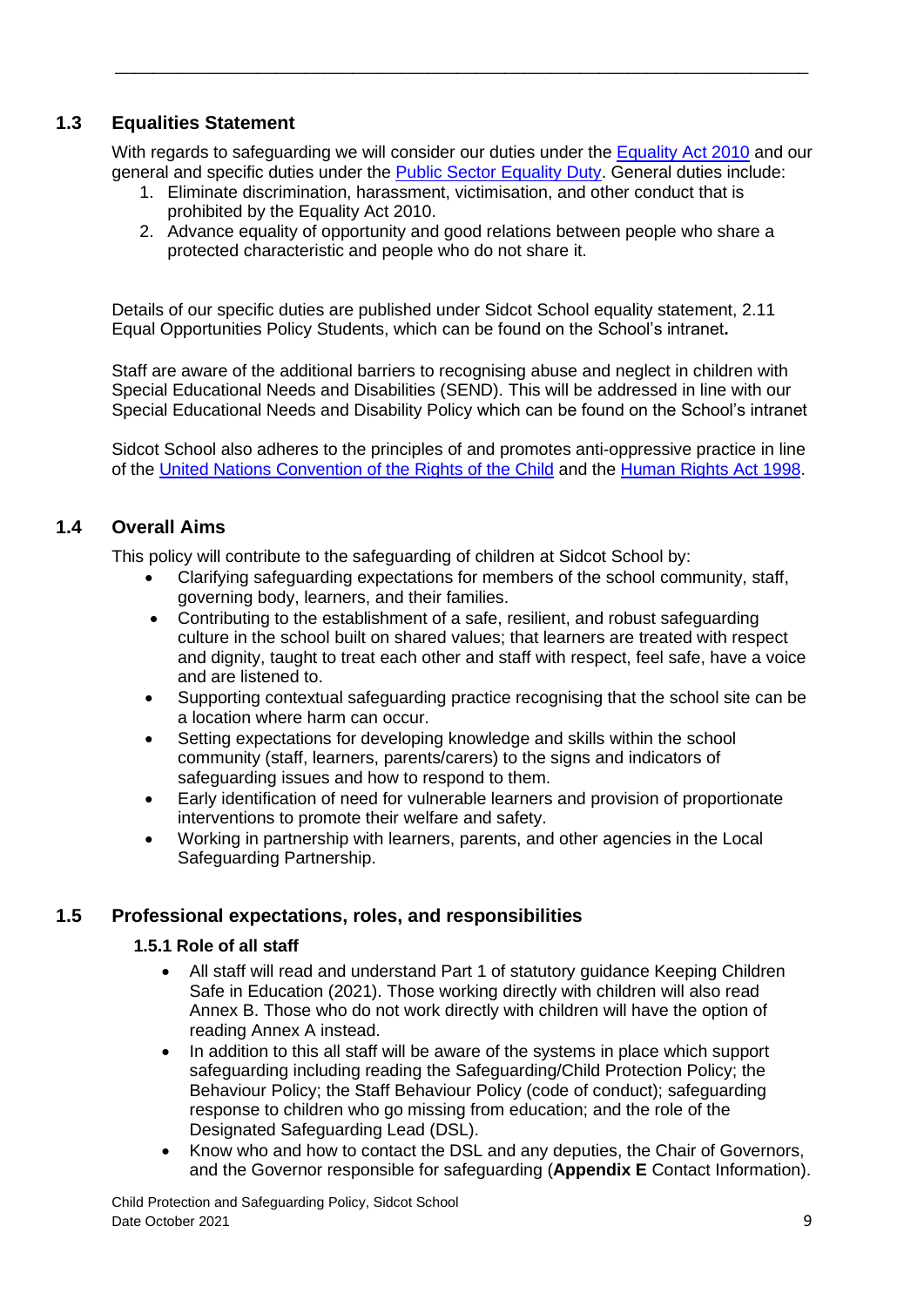## 1.3 Equalities Statement

With regards to safeguarding we will consider our duties under the [Equality Act 2010] and our general and specific duties under the [Public Sector Equality Duty]. General duties include:

1. Eliminate discrimination, harassment, victimisation, and other conduct that is prohibited by the Equality Act 2010.
2. Advance equality of opportunity and good relations between people who share a protected characteristic and people who do not share it.

Details of our specific duties are published under Sidcot School equality statement, 2.11 Equal Opportunities Policy Students, which can be found on the School's intranet**.**

Staff are aware of the additional barriers to recognising abuse and neglect in children with Special Educational Needs and Disabilities (SEND). This will be addressed in line with our Special Educational Needs and Disability Policy which can be found on the School's intranet

Sidcot School also adheres to the principles of and promotes anti-oppressive practice in line of the [United Nations Convention of the Rights of the Child] and the [Human Rights Act 1998].

## 1.4 Overall Aims

This policy will contribute to the safeguarding of children at Sidcot School by:

- Clarifying safeguarding expectations for members of the school community, staff, governing body, learners, and their families.
- Contributing to the establishment of a safe, resilient, and robust safeguarding culture in the school built on shared values; that learners are treated with respect and dignity, taught to treat each other and staff with respect, feel safe, have a voice and are listened to.
- Supporting contextual safeguarding practice recognising that the school site can be a location where harm can occur.
- Setting expectations for developing knowledge and skills within the school community (staff, learners, parents/carers) to the signs and indicators of safeguarding issues and how to respond to them.
- Early identification of need for vulnerable learners and provision of proportionate interventions to promote their welfare and safety.
- Working in partnership with learners, parents, and other agencies in the Local Safeguarding Partnership.

## 1.5 Professional expectations, roles, and responsibilities

### 1.5.1 Role of all staff

- All staff will read and understand Part 1 of statutory guidance Keeping Children Safe in Education (2021). Those working directly with children will also read Annex B. Those who do not work directly with children will have the option of reading Annex A instead.
- In addition to this all staff will be aware of the systems in place which support safeguarding including reading the Safeguarding/Child Protection Policy; the Behaviour Policy; the Staff Behaviour Policy (code of conduct); safeguarding response to children who go missing from education; and the role of the Designated Safeguarding Lead (DSL).
- Know who and how to contact the DSL and any deputies, the Chair of Governors, and the Governor responsible for safeguarding (**Appendix E** Contact Information).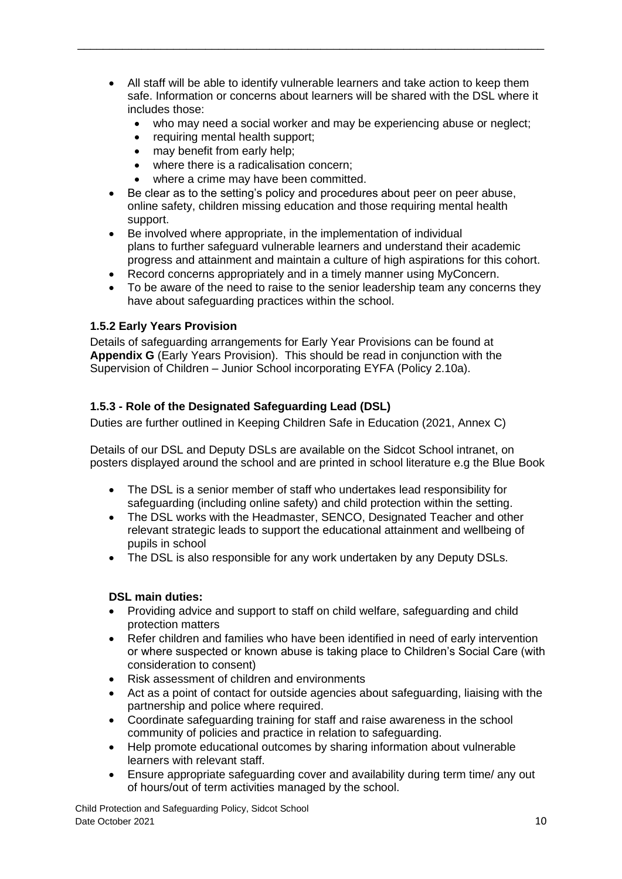- All staff will be able to identify vulnerable learners and take action to keep them safe. Information or concerns about learners will be shared with the DSL where it includes those:
  - who may need a social worker and may be experiencing abuse or neglect;
  - requiring mental health support;
  - may benefit from early help;
  - where there is a radicalisation concern;
  - where a crime may have been committed.
- Be clear as to the setting's policy and procedures about peer on peer abuse, online safety, children missing education and those requiring mental health support.
- Be involved where appropriate, in the implementation of individual plans to further safeguard vulnerable learners and understand their academic progress and attainment and maintain a culture of high aspirations for this cohort.
- Record concerns appropriately and in a timely manner using MyConcern.
- To be aware of the need to raise to the senior leadership team any concerns they have about safeguarding practices within the school.

### 1.5.2 Early Years Provision

Details of safeguarding arrangements for Early Year Provisions can be found at **Appendix G** (Early Years Provision). This should be read in conjunction with the Supervision of Children – Junior School incorporating EYFA (Policy 2.10a).

### 1.5.3 - Role of the Designated Safeguarding Lead (DSL)

Duties are further outlined in Keeping Children Safe in Education (2021, Annex C)

Details of our DSL and Deputy DSLs are available on the Sidcot School intranet, on posters displayed around the school and are printed in school literature e.g the Blue Book

- The DSL is a senior member of staff who undertakes lead responsibility for safeguarding (including online safety) and child protection within the setting.
- The DSL works with the Headmaster, SENCO, Designated Teacher and other relevant strategic leads to support the educational attainment and wellbeing of pupils in school
- The DSL is also responsible for any work undertaken by any Deputy DSLs.

**DSL main duties:**

- Providing advice and support to staff on child welfare, safeguarding and child protection matters
- Refer children and families who have been identified in need of early intervention or where suspected or known abuse is taking place to Children's Social Care (with consideration to consent)
- Risk assessment of children and environments
- Act as a point of contact for outside agencies about safeguarding, liaising with the partnership and police where required.
- Coordinate safeguarding training for staff and raise awareness in the school community of policies and practice in relation to safeguarding.
- Help promote educational outcomes by sharing information about vulnerable learners with relevant staff.
- Ensure appropriate safeguarding cover and availability during term time/ any out of hours/out of term activities managed by the school.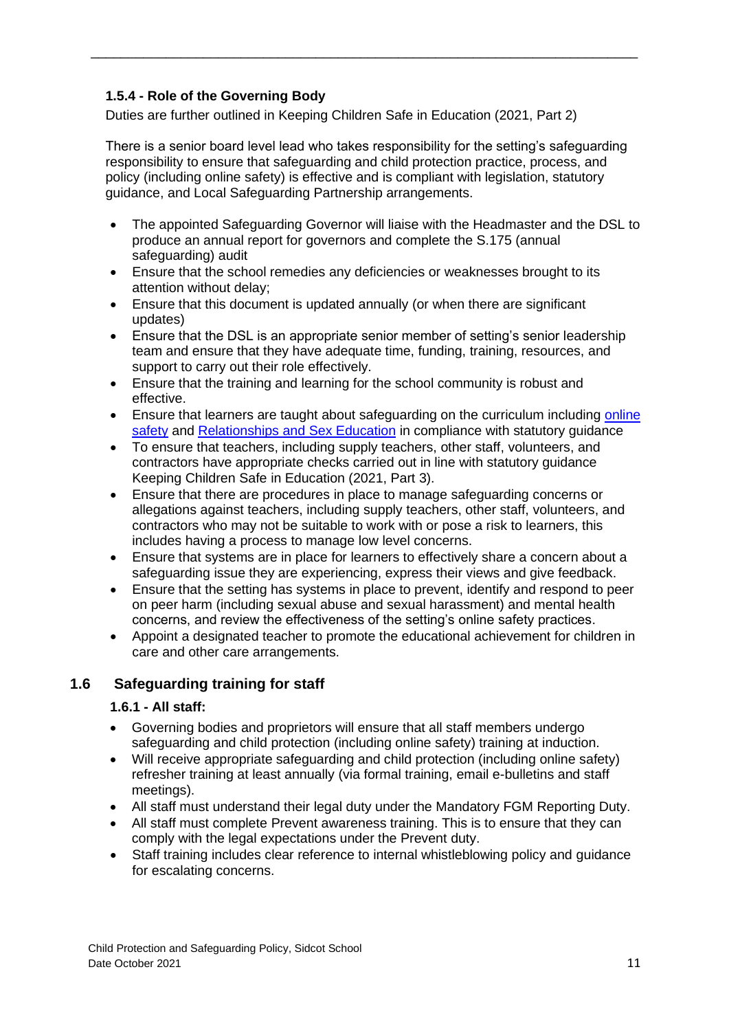#### 1.5.4 - Role of the Governing Body

Duties are further outlined in Keeping Children Safe in Education (2021, Part 2)

There is a senior board level lead who takes responsibility for the setting's safeguarding responsibility to ensure that safeguarding and child protection practice, process, and policy (including online safety) is effective and is compliant with legislation, statutory guidance, and Local Safeguarding Partnership arrangements.

- The appointed Safeguarding Governor will liaise with the Headmaster and the DSL to produce an annual report for governors and complete the S.175 (annual safeguarding) audit
- Ensure that the school remedies any deficiencies or weaknesses brought to its attention without delay;
- Ensure that this document is updated annually (or when there are significant updates)
- Ensure that the DSL is an appropriate senior member of setting's senior leadership team and ensure that they have adequate time, funding, training, resources, and support to carry out their role effectively.
- Ensure that the training and learning for the school community is robust and effective.
- Ensure that learners are taught about safeguarding on the curriculum including online safety and Relationships and Sex Education in compliance with statutory guidance
- To ensure that teachers, including supply teachers, other staff, volunteers, and contractors have appropriate checks carried out in line with statutory guidance Keeping Children Safe in Education (2021, Part 3).
- Ensure that there are procedures in place to manage safeguarding concerns or allegations against teachers, including supply teachers, other staff, volunteers, and contractors who may not be suitable to work with or pose a risk to learners, this includes having a process to manage low level concerns.
- Ensure that systems are in place for learners to effectively share a concern about a safeguarding issue they are experiencing, express their views and give feedback.
- Ensure that the setting has systems in place to prevent, identify and respond to peer on peer harm (including sexual abuse and sexual harassment) and mental health concerns, and review the effectiveness of the setting's online safety practices.
- Appoint a designated teacher to promote the educational achievement for children in care and other care arrangements.

## 1.6 Safeguarding training for staff

#### 1.6.1 - All staff:

- Governing bodies and proprietors will ensure that all staff members undergo safeguarding and child protection (including online safety) training at induction.
- Will receive appropriate safeguarding and child protection (including online safety) refresher training at least annually (via formal training, email e-bulletins and staff meetings).
- All staff must understand their legal duty under the Mandatory FGM Reporting Duty.
- All staff must complete Prevent awareness training. This is to ensure that they can comply with the legal expectations under the Prevent duty.
- Staff training includes clear reference to internal whistleblowing policy and guidance for escalating concerns.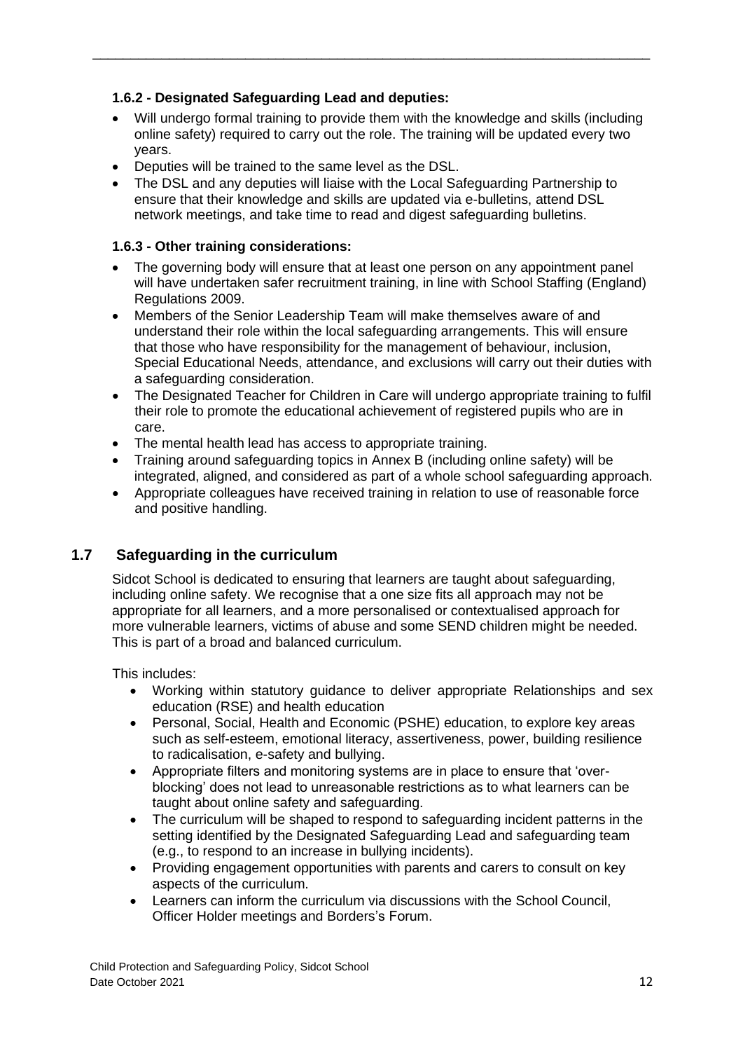#### 1.6.2 - Designated Safeguarding Lead and deputies:

- Will undergo formal training to provide them with the knowledge and skills (including online safety) required to carry out the role. The training will be updated every two years.
- Deputies will be trained to the same level as the DSL.
- The DSL and any deputies will liaise with the Local Safeguarding Partnership to ensure that their knowledge and skills are updated via e-bulletins, attend DSL network meetings, and take time to read and digest safeguarding bulletins.

#### 1.6.3 - Other training considerations:

- The governing body will ensure that at least one person on any appointment panel will have undertaken safer recruitment training, in line with School Staffing (England) Regulations 2009.
- Members of the Senior Leadership Team will make themselves aware of and understand their role within the local safeguarding arrangements. This will ensure that those who have responsibility for the management of behaviour, inclusion, Special Educational Needs, attendance, and exclusions will carry out their duties with a safeguarding consideration.
- The Designated Teacher for Children in Care will undergo appropriate training to fulfil their role to promote the educational achievement of registered pupils who are in care.
- The mental health lead has access to appropriate training.
- Training around safeguarding topics in Annex B (including online safety) will be integrated, aligned, and considered as part of a whole school safeguarding approach.
- Appropriate colleagues have received training in relation to use of reasonable force and positive handling.

## 1.7 Safeguarding in the curriculum

Sidcot School is dedicated to ensuring that learners are taught about safeguarding, including online safety. We recognise that a one size fits all approach may not be appropriate for all learners, and a more personalised or contextualised approach for more vulnerable learners, victims of abuse and some SEND children might be needed. This is part of a broad and balanced curriculum.

This includes:

- Working within statutory guidance to deliver appropriate Relationships and sex education (RSE) and health education
- Personal, Social, Health and Economic (PSHE) education, to explore key areas such as self-esteem, emotional literacy, assertiveness, power, building resilience to radicalisation, e-safety and bullying.
- Appropriate filters and monitoring systems are in place to ensure that 'over-blocking' does not lead to unreasonable restrictions as to what learners can be taught about online safety and safeguarding.
- The curriculum will be shaped to respond to safeguarding incident patterns in the setting identified by the Designated Safeguarding Lead and safeguarding team (e.g., to respond to an increase in bullying incidents).
- Providing engagement opportunities with parents and carers to consult on key aspects of the curriculum.
- Learners can inform the curriculum via discussions with the School Council, Officer Holder meetings and Borders's Forum.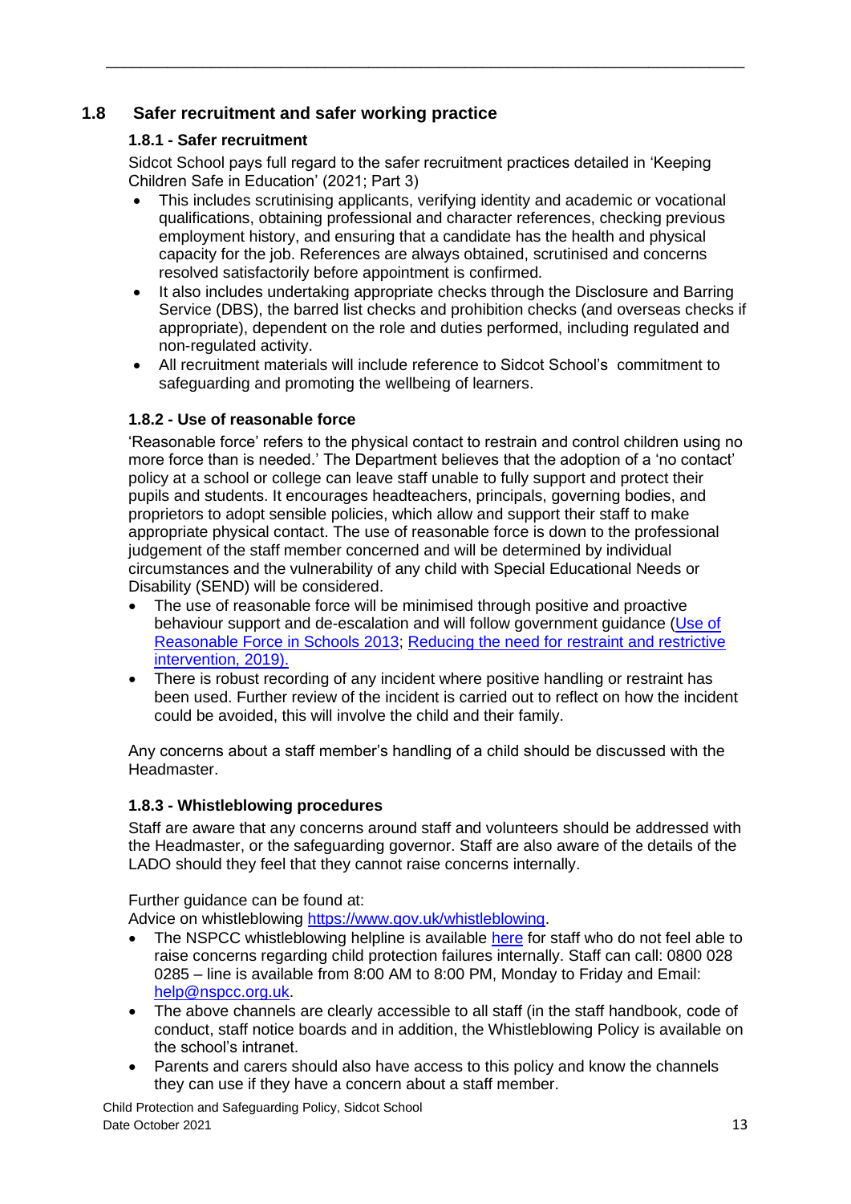## 1.8 Safer recruitment and safer working practice

### 1.8.1 - Safer recruitment

Sidcot School pays full regard to the safer recruitment practices detailed in 'Keeping Children Safe in Education' (2021; Part 3)

- This includes scrutinising applicants, verifying identity and academic or vocational qualifications, obtaining professional and character references, checking previous employment history, and ensuring that a candidate has the health and physical capacity for the job. References are always obtained, scrutinised and concerns resolved satisfactorily before appointment is confirmed.
- It also includes undertaking appropriate checks through the Disclosure and Barring Service (DBS), the barred list checks and prohibition checks (and overseas checks if appropriate), dependent on the role and duties performed, including regulated and non-regulated activity.
- All recruitment materials will include reference to Sidcot School's commitment to safeguarding and promoting the wellbeing of learners.

### 1.8.2 - Use of reasonable force

'Reasonable force' refers to the physical contact to restrain and control children using no more force than is needed.' The Department believes that the adoption of a 'no contact' policy at a school or college can leave staff unable to fully support and protect their pupils and students. It encourages headteachers, principals, governing bodies, and proprietors to adopt sensible policies, which allow and support their staff to make appropriate physical contact. The use of reasonable force is down to the professional judgement of the staff member concerned and will be determined by individual circumstances and the vulnerability of any child with Special Educational Needs or Disability (SEND) will be considered.

- The use of reasonable force will be minimised through positive and proactive behaviour support and de-escalation and will follow government guidance (Use of Reasonable Force in Schools 2013; Reducing the need for restraint and restrictive intervention, 2019).
- There is robust recording of any incident where positive handling or restraint has been used. Further review of the incident is carried out to reflect on how the incident could be avoided, this will involve the child and their family.

Any concerns about a staff member's handling of a child should be discussed with the Headmaster.

### 1.8.3 - Whistleblowing procedures

Staff are aware that any concerns around staff and volunteers should be addressed with the Headmaster, or the safeguarding governor. Staff are also aware of the details of the LADO should they feel that they cannot raise concerns internally.

Further guidance can be found at:
Advice on whistleblowing https://www.gov.uk/whistleblowing.

- The NSPCC whistleblowing helpline is available here for staff who do not feel able to raise concerns regarding child protection failures internally. Staff can call: 0800 028 0285 – line is available from 8:00 AM to 8:00 PM, Monday to Friday and Email: help@nspcc.org.uk.
- The above channels are clearly accessible to all staff (in the staff handbook, code of conduct, staff notice boards and in addition, the Whistleblowing Policy is available on the school's intranet.
- Parents and carers should also have access to this policy and know the channels they can use if they have a concern about a staff member.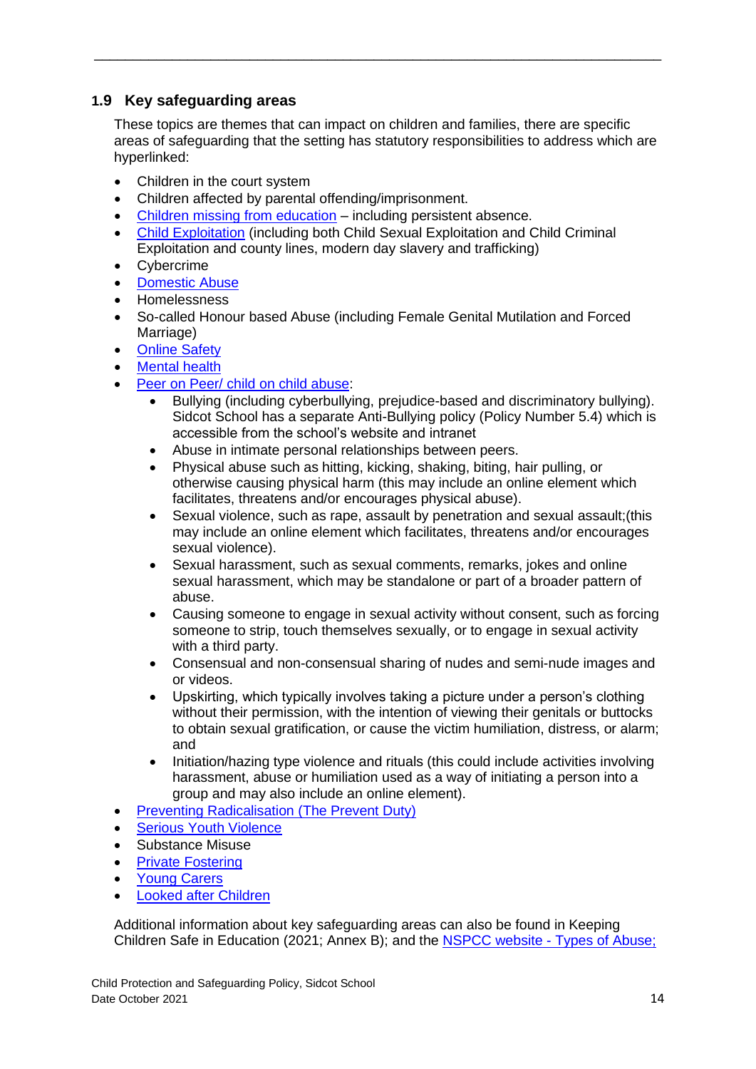## 1.9 Key safeguarding areas

These topics are themes that can impact on children and families, there are specific areas of safeguarding that the setting has statutory responsibilities to address which are hyperlinked:

- Children in the court system
- Children affected by parental offending/imprisonment.
- Children missing from education – including persistent absence.
- Child Exploitation (including both Child Sexual Exploitation and Child Criminal Exploitation and county lines, modern day slavery and trafficking)
- Cybercrime
- Domestic Abuse
- Homelessness
- So-called Honour based Abuse (including Female Genital Mutilation and Forced Marriage)
- Online Safety
- Mental health
- Peer on Peer/ child on child abuse:
    - Bullying (including cyberbullying, prejudice-based and discriminatory bullying). Sidcot School has a separate Anti-Bullying policy (Policy Number 5.4) which is accessible from the school's website and intranet
    - Abuse in intimate personal relationships between peers.
    - Physical abuse such as hitting, kicking, shaking, biting, hair pulling, or otherwise causing physical harm (this may include an online element which facilitates, threatens and/or encourages physical abuse).
    - Sexual violence, such as rape, assault by penetration and sexual assault;(this may include an online element which facilitates, threatens and/or encourages sexual violence).
    - Sexual harassment, such as sexual comments, remarks, jokes and online sexual harassment, which may be standalone or part of a broader pattern of abuse.
    - Causing someone to engage in sexual activity without consent, such as forcing someone to strip, touch themselves sexually, or to engage in sexual activity with a third party.
    - Consensual and non-consensual sharing of nudes and semi-nude images and or videos.
    - Upskirting, which typically involves taking a picture under a person's clothing without their permission, with the intention of viewing their genitals or buttocks to obtain sexual gratification, or cause the victim humiliation, distress, or alarm; and
    - Initiation/hazing type violence and rituals (this could include activities involving harassment, abuse or humiliation used as a way of initiating a person into a group and may also include an online element).
- Preventing Radicalisation (The Prevent Duty)
- Serious Youth Violence
- Substance Misuse
- Private Fostering
- Young Carers
- Looked after Children

Additional information about key safeguarding areas can also be found in Keeping Children Safe in Education (2021; Annex B); and the NSPCC website - Types of Abuse;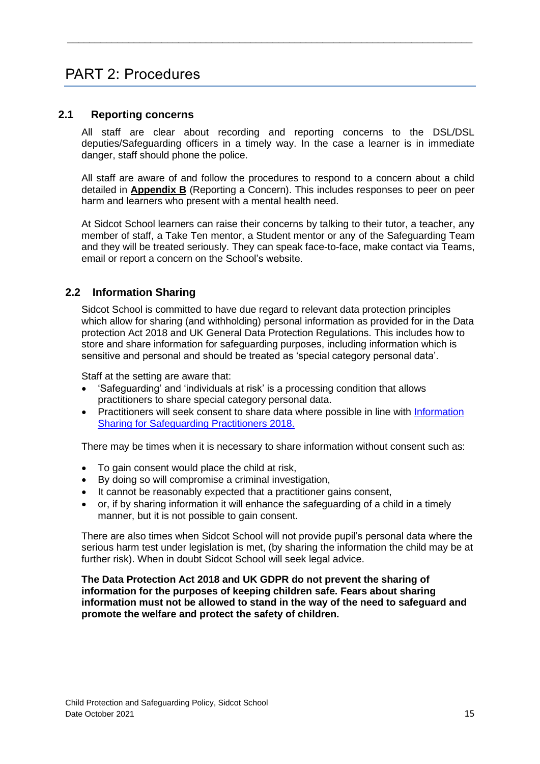# PART 2: Procedures

## 2.1 Reporting concerns

All staff are clear about recording and reporting concerns to the DSL/DSL deputies/Safeguarding officers in a timely way. In the case a learner is in immediate danger, staff should phone the police.

All staff are aware of and follow the procedures to respond to a concern about a child detailed in **Appendix B** (Reporting a Concern). This includes responses to peer on peer harm and learners who present with a mental health need.

At Sidcot School learners can raise their concerns by talking to their tutor, a teacher, any member of staff, a Take Ten mentor, a Student mentor or any of the Safeguarding Team and they will be treated seriously. They can speak face-to-face, make contact via Teams, email or report a concern on the School's website.

## 2.2 Information Sharing

Sidcot School is committed to have due regard to relevant data protection principles which allow for sharing (and withholding) personal information as provided for in the Data protection Act 2018 and UK General Data Protection Regulations. This includes how to store and share information for safeguarding purposes, including information which is sensitive and personal and should be treated as 'special category personal data'.

Staff at the setting are aware that:

- 'Safeguarding' and 'individuals at risk' is a processing condition that allows practitioners to share special category personal data.
- Practitioners will seek consent to share data where possible in line with Information Sharing for Safeguarding Practitioners 2018.

There may be times when it is necessary to share information without consent such as:

- To gain consent would place the child at risk,
- By doing so will compromise a criminal investigation,
- It cannot be reasonably expected that a practitioner gains consent,
- or, if by sharing information it will enhance the safeguarding of a child in a timely manner, but it is not possible to gain consent.

There are also times when Sidcot School will not provide pupil's personal data where the serious harm test under legislation is met, (by sharing the information the child may be at further risk). When in doubt Sidcot School will seek legal advice.

**The Data Protection Act 2018 and UK GDPR do not prevent the sharing of information for the purposes of keeping children safe. Fears about sharing information must not be allowed to stand in the way of the need to safeguard and promote the welfare and protect the safety of children.**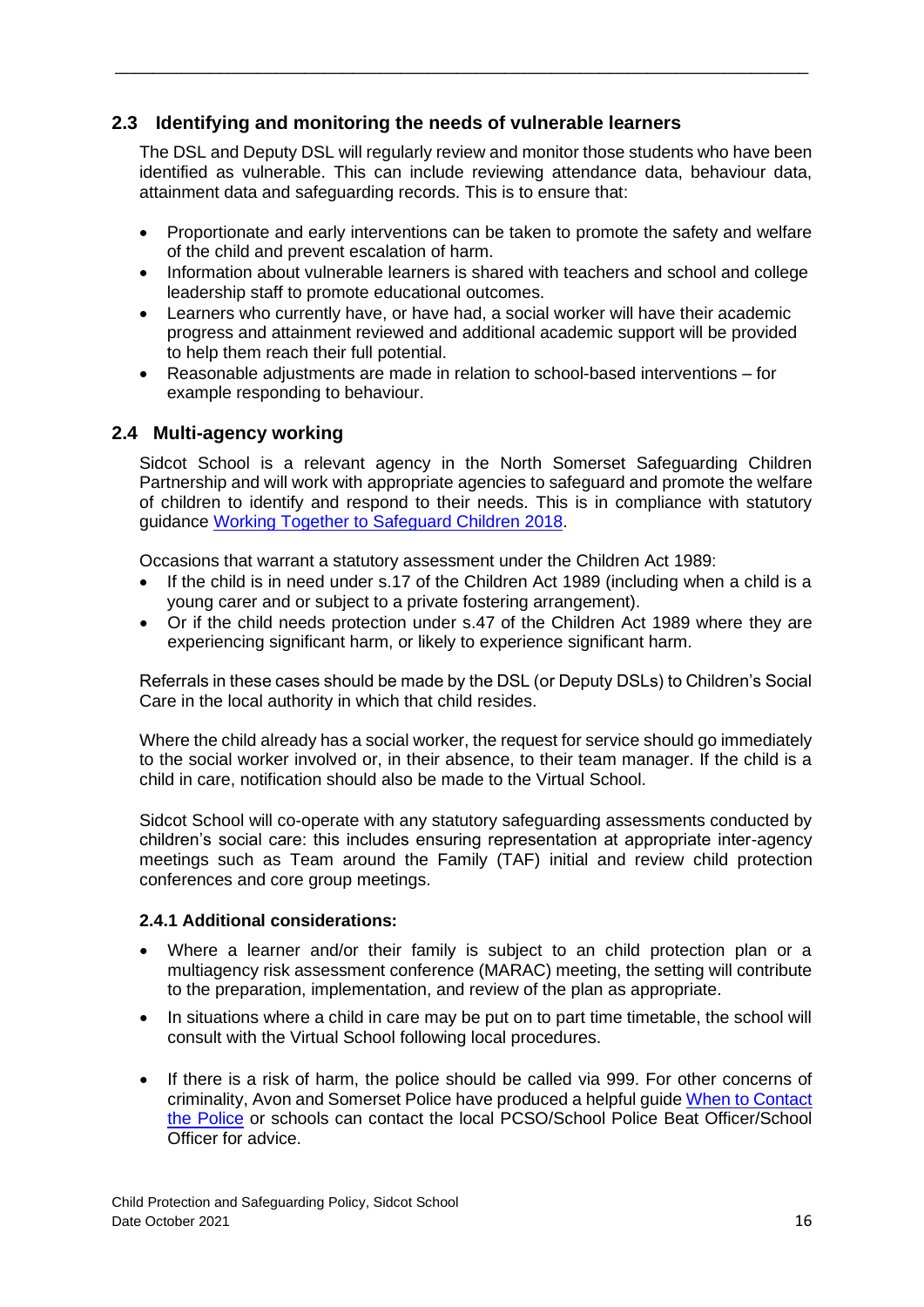## 2.3 Identifying and monitoring the needs of vulnerable learners

The DSL and Deputy DSL will regularly review and monitor those students who have been identified as vulnerable. This can include reviewing attendance data, behaviour data, attainment data and safeguarding records. This is to ensure that:

- Proportionate and early interventions can be taken to promote the safety and welfare of the child and prevent escalation of harm.
- Information about vulnerable learners is shared with teachers and school and college leadership staff to promote educational outcomes.
- Learners who currently have, or have had, a social worker will have their academic progress and attainment reviewed and additional academic support will be provided to help them reach their full potential.
- Reasonable adjustments are made in relation to school-based interventions – for example responding to behaviour.

## 2.4 Multi-agency working

Sidcot School is a relevant agency in the North Somerset Safeguarding Children Partnership and will work with appropriate agencies to safeguard and promote the welfare of children to identify and respond to their needs. This is in compliance with statutory guidance [Working Together to Safeguard Children 2018](#).

Occasions that warrant a statutory assessment under the Children Act 1989:

- If the child is in need under s.17 of the Children Act 1989 (including when a child is a young carer and or subject to a private fostering arrangement).
- Or if the child needs protection under s.47 of the Children Act 1989 where they are experiencing significant harm, or likely to experience significant harm.

Referrals in these cases should be made by the DSL (or Deputy DSLs) to Children's Social Care in the local authority in which that child resides.

Where the child already has a social worker, the request for service should go immediately to the social worker involved or, in their absence, to their team manager. If the child is a child in care, notification should also be made to the Virtual School.

Sidcot School will co-operate with any statutory safeguarding assessments conducted by children's social care: this includes ensuring representation at appropriate inter-agency meetings such as Team around the Family (TAF) initial and review child protection conferences and core group meetings.

### 2.4.1 Additional considerations:

- Where a learner and/or their family is subject to an child protection plan or a multiagency risk assessment conference (MARAC) meeting, the setting will contribute to the preparation, implementation, and review of the plan as appropriate.
- In situations where a child in care may be put on to part time timetable, the school will consult with the Virtual School following local procedures.
- If there is a risk of harm, the police should be called via 999. For other concerns of criminality, Avon and Somerset Police have produced a helpful guide [When to Contact the Police](#) or schools can contact the local PCSO/School Police Beat Officer/School Officer for advice.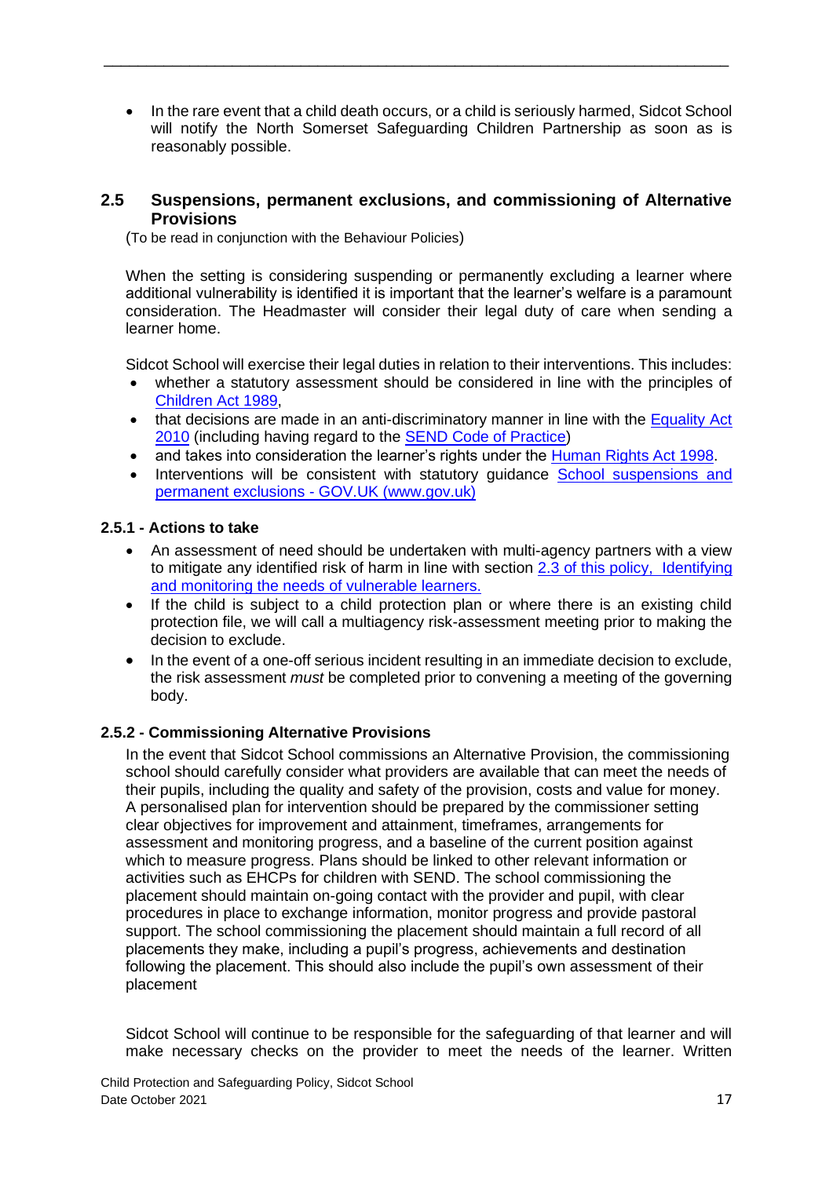- In the rare event that a child death occurs, or a child is seriously harmed, Sidcot School will notify the North Somerset Safeguarding Children Partnership as soon as is reasonably possible.

## 2.5 Suspensions, permanent exclusions, and commissioning of Alternative Provisions

(To be read in conjunction with the Behaviour Policies)

When the setting is considering suspending or permanently excluding a learner where additional vulnerability is identified it is important that the learner's welfare is a paramount consideration. The Headmaster will consider their legal duty of care when sending a learner home.

Sidcot School will exercise their legal duties in relation to their interventions. This includes:

- whether a statutory assessment should be considered in line with the principles of [Children Act 1989](),
- that decisions are made in an anti-discriminatory manner in line with the [Equality Act 2010]() (including having regard to the [SEND Code of Practice]())
- and takes into consideration the learner's rights under the [Human Rights Act 1998]().
- Interventions will be consistent with statutory guidance [School suspensions and permanent exclusions - GOV.UK (www.gov.uk)]()

### 2.5.1 - Actions to take

- An assessment of need should be undertaken with multi-agency partners with a view to mitigate any identified risk of harm in line with section [2.3 of this policy, Identifying and monitoring the needs of vulnerable learners.]()
- If the child is subject to a child protection plan or where there is an existing child protection file, we will call a multiagency risk-assessment meeting prior to making the decision to exclude.
- In the event of a one-off serious incident resulting in an immediate decision to exclude, the risk assessment *must* be completed prior to convening a meeting of the governing body.

### 2.5.2 - Commissioning Alternative Provisions

In the event that Sidcot School commissions an Alternative Provision, the commissioning school should carefully consider what providers are available that can meet the needs of their pupils, including the quality and safety of the provision, costs and value for money. A personalised plan for intervention should be prepared by the commissioner setting clear objectives for improvement and attainment, timeframes, arrangements for assessment and monitoring progress, and a baseline of the current position against which to measure progress. Plans should be linked to other relevant information or activities such as EHCPs for children with SEND. The school commissioning the placement should maintain on-going contact with the provider and pupil, with clear procedures in place to exchange information, monitor progress and provide pastoral support. The school commissioning the placement should maintain a full record of all placements they make, including a pupil's progress, achievements and destination following the placement. This should also include the pupil's own assessment of their placement

Sidcot School will continue to be responsible for the safeguarding of that learner and will make necessary checks on the provider to meet the needs of the learner. Written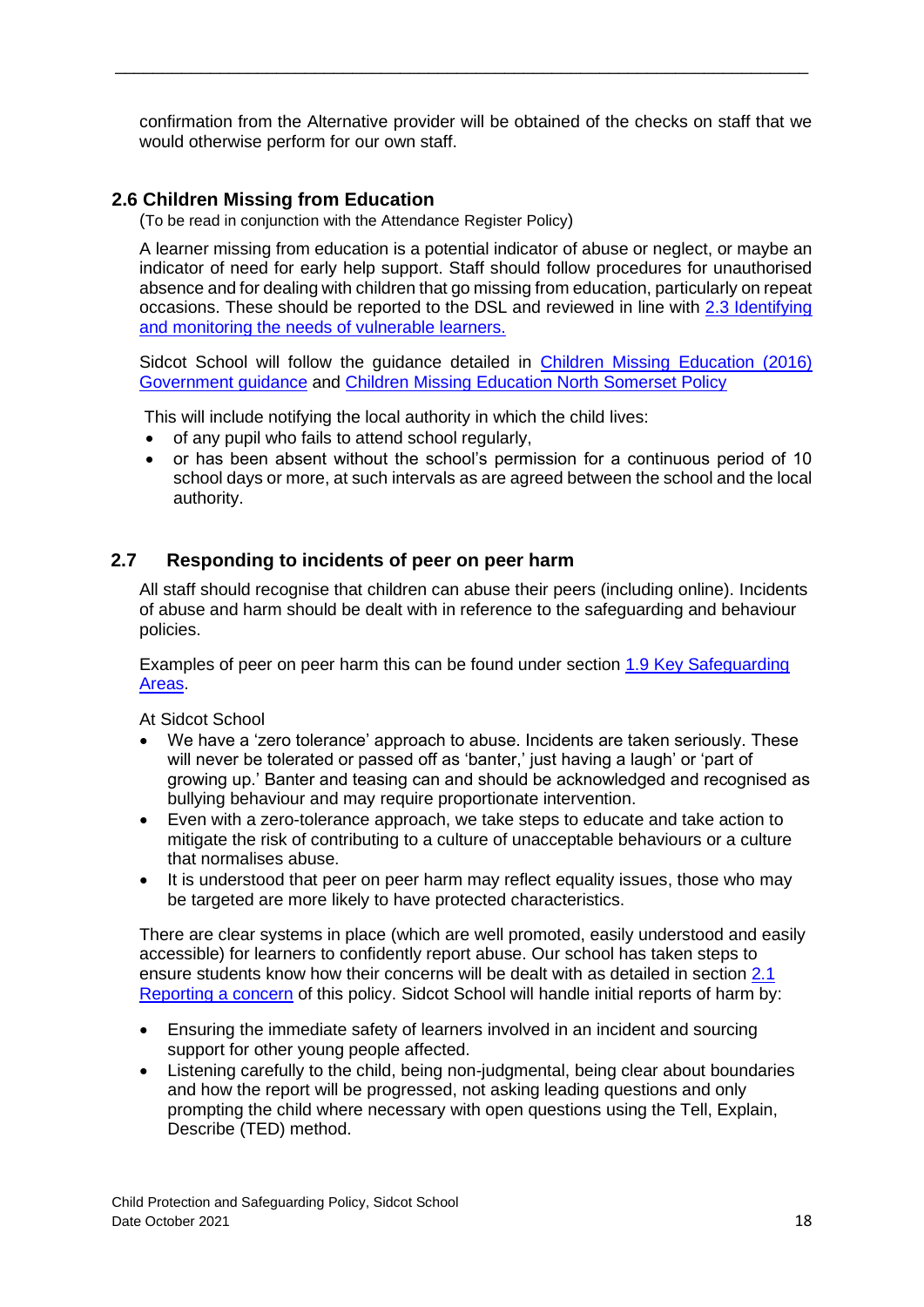confirmation from the Alternative provider will be obtained of the checks on staff that we would otherwise perform for our own staff.

### 2.6 Children Missing from Education

(To be read in conjunction with the Attendance Register Policy)

A learner missing from education is a potential indicator of abuse or neglect, or maybe an indicator of need for early help support. Staff should follow procedures for unauthorised absence and for dealing with children that go missing from education, particularly on repeat occasions. These should be reported to the DSL and reviewed in line with [2.3 Identifying and monitoring the needs of vulnerable learners.]

Sidcot School will follow the guidance detailed in [Children Missing Education (2016) Government guidance] and [Children Missing Education North Somerset Policy]

This will include notifying the local authority in which the child lives:

- of any pupil who fails to attend school regularly,
- or has been absent without the school's permission for a continuous period of 10 school days or more, at such intervals as are agreed between the school and the local authority.

### 2.7 Responding to incidents of peer on peer harm

All staff should recognise that children can abuse their peers (including online). Incidents of abuse and harm should be dealt with in reference to the safeguarding and behaviour policies.

Examples of peer on peer harm this can be found under section [1.9 Key Safeguarding Areas].

At Sidcot School

- We have a 'zero tolerance' approach to abuse. Incidents are taken seriously. These will never be tolerated or passed off as 'banter,' just having a laugh' or 'part of growing up.' Banter and teasing can and should be acknowledged and recognised as bullying behaviour and may require proportionate intervention.
- Even with a zero-tolerance approach, we take steps to educate and take action to mitigate the risk of contributing to a culture of unacceptable behaviours or a culture that normalises abuse.
- It is understood that peer on peer harm may reflect equality issues, those who may be targeted are more likely to have protected characteristics.

There are clear systems in place (which are well promoted, easily understood and easily accessible) for learners to confidently report abuse. Our school has taken steps to ensure students know how their concerns will be dealt with as detailed in section [2.1 Reporting a concern] of this policy. Sidcot School will handle initial reports of harm by:

- Ensuring the immediate safety of learners involved in an incident and sourcing support for other young people affected.
- Listening carefully to the child, being non-judgmental, being clear about boundaries and how the report will be progressed, not asking leading questions and only prompting the child where necessary with open questions using the Tell, Explain, Describe (TED) method.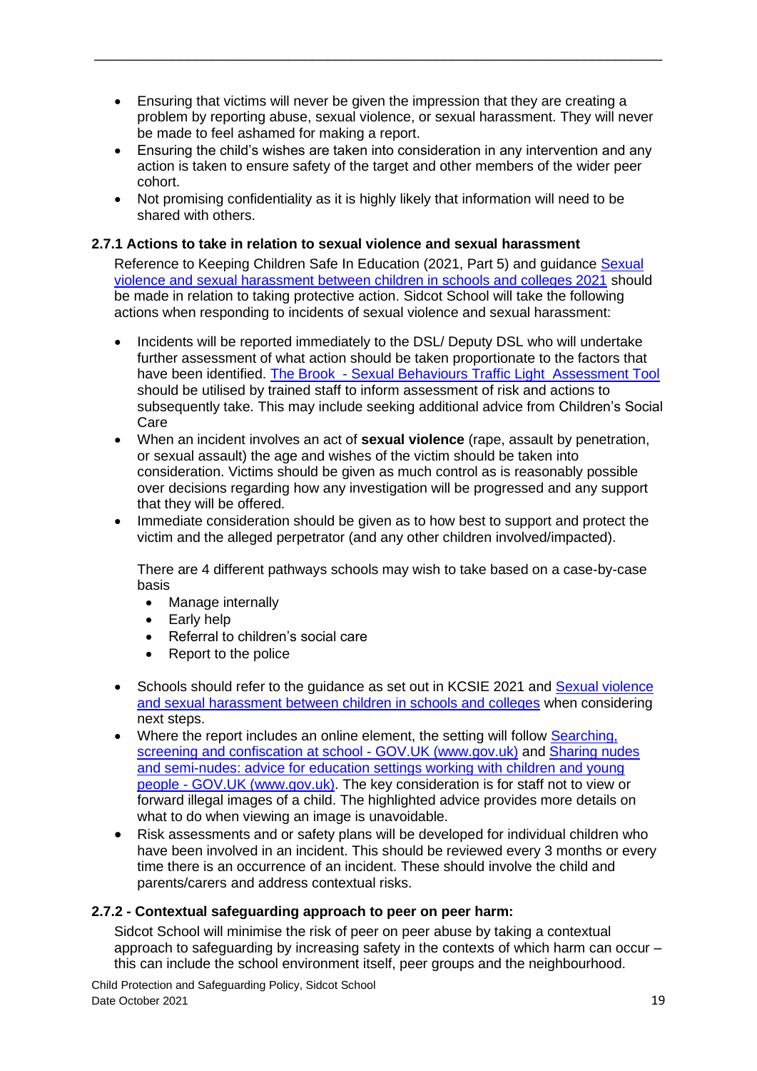- Ensuring that victims will never be given the impression that they are creating a problem by reporting abuse, sexual violence, or sexual harassment. They will never be made to feel ashamed for making a report.
- Ensuring the child's wishes are taken into consideration in any intervention and any action is taken to ensure safety of the target and other members of the wider peer cohort.
- Not promising confidentiality as it is highly likely that information will need to be shared with others.

### 2.7.1 Actions to take in relation to sexual violence and sexual harassment

Reference to Keeping Children Safe In Education (2021, Part 5) and guidance Sexual violence and sexual harassment between children in schools and colleges 2021 should be made in relation to taking protective action. Sidcot School will take the following actions when responding to incidents of sexual violence and sexual harassment:

- Incidents will be reported immediately to the DSL/ Deputy DSL who will undertake further assessment of what action should be taken proportionate to the factors that have been identified. The Brook - Sexual Behaviours Traffic Light Assessment Tool should be utilised by trained staff to inform assessment of risk and actions to subsequently take. This may include seeking additional advice from Children's Social Care
- When an incident involves an act of **sexual violence** (rape, assault by penetration, or sexual assault) the age and wishes of the victim should be taken into consideration. Victims should be given as much control as is reasonably possible over decisions regarding how any investigation will be progressed and any support that they will be offered.
- Immediate consideration should be given as to how best to support and protect the victim and the alleged perpetrator (and any other children involved/impacted).

  There are 4 different pathways schools may wish to take based on a case-by-case basis
  - Manage internally
  - Early help
  - Referral to children's social care
  - Report to the police

- Schools should refer to the guidance as set out in KCSIE 2021 and Sexual violence and sexual harassment between children in schools and colleges when considering next steps.
- Where the report includes an online element, the setting will follow Searching, screening and confiscation at school - GOV.UK (www.gov.uk) and Sharing nudes and semi-nudes: advice for education settings working with children and young people - GOV.UK (www.gov.uk). The key consideration is for staff not to view or forward illegal images of a child. The highlighted advice provides more details on what to do when viewing an image is unavoidable.
- Risk assessments and or safety plans will be developed for individual children who have been involved in an incident. This should be reviewed every 3 months or every time there is an occurrence of an incident. These should involve the child and parents/carers and address contextual risks.

### 2.7.2 - Contextual safeguarding approach to peer on peer harm:

Sidcot School will minimise the risk of peer on peer abuse by taking a contextual approach to safeguarding by increasing safety in the contexts of which harm can occur – this can include the school environment itself, peer groups and the neighbourhood.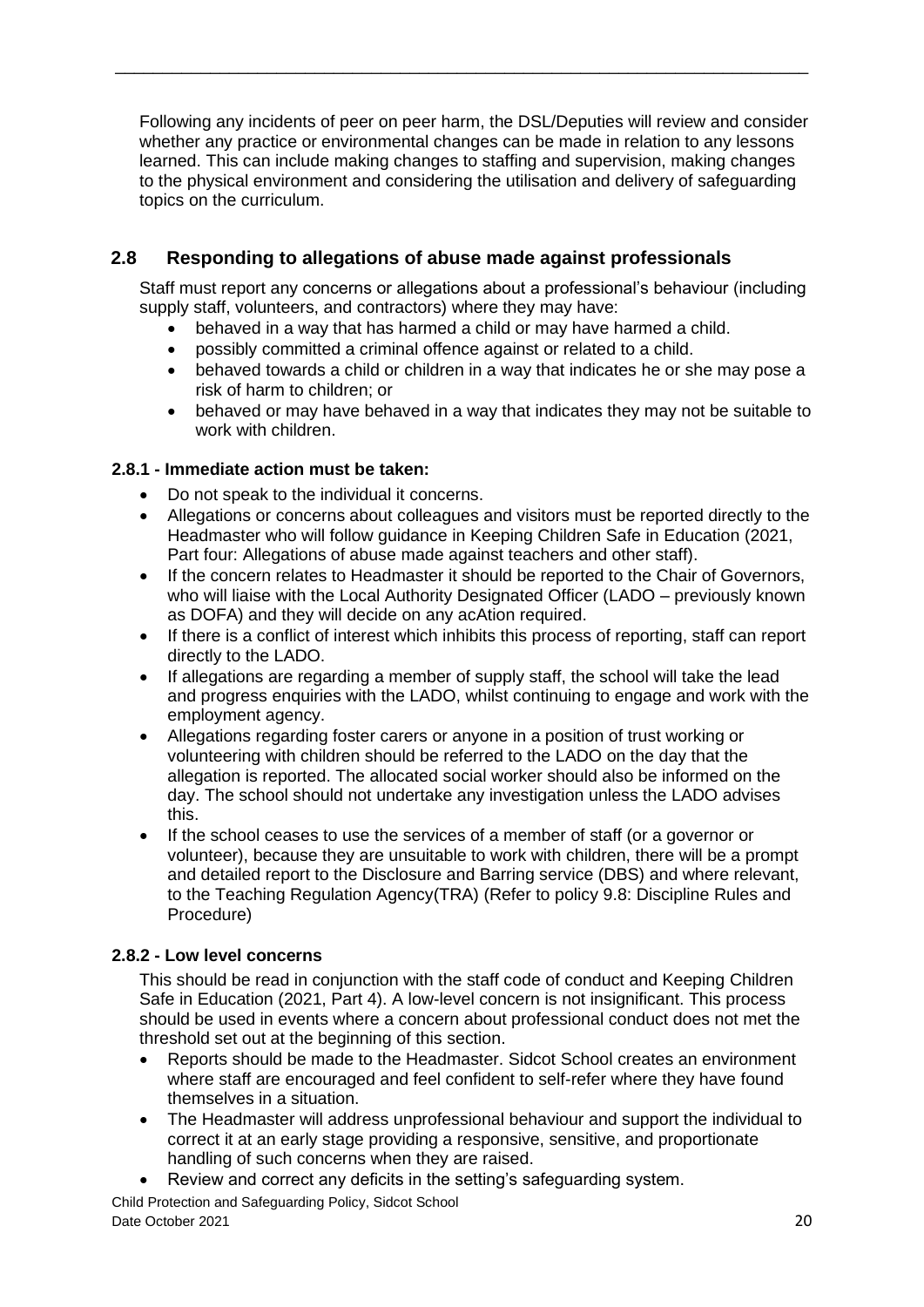Following any incidents of peer on peer harm, the DSL/Deputies will review and consider whether any practice or environmental changes can be made in relation to any lessons learned. This can include making changes to staffing and supervision, making changes to the physical environment and considering the utilisation and delivery of safeguarding topics on the curriculum.

## 2.8 Responding to allegations of abuse made against professionals

Staff must report any concerns or allegations about a professional's behaviour (including supply staff, volunteers, and contractors) where they may have:

- behaved in a way that has harmed a child or may have harmed a child.
- possibly committed a criminal offence against or related to a child.
- behaved towards a child or children in a way that indicates he or she may pose a risk of harm to children; or
- behaved or may have behaved in a way that indicates they may not be suitable to work with children.

### 2.8.1 - Immediate action must be taken:

- Do not speak to the individual it concerns.
- Allegations or concerns about colleagues and visitors must be reported directly to the Headmaster who will follow guidance in Keeping Children Safe in Education (2021, Part four: Allegations of abuse made against teachers and other staff).
- If the concern relates to Headmaster it should be reported to the Chair of Governors, who will liaise with the Local Authority Designated Officer (LADO – previously known as DOFA) and they will decide on any acAtion required.
- If there is a conflict of interest which inhibits this process of reporting, staff can report directly to the LADO.
- If allegations are regarding a member of supply staff, the school will take the lead and progress enquiries with the LADO, whilst continuing to engage and work with the employment agency.
- Allegations regarding foster carers or anyone in a position of trust working or volunteering with children should be referred to the LADO on the day that the allegation is reported. The allocated social worker should also be informed on the day. The school should not undertake any investigation unless the LADO advises this.
- If the school ceases to use the services of a member of staff (or a governor or volunteer), because they are unsuitable to work with children, there will be a prompt and detailed report to the Disclosure and Barring service (DBS) and where relevant, to the Teaching Regulation Agency(TRA) (Refer to policy 9.8: Discipline Rules and Procedure)

### 2.8.2 - Low level concerns

This should be read in conjunction with the staff code of conduct and Keeping Children Safe in Education (2021, Part 4). A low-level concern is not insignificant. This process should be used in events where a concern about professional conduct does not met the threshold set out at the beginning of this section.

- Reports should be made to the Headmaster. Sidcot School creates an environment where staff are encouraged and feel confident to self-refer where they have found themselves in a situation.
- The Headmaster will address unprofessional behaviour and support the individual to correct it at an early stage providing a responsive, sensitive, and proportionate handling of such concerns when they are raised.
- Review and correct any deficits in the setting's safeguarding system.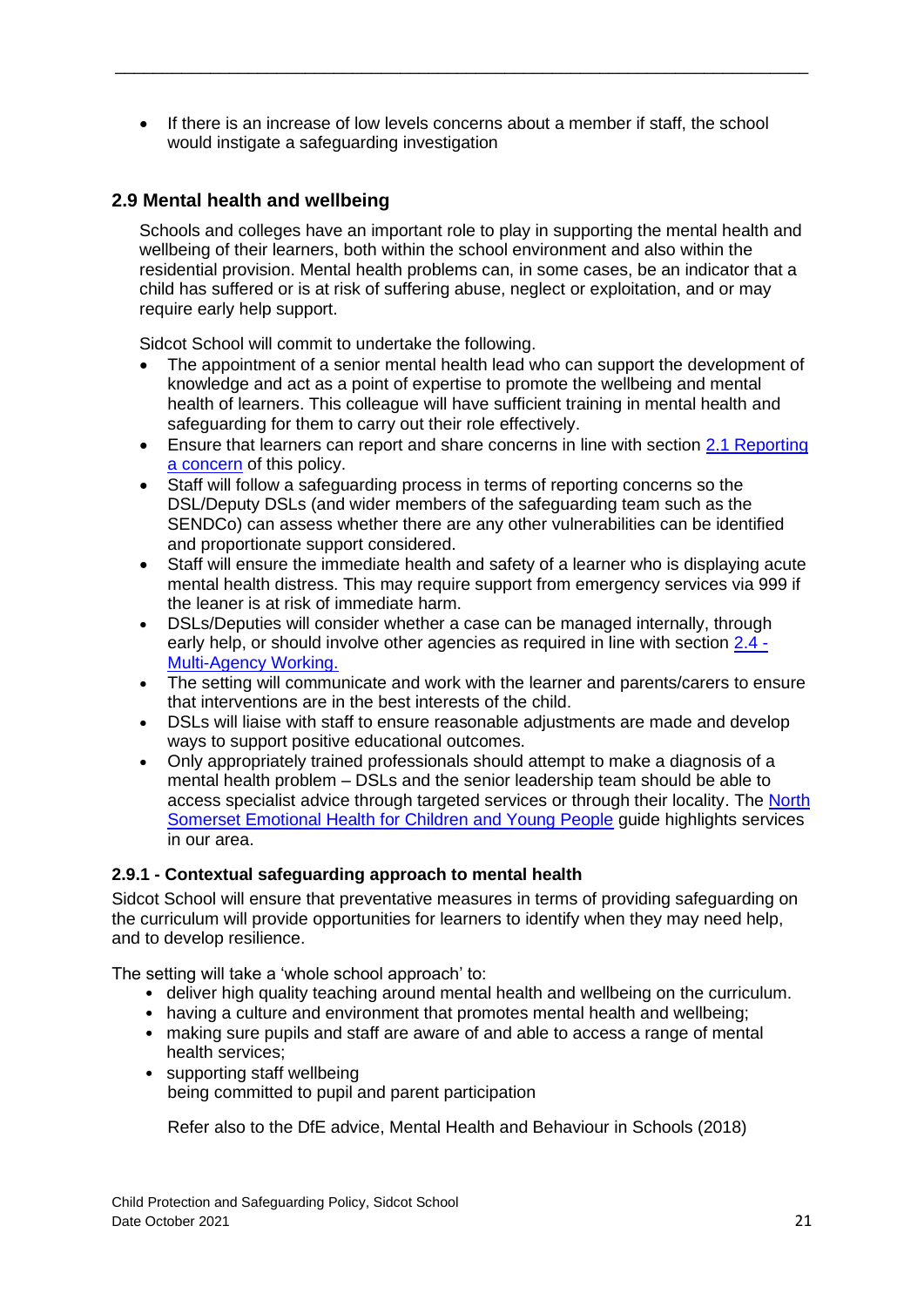- If there is an increase of low levels concerns about a member if staff, the school would instigate a safeguarding investigation

## 2.9 Mental health and wellbeing

Schools and colleges have an important role to play in supporting the mental health and wellbeing of their learners, both within the school environment and also within the residential provision. Mental health problems can, in some cases, be an indicator that a child has suffered or is at risk of suffering abuse, neglect or exploitation, and or may require early help support.

Sidcot School will commit to undertake the following.

- The appointment of a senior mental health lead who can support the development of knowledge and act as a point of expertise to promote the wellbeing and mental health of learners. This colleague will have sufficient training in mental health and safeguarding for them to carry out their role effectively.
- Ensure that learners can report and share concerns in line with section 2.1 Reporting a concern of this policy.
- Staff will follow a safeguarding process in terms of reporting concerns so the DSL/Deputy DSLs (and wider members of the safeguarding team such as the SENDCo) can assess whether there are any other vulnerabilities can be identified and proportionate support considered.
- Staff will ensure the immediate health and safety of a learner who is displaying acute mental health distress. This may require support from emergency services via 999 if the leaner is at risk of immediate harm.
- DSLs/Deputies will consider whether a case can be managed internally, through early help, or should involve other agencies as required in line with section 2.4 - Multi-Agency Working.
- The setting will communicate and work with the learner and parents/carers to ensure that interventions are in the best interests of the child.
- DSLs will liaise with staff to ensure reasonable adjustments are made and develop ways to support positive educational outcomes.
- Only appropriately trained professionals should attempt to make a diagnosis of a mental health problem – DSLs and the senior leadership team should be able to access specialist advice through targeted services or through their locality. The North Somerset Emotional Health for Children and Young People guide highlights services in our area.

### 2.9.1 - Contextual safeguarding approach to mental health

Sidcot School will ensure that preventative measures in terms of providing safeguarding on the curriculum will provide opportunities for learners to identify when they may need help, and to develop resilience.

The setting will take a 'whole school approach' to:

- deliver high quality teaching around mental health and wellbeing on the curriculum.
- having a culture and environment that promotes mental health and wellbeing;
- making sure pupils and staff are aware of and able to access a range of mental health services;
- supporting staff wellbeing
  being committed to pupil and parent participation

Refer also to the DfE advice, Mental Health and Behaviour in Schools (2018)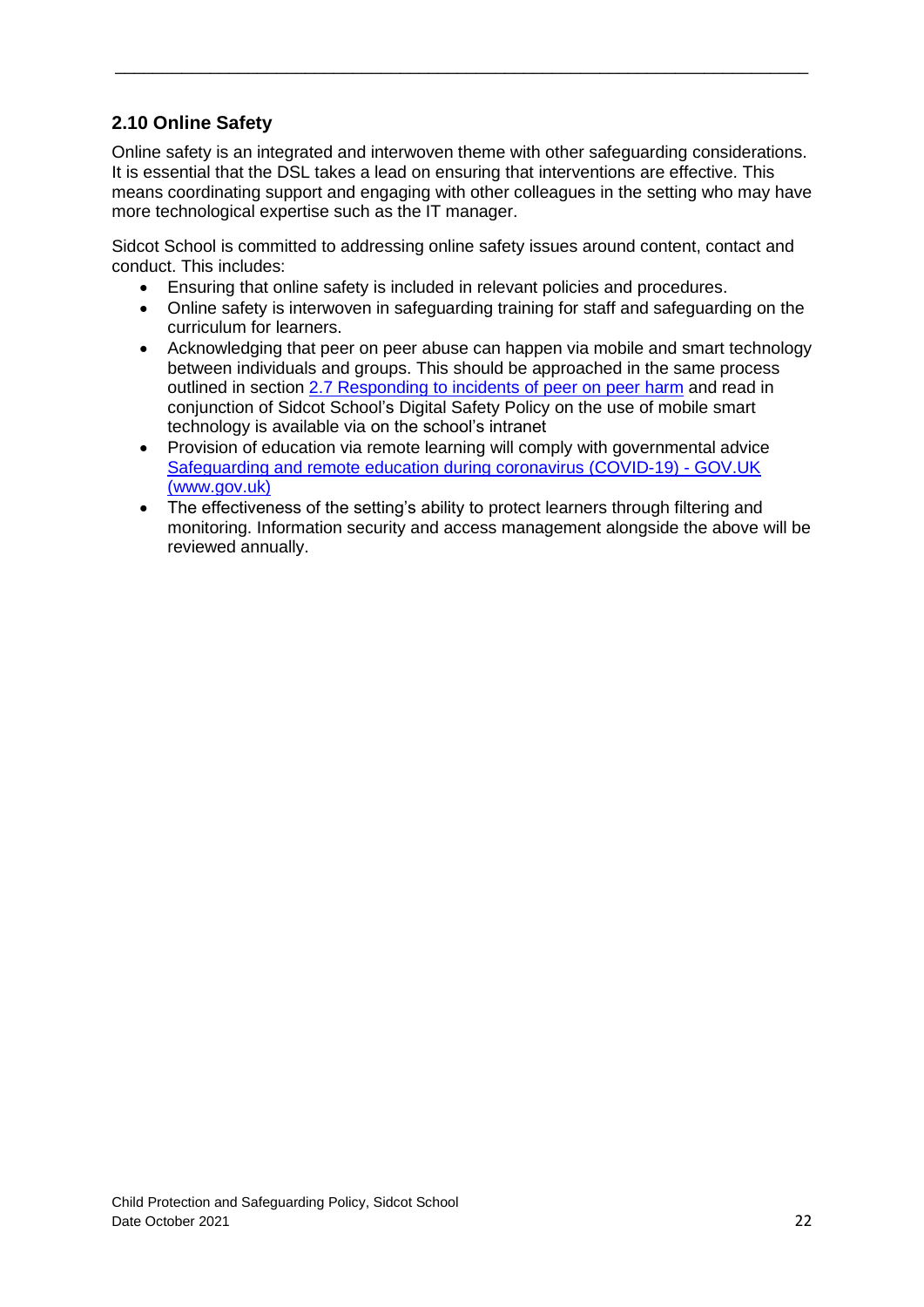## 2.10 Online Safety

Online safety is an integrated and interwoven theme with other safeguarding considerations. It is essential that the DSL takes a lead on ensuring that interventions are effective. This means coordinating support and engaging with other colleagues in the setting who may have more technological expertise such as the IT manager.

Sidcot School is committed to addressing online safety issues around content, contact and conduct. This includes:

- Ensuring that online safety is included in relevant policies and procedures.
- Online safety is interwoven in safeguarding training for staff and safeguarding on the curriculum for learners.
- Acknowledging that peer on peer abuse can happen via mobile and smart technology between individuals and groups. This should be approached in the same process outlined in section 2.7 Responding to incidents of peer on peer harm and read in conjunction of Sidcot School's Digital Safety Policy on the use of mobile smart technology is available via on the school's intranet
- Provision of education via remote learning will comply with governmental advice Safeguarding and remote education during coronavirus (COVID-19) - GOV.UK (www.gov.uk)
- The effectiveness of the setting's ability to protect learners through filtering and monitoring. Information security and access management alongside the above will be reviewed annually.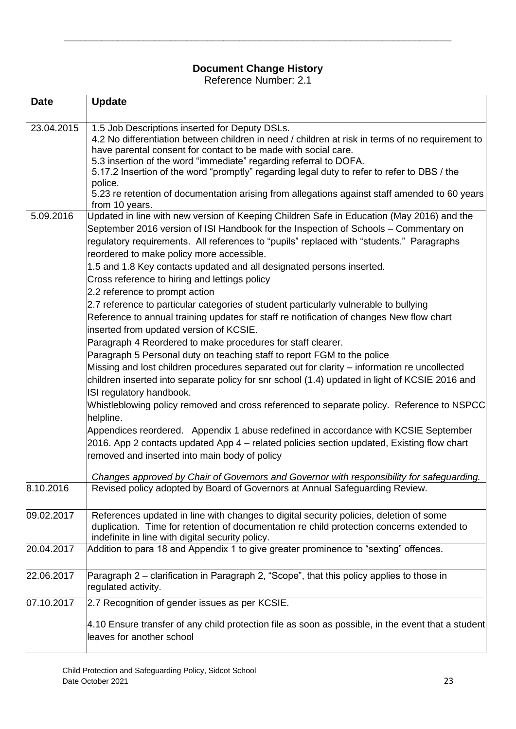**Document Change History**

Reference Number: 2.1

| Date | Update |
|---|---|
| 23.04.2015 | 1.5 Job Descriptions inserted for Deputy DSLs.<br>4.2 No differentiation between children in need / children at risk in terms of no requirement to have parental consent for contact to be made with social care.<br>5.3 insertion of the word "immediate" regarding referral to DOFA.<br>5.17.2 Insertion of the word "promptly" regarding legal duty to refer to refer to DBS / the police.<br>5.23 re retention of documentation arising from allegations against staff amended to 60 years from 10 years. |
| 5.09.2016 | Updated in line with new version of Keeping Children Safe in Education (May 2016) and the September 2016 version of ISI Handbook for the Inspection of Schools – Commentary on regulatory requirements. All references to "pupils" replaced with "students." Paragraphs reordered to make policy more accessible.<br>1.5 and 1.8 Key contacts updated and all designated persons inserted.<br>Cross reference to hiring and lettings policy<br>2.2 reference to prompt action<br>2.7 reference to particular categories of student particularly vulnerable to bullying<br>Reference to annual training updates for staff re notification of changes New flow chart inserted from updated version of KCSIE.<br>Paragraph 4 Reordered to make procedures for staff clearer.<br>Paragraph 5 Personal duty on teaching staff to report FGM to the police<br>Missing and lost children procedures separated out for clarity – information re uncollected children inserted into separate policy for snr school (1.4) updated in light of KCSIE 2016 and ISI regulatory handbook.<br>Whistleblowing policy removed and cross referenced to separate policy. Reference to NSPCC helpline.<br>Appendices reordered. Appendix 1 abuse redefined in accordance with KCSIE September 2016. App 2 contacts updated App 4 – related policies section updated, Existing flow chart removed and inserted into main body of policy<br><br>*Changes approved by Chair of Governors and Governor with responsibility for safeguarding.* |
| 8.10.2016 | Revised policy adopted by Board of Governors at Annual Safeguarding Review. |
| 09.02.2017 | References updated in line with changes to digital security policies, deletion of some duplication. Time for retention of documentation re child protection concerns extended to indefinite in line with digital security policy. |
| 20.04.2017 | Addition to para 18 and Appendix 1 to give greater prominence to "sexting" offences. |
| 22.06.2017 | Paragraph 2 – clarification in Paragraph 2, "Scope", that this policy applies to those in regulated activity. |
| 07.10.2017 | 2.7 Recognition of gender issues as per KCSIE.<br><br>4.10 Ensure transfer of any child protection file as soon as possible, in the event that a student leaves for another school |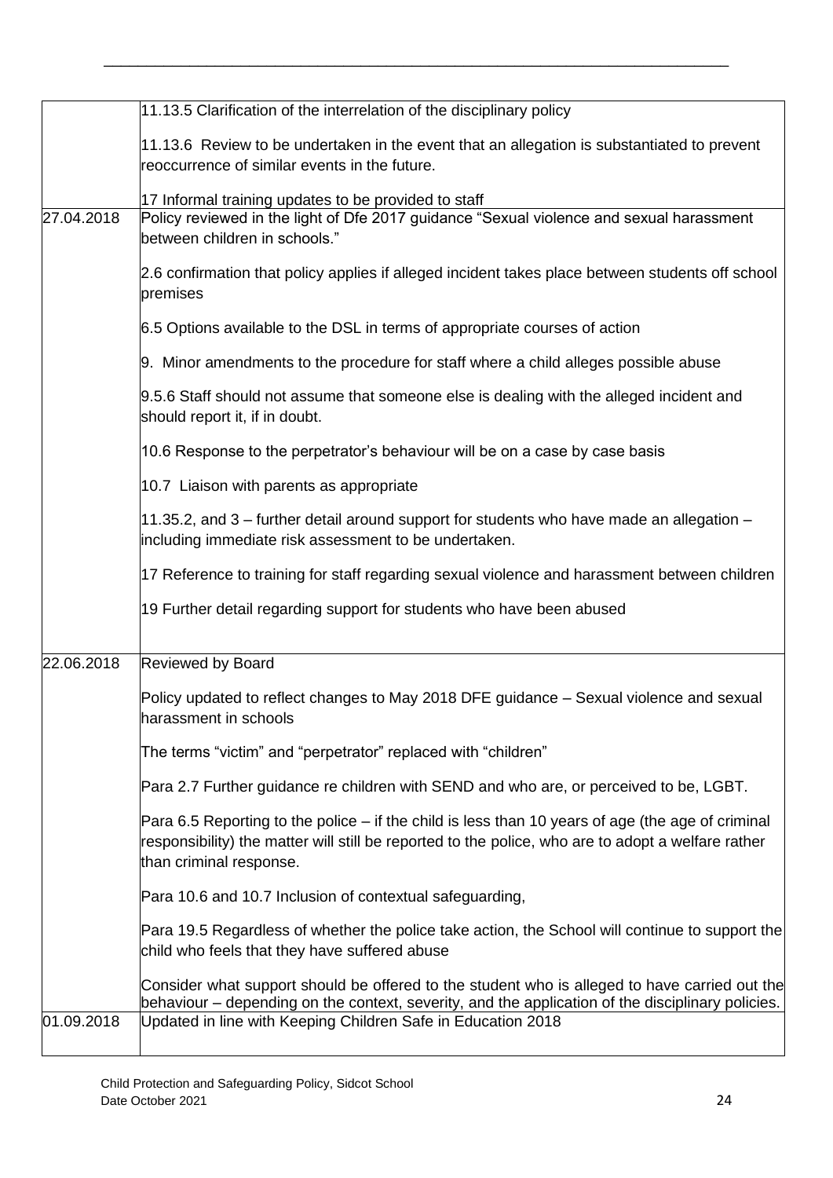| | |
|---|---|
| | 11.13.5 Clarification of the interrelation of the disciplinary policy<br><br>11.13.6 Review to be undertaken in the event that an allegation is substantiated to prevent reoccurrence of similar events in the future.<br><br>17 Informal training updates to be provided to staff |
| 27.04.2018 | Policy reviewed in the light of Dfe 2017 guidance "Sexual violence and sexual harassment between children in schools."<br><br>2.6 confirmation that policy applies if alleged incident takes place between students off school premises<br><br>6.5 Options available to the DSL in terms of appropriate courses of action<br><br>9. Minor amendments to the procedure for staff where a child alleges possible abuse<br><br>9.5.6 Staff should not assume that someone else is dealing with the alleged incident and should report it, if in doubt.<br><br>10.6 Response to the perpetrator's behaviour will be on a case by case basis<br><br>10.7 Liaison with parents as appropriate<br><br>11.35.2, and 3 – further detail around support for students who have made an allegation – including immediate risk assessment to be undertaken.<br><br>17 Reference to training for staff regarding sexual violence and harassment between children<br><br>19 Further detail regarding support for students who have been abused |
| 22.06.2018 | Reviewed by Board<br><br>Policy updated to reflect changes to May 2018 DFE guidance – Sexual violence and sexual harassment in schools<br><br>The terms "victim" and "perpetrator" replaced with "children"<br><br>Para 2.7 Further guidance re children with SEND and who are, or perceived to be, LGBT.<br><br>Para 6.5 Reporting to the police – if the child is less than 10 years of age (the age of criminal responsibility) the matter will still be reported to the police, who are to adopt a welfare rather than criminal response.<br><br>Para 10.6 and 10.7 Inclusion of contextual safeguarding,<br><br>Para 19.5 Regardless of whether the police take action, the School will continue to support the child who feels that they have suffered abuse<br><br>Consider what support should be offered to the student who is alleged to have carried out the behaviour – depending on the context, severity, and the application of the disciplinary policies. |
| 01.09.2018 | Updated in line with Keeping Children Safe in Education 2018 |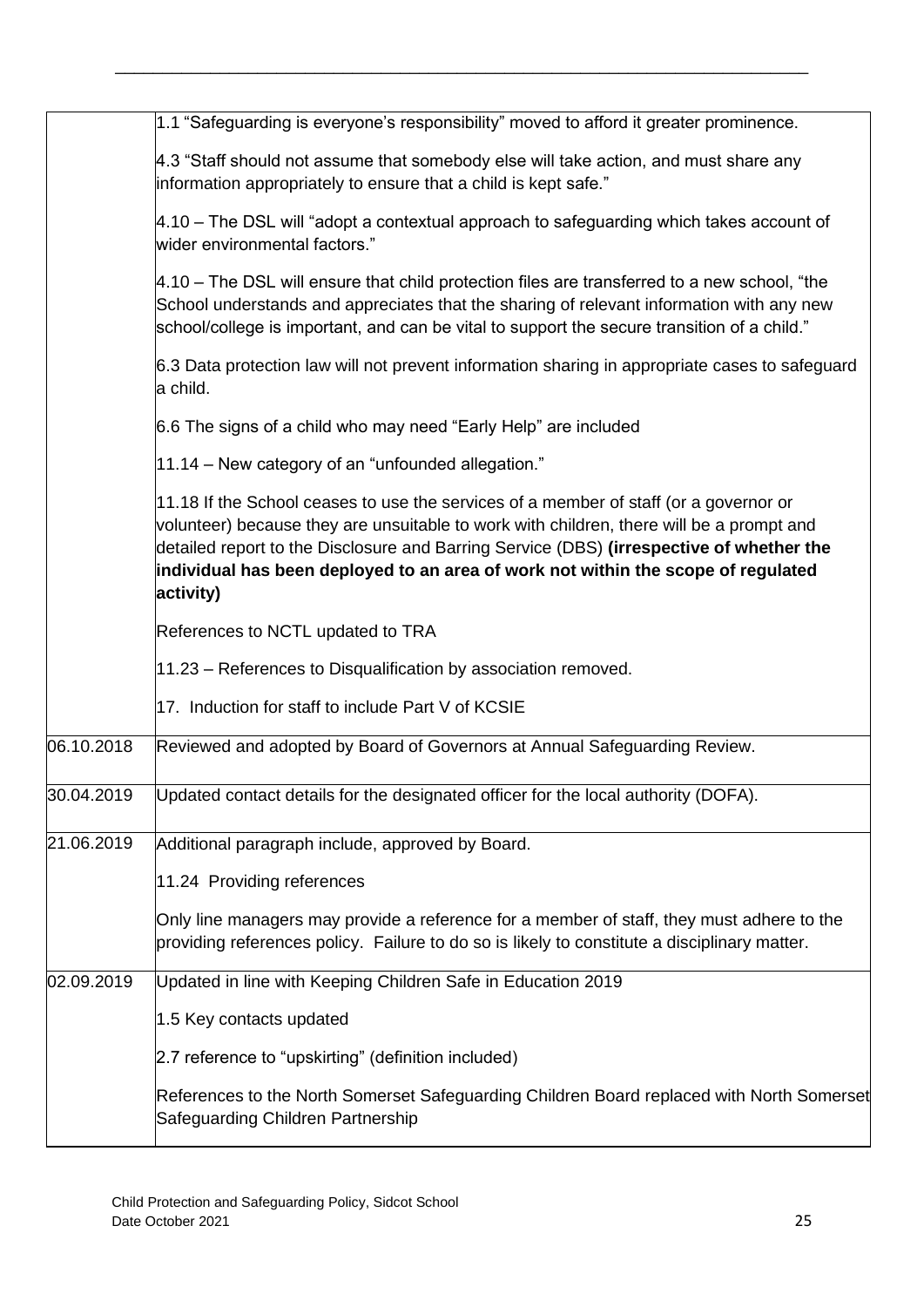| | |
|---|---|
| | 1.1 “Safeguarding is everyone’s responsibility” moved to afford it greater prominence.<br><br>4.3 “Staff should not assume that somebody else will take action, and must share any information appropriately to ensure that a child is kept safe.”<br><br>4.10 – The DSL will “adopt a contextual approach to safeguarding which takes account of wider environmental factors.”<br><br>4.10 – The DSL will ensure that child protection files are transferred to a new school, “the School understands and appreciates that the sharing of relevant information with any new school/college is important, and can be vital to support the secure transition of a child.”<br><br>6.3 Data protection law will not prevent information sharing in appropriate cases to safeguard a child.<br><br>6.6 The signs of a child who may need “Early Help” are included<br><br>11.14 – New category of an “unfounded allegation.”<br><br>11.18 If the School ceases to use the services of a member of staff (or a governor or volunteer) because they are unsuitable to work with children, there will be a prompt and detailed report to the Disclosure and Barring Service (DBS) **(irrespective of whether the individual has been deployed to an area of work not within the scope of regulated activity)**<br><br>References to NCTL updated to TRA<br><br>11.23 – References to Disqualification by association removed.<br><br>17. Induction for staff to include Part V of KCSIE |
| 06.10.2018 | Reviewed and adopted by Board of Governors at Annual Safeguarding Review. |
| 30.04.2019 | Updated contact details for the designated officer for the local authority (DOFA). |
| 21.06.2019 | Additional paragraph include, approved by Board.<br><br>11.24 Providing references<br><br>Only line managers may provide a reference for a member of staff, they must adhere to the providing references policy. Failure to do so is likely to constitute a disciplinary matter. |
| 02.09.2019 | Updated in line with Keeping Children Safe in Education 2019<br><br>1.5 Key contacts updated<br><br>2.7 reference to “upskirting” (definition included)<br><br>References to the North Somerset Safeguarding Children Board replaced with North Somerset Safeguarding Children Partnership |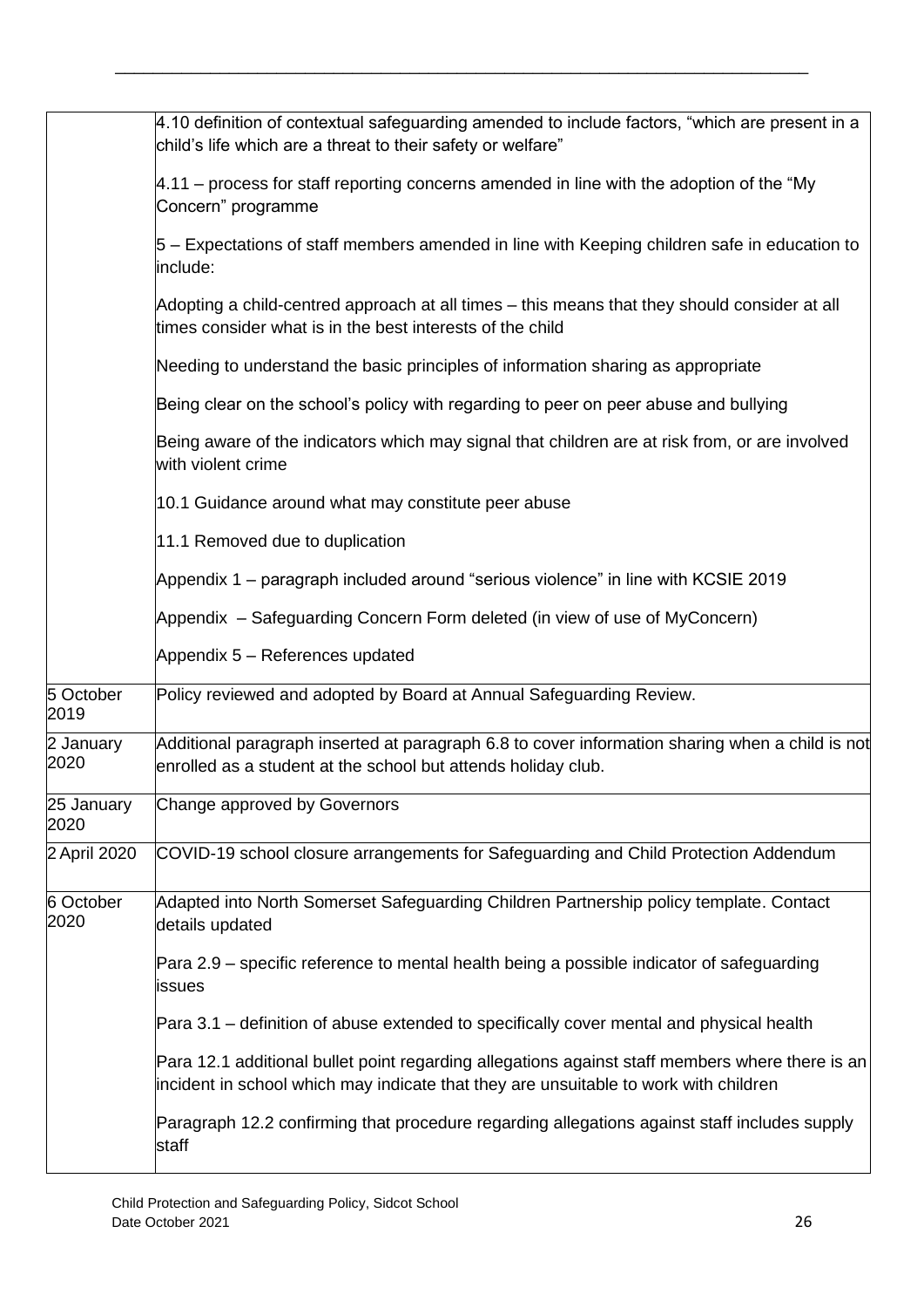| | |
|---|---|
| | 4.10 definition of contextual safeguarding amended to include factors, "which are present in a child's life which are a threat to their safety or welfare"<br><br>4.11 – process for staff reporting concerns amended in line with the adoption of the "My Concern" programme<br><br>5 – Expectations of staff members amended in line with Keeping children safe in education to include:<br><br>Adopting a child-centred approach at all times – this means that they should consider at all times consider what is in the best interests of the child<br><br>Needing to understand the basic principles of information sharing as appropriate<br><br>Being clear on the school's policy with regarding to peer on peer abuse and bullying<br><br>Being aware of the indicators which may signal that children are at risk from, or are involved with violent crime<br><br>10.1 Guidance around what may constitute peer abuse<br><br>11.1 Removed due to duplication<br><br>Appendix 1 – paragraph included around "serious violence" in line with KCSIE 2019<br><br>Appendix – Safeguarding Concern Form deleted (in view of use of MyConcern)<br><br>Appendix 5 – References updated |
| 5 October 2019 | Policy reviewed and adopted by Board at Annual Safeguarding Review. |
| 2 January 2020 | Additional paragraph inserted at paragraph 6.8 to cover information sharing when a child is not enrolled as a student at the school but attends holiday club. |
| 25 January 2020 | Change approved by Governors |
| 2 April 2020 | COVID-19 school closure arrangements for Safeguarding and Child Protection Addendum |
| 6 October 2020 | Adapted into North Somerset Safeguarding Children Partnership policy template. Contact details updated<br><br>Para 2.9 – specific reference to mental health being a possible indicator of safeguarding issues<br><br>Para 3.1 – definition of abuse extended to specifically cover mental and physical health<br><br>Para 12.1 additional bullet point regarding allegations against staff members where there is an incident in school which may indicate that they are unsuitable to work with children<br><br>Paragraph 12.2 confirming that procedure regarding allegations against staff includes supply staff |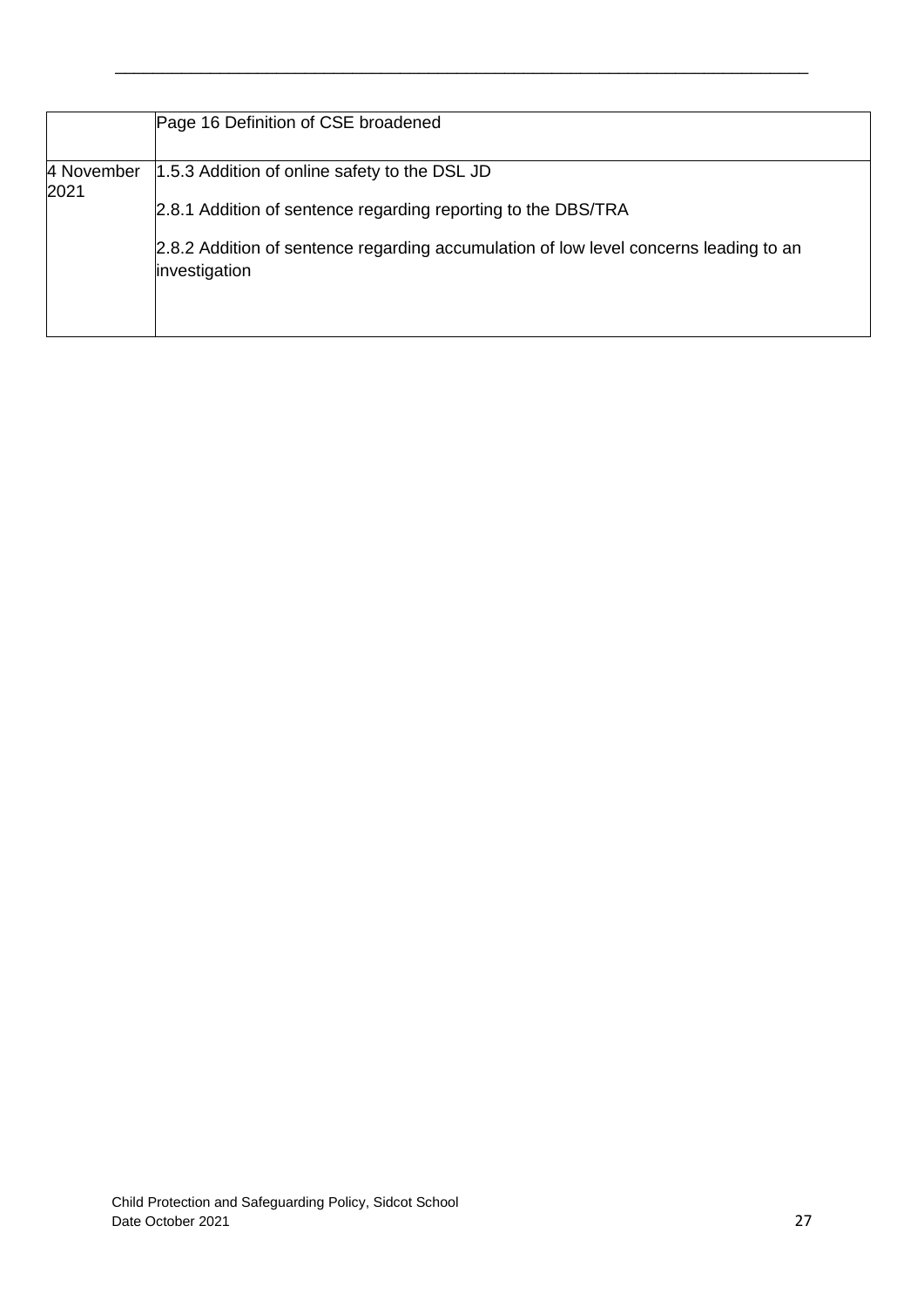| | |
|---|---|
| | Page 16 Definition of CSE broadened |
| 4 November 2021 | 1.5.3 Addition of online safety to the DSL JD<br><br>2.8.1 Addition of sentence regarding reporting to the DBS/TRA<br><br>2.8.2 Addition of sentence regarding accumulation of low level concerns leading to an investigation |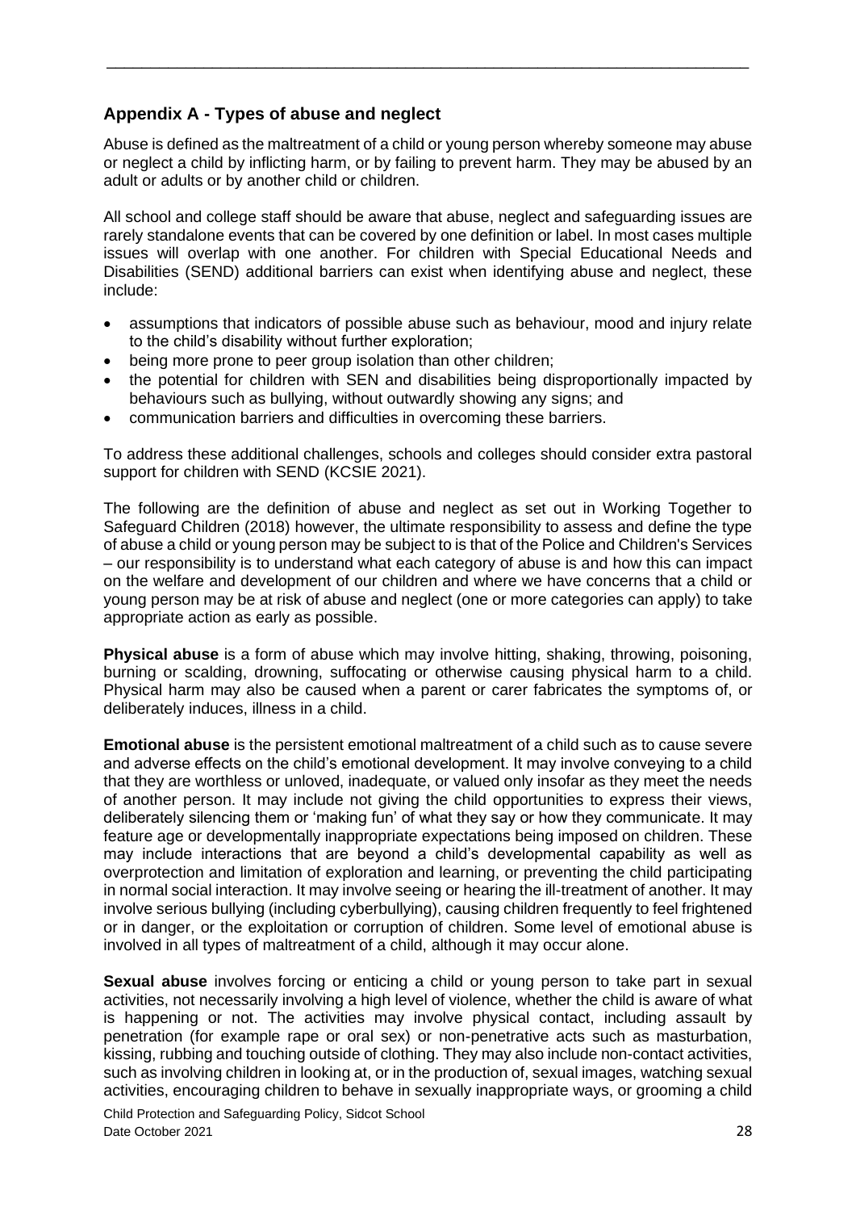## Appendix A - Types of abuse and neglect

Abuse is defined as the maltreatment of a child or young person whereby someone may abuse or neglect a child by inflicting harm, or by failing to prevent harm. They may be abused by an adult or adults or by another child or children.

All school and college staff should be aware that abuse, neglect and safeguarding issues are rarely standalone events that can be covered by one definition or label. In most cases multiple issues will overlap with one another. For children with Special Educational Needs and Disabilities (SEND) additional barriers can exist when identifying abuse and neglect, these include:

- assumptions that indicators of possible abuse such as behaviour, mood and injury relate to the child's disability without further exploration;
- being more prone to peer group isolation than other children;
- the potential for children with SEN and disabilities being disproportionally impacted by behaviours such as bullying, without outwardly showing any signs; and
- communication barriers and difficulties in overcoming these barriers.

To address these additional challenges, schools and colleges should consider extra pastoral support for children with SEND (KCSIE 2021).

The following are the definition of abuse and neglect as set out in Working Together to Safeguard Children (2018) however, the ultimate responsibility to assess and define the type of abuse a child or young person may be subject to is that of the Police and Children's Services – our responsibility is to understand what each category of abuse is and how this can impact on the welfare and development of our children and where we have concerns that a child or young person may be at risk of abuse and neglect (one or more categories can apply) to take appropriate action as early as possible.

**Physical abuse** is a form of abuse which may involve hitting, shaking, throwing, poisoning, burning or scalding, drowning, suffocating or otherwise causing physical harm to a child. Physical harm may also be caused when a parent or carer fabricates the symptoms of, or deliberately induces, illness in a child.

**Emotional abuse** is the persistent emotional maltreatment of a child such as to cause severe and adverse effects on the child's emotional development. It may involve conveying to a child that they are worthless or unloved, inadequate, or valued only insofar as they meet the needs of another person. It may include not giving the child opportunities to express their views, deliberately silencing them or 'making fun' of what they say or how they communicate. It may feature age or developmentally inappropriate expectations being imposed on children. These may include interactions that are beyond a child's developmental capability as well as overprotection and limitation of exploration and learning, or preventing the child participating in normal social interaction. It may involve seeing or hearing the ill-treatment of another. It may involve serious bullying (including cyberbullying), causing children frequently to feel frightened or in danger, or the exploitation or corruption of children. Some level of emotional abuse is involved in all types of maltreatment of a child, although it may occur alone.

**Sexual abuse** involves forcing or enticing a child or young person to take part in sexual activities, not necessarily involving a high level of violence, whether the child is aware of what is happening or not. The activities may involve physical contact, including assault by penetration (for example rape or oral sex) or non-penetrative acts such as masturbation, kissing, rubbing and touching outside of clothing. They may also include non-contact activities, such as involving children in looking at, or in the production of, sexual images, watching sexual activities, encouraging children to behave in sexually inappropriate ways, or grooming a child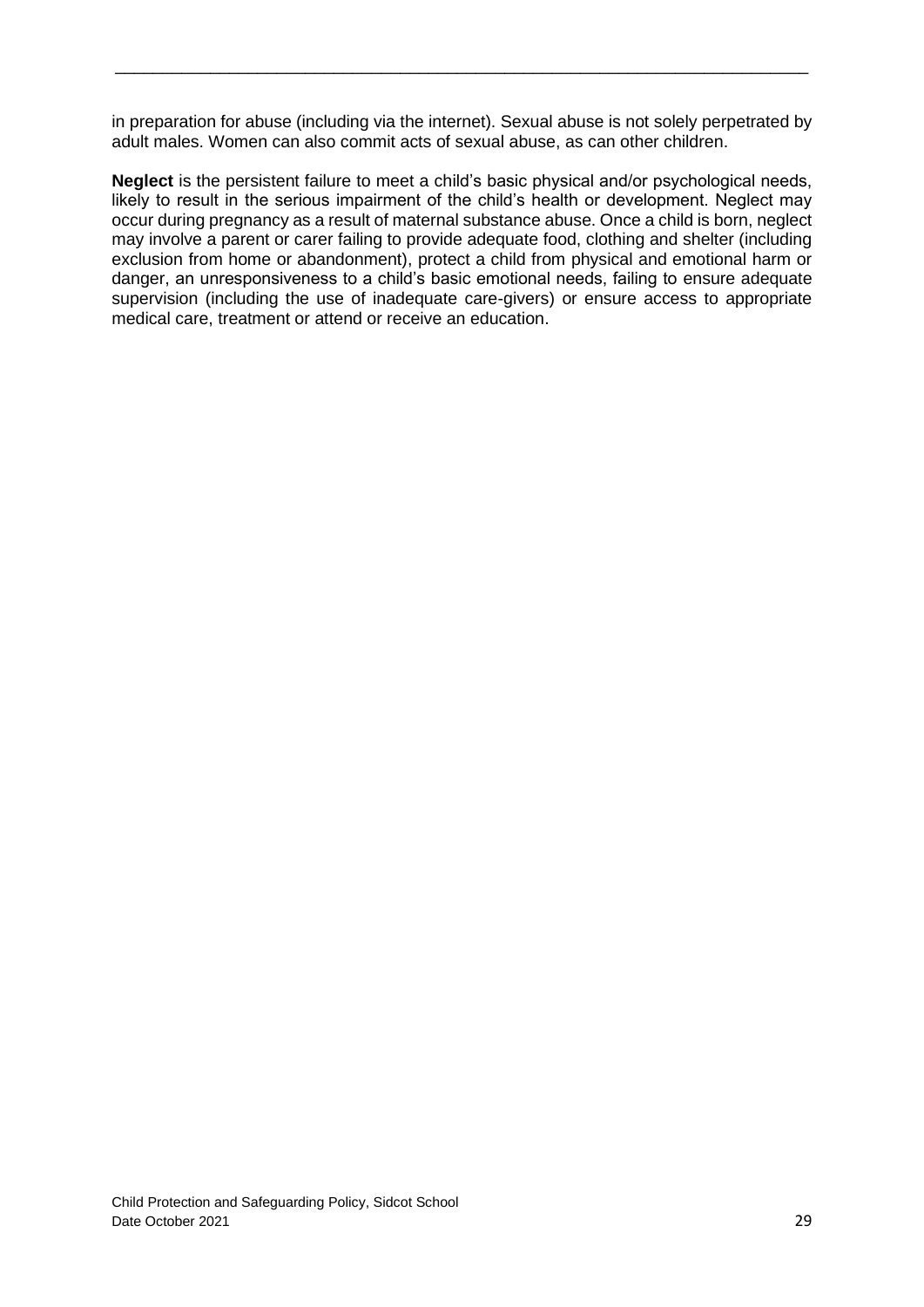in preparation for abuse (including via the internet). Sexual abuse is not solely perpetrated by adult males. Women can also commit acts of sexual abuse, as can other children.

**Neglect** is the persistent failure to meet a child's basic physical and/or psychological needs, likely to result in the serious impairment of the child's health or development. Neglect may occur during pregnancy as a result of maternal substance abuse. Once a child is born, neglect may involve a parent or carer failing to provide adequate food, clothing and shelter (including exclusion from home or abandonment), protect a child from physical and emotional harm or danger, an unresponsiveness to a child's basic emotional needs, failing to ensure adequate supervision (including the use of inadequate care-givers) or ensure access to appropriate medical care, treatment or attend or receive an education.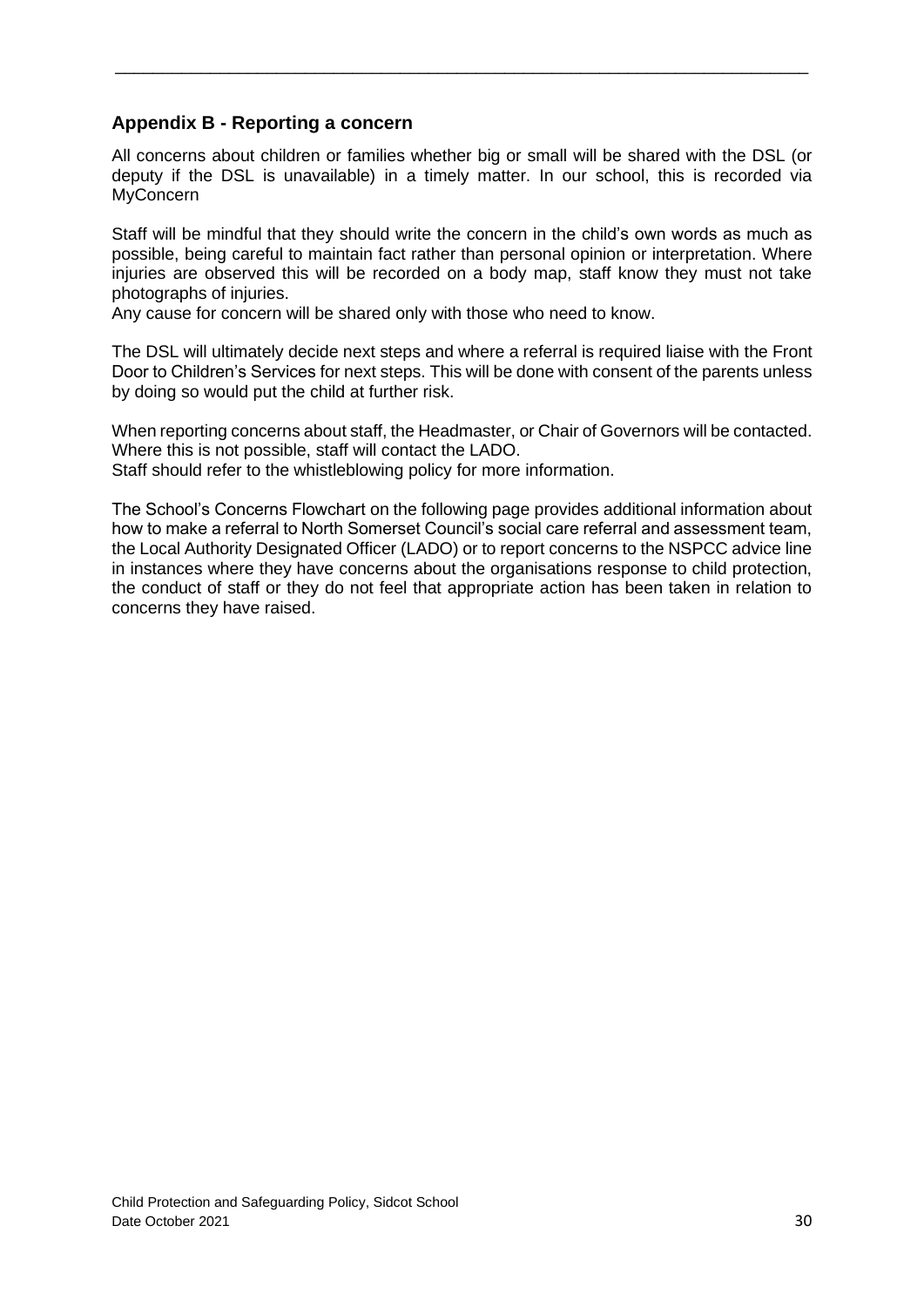## Appendix B - Reporting a concern

All concerns about children or families whether big or small will be shared with the DSL (or deputy if the DSL is unavailable) in a timely matter. In our school, this is recorded via MyConcern

Staff will be mindful that they should write the concern in the child's own words as much as possible, being careful to maintain fact rather than personal opinion or interpretation. Where injuries are observed this will be recorded on a body map, staff know they must not take photographs of injuries.
Any cause for concern will be shared only with those who need to know.

The DSL will ultimately decide next steps and where a referral is required liaise with the Front Door to Children's Services for next steps. This will be done with consent of the parents unless by doing so would put the child at further risk.

When reporting concerns about staff, the Headmaster, or Chair of Governors will be contacted. Where this is not possible, staff will contact the LADO.
Staff should refer to the whistleblowing policy for more information.

The School's Concerns Flowchart on the following page provides additional information about how to make a referral to North Somerset Council's social care referral and assessment team, the Local Authority Designated Officer (LADO) or to report concerns to the NSPCC advice line in instances where they have concerns about the organisations response to child protection, the conduct of staff or they do not feel that appropriate action has been taken in relation to concerns they have raised.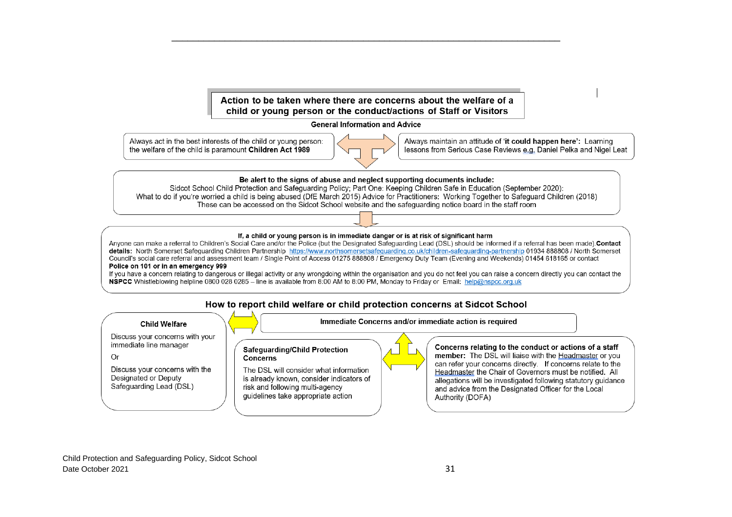## Action to be taken where there are concerns about the welfare of a child or young person or the conduct/actions of Staff or Visitors

**General Information and Advice**

Always act in the best interests of the child or young person: the welfare of the child is paramount **Children Act 1989**

Always maintain an attitude of '**it could happen here**': Learning lessons from Serious Case Reviews e.g. Daniel Pelka and Nigel Leat

**Be alert to the signs of abuse and neglect supporting documents include:**
Sidcot School Child Protection and Safeguarding Policy; Part One: Keeping Children Safe in Education (September 2020): What to do if you're worried a child is being abused (DfE March 2015) Advice for Practitioners: Working Together to Safeguard Children (2018)
These can be accessed on the Sidcot School website and the safeguarding notice board in the staff room

**If, a child or young person is in immediate danger or is at risk of significant harm**

Anyone can make a referral to Children's Social Care and/or the Police (but the Designated Safeguarding Lead (DSL) should be informed if a referral has been made).**Contact details:** North Somerset Safeguarding Children Partnership https://www.northsomersetsafeguarding.co.uk/children-safeguarding-partnership 01934 888808 / North Somerset Council's social care referral and assessment team / Single Point of Access 01275 888808 / Emergency Duty Team (Evening and Weekends) 01454 618165 or contact **Police on 101 or in an emergency 999**

If you have a concern relating to dangerous or illegal activity or any wrongdoing within the organisation and you do not feel you can raise a concern directly you can contact the **NSPCC** Whistleblowing helpline 0800 028 0285 – line is available from 8:00 AM to 8:00 PM, Monday to Friday or Email: help@nspcc.org.uk

## How to report child welfare or child protection concerns at Sidcot School

**Child Welfare**

Discuss your concerns with your immediate line manager

Or

Discuss your concerns with the Designated or Deputy Safeguarding Lead (DSL)

**Immediate Concerns and/or immediate action is required**

**Safeguarding/Child Protection Concerns**

The DSL will consider what information is already known, consider indicators of risk and following multi-agency guidelines take appropriate action

**Concerns relating to the conduct or actions of a staff member:** The DSL will liaise with the Headmaster or you can refer your concerns directly. If concerns relate to the Headmaster the Chair of Governors must be notified. All allegations will be investigated following statutory guidance and advice from the Designated Officer for the Local Authority (DOFA)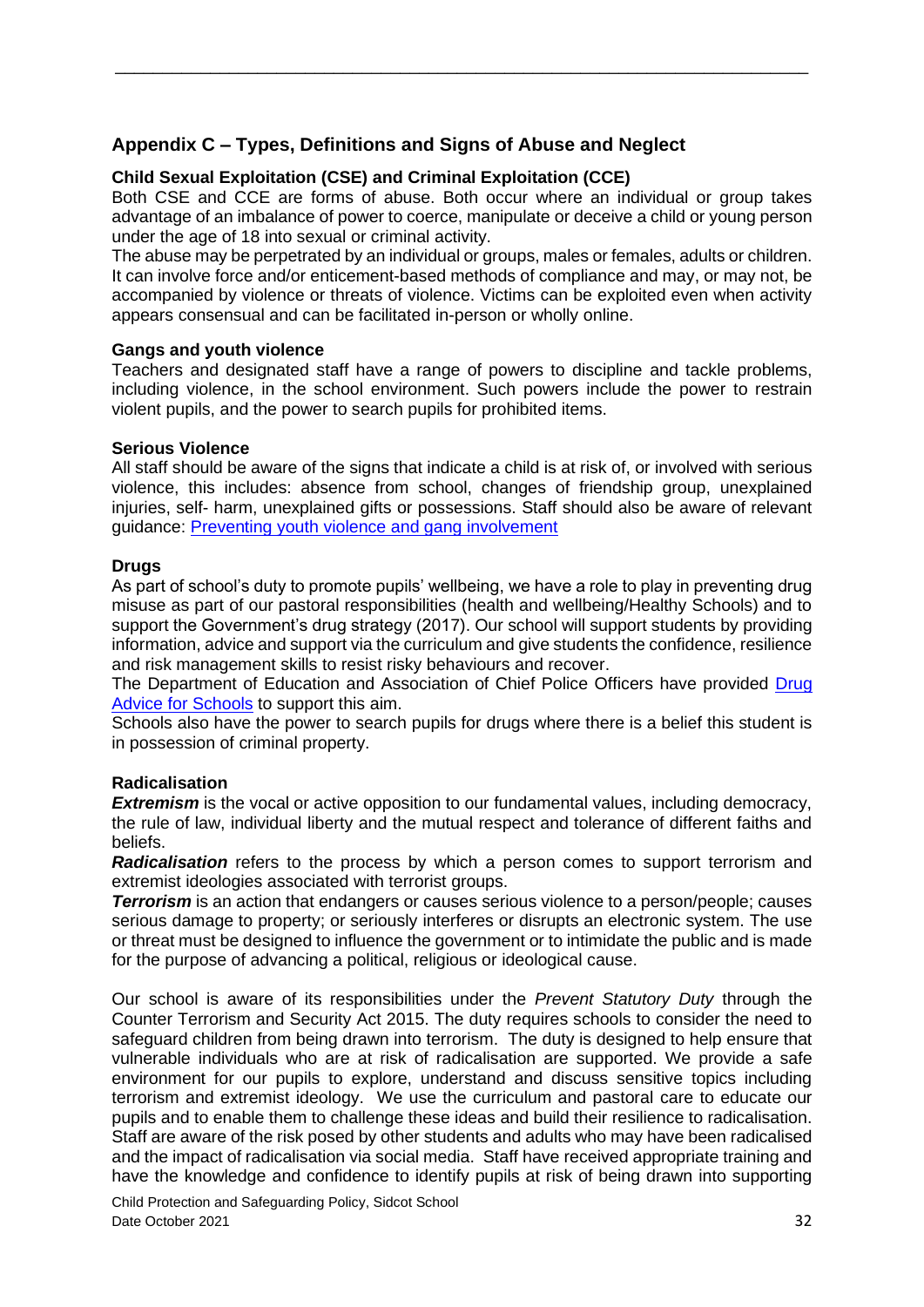## Appendix C – Types, Definitions and Signs of Abuse and Neglect

### Child Sexual Exploitation (CSE) and Criminal Exploitation (CCE)

Both CSE and CCE are forms of abuse. Both occur where an individual or group takes advantage of an imbalance of power to coerce, manipulate or deceive a child or young person under the age of 18 into sexual or criminal activity.

The abuse may be perpetrated by an individual or groups, males or females, adults or children. It can involve force and/or enticement-based methods of compliance and may, or may not, be accompanied by violence or threats of violence. Victims can be exploited even when activity appears consensual and can be facilitated in-person or wholly online.

### Gangs and youth violence

Teachers and designated staff have a range of powers to discipline and tackle problems, including violence, in the school environment. Such powers include the power to restrain violent pupils, and the power to search pupils for prohibited items.

### Serious Violence

All staff should be aware of the signs that indicate a child is at risk of, or involved with serious violence, this includes: absence from school, changes of friendship group, unexplained injuries, self- harm, unexplained gifts or possessions. Staff should also be aware of relevant guidance: Preventing youth violence and gang involvement

### Drugs

As part of school's duty to promote pupils' wellbeing, we have a role to play in preventing drug misuse as part of our pastoral responsibilities (health and wellbeing/Healthy Schools) and to support the Government's drug strategy (2017). Our school will support students by providing information, advice and support via the curriculum and give students the confidence, resilience and risk management skills to resist risky behaviours and recover.

The Department of Education and Association of Chief Police Officers have provided Drug Advice for Schools to support this aim.

Schools also have the power to search pupils for drugs where there is a belief this student is in possession of criminal property.

### Radicalisation

***Extremism*** is the vocal or active opposition to our fundamental values, including democracy, the rule of law, individual liberty and the mutual respect and tolerance of different faiths and beliefs.

***Radicalisation*** refers to the process by which a person comes to support terrorism and extremist ideologies associated with terrorist groups.

***Terrorism*** is an action that endangers or causes serious violence to a person/people; causes serious damage to property; or seriously interferes or disrupts an electronic system. The use or threat must be designed to influence the government or to intimidate the public and is made for the purpose of advancing a political, religious or ideological cause.

Our school is aware of its responsibilities under the *Prevent Statutory Duty* through the Counter Terrorism and Security Act 2015. The duty requires schools to consider the need to safeguard children from being drawn into terrorism. The duty is designed to help ensure that vulnerable individuals who are at risk of radicalisation are supported. We provide a safe environment for our pupils to explore, understand and discuss sensitive topics including terrorism and extremist ideology. We use the curriculum and pastoral care to educate our pupils and to enable them to challenge these ideas and build their resilience to radicalisation. Staff are aware of the risk posed by other students and adults who may have been radicalised and the impact of radicalisation via social media. Staff have received appropriate training and have the knowledge and confidence to identify pupils at risk of being drawn into supporting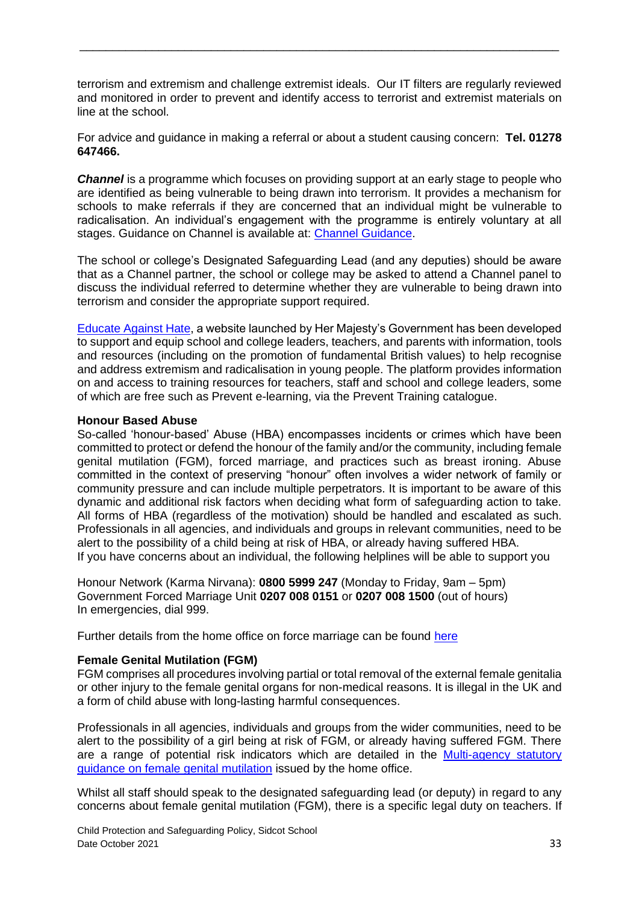terrorism and extremism and challenge extremist ideals. Our IT filters are regularly reviewed and monitored in order to prevent and identify access to terrorist and extremist materials on line at the school.

For advice and guidance in making a referral or about a student causing concern: **Tel. 01278 647466.**

***Channel*** is a programme which focuses on providing support at an early stage to people who are identified as being vulnerable to being drawn into terrorism. It provides a mechanism for schools to make referrals if they are concerned that an individual might be vulnerable to radicalisation. An individual's engagement with the programme is entirely voluntary at all stages. Guidance on Channel is available at: Channel Guidance.

The school or college's Designated Safeguarding Lead (and any deputies) should be aware that as a Channel partner, the school or college may be asked to attend a Channel panel to discuss the individual referred to determine whether they are vulnerable to being drawn into terrorism and consider the appropriate support required.

Educate Against Hate, a website launched by Her Majesty's Government has been developed to support and equip school and college leaders, teachers, and parents with information, tools and resources (including on the promotion of fundamental British values) to help recognise and address extremism and radicalisation in young people. The platform provides information on and access to training resources for teachers, staff and school and college leaders, some of which are free such as Prevent e-learning, via the Prevent Training catalogue.

**Honour Based Abuse**

So-called 'honour-based' Abuse (HBA) encompasses incidents or crimes which have been committed to protect or defend the honour of the family and/or the community, including female genital mutilation (FGM), forced marriage, and practices such as breast ironing. Abuse committed in the context of preserving "honour" often involves a wider network of family or community pressure and can include multiple perpetrators. It is important to be aware of this dynamic and additional risk factors when deciding what form of safeguarding action to take. All forms of HBA (regardless of the motivation) should be handled and escalated as such. Professionals in all agencies, and individuals and groups in relevant communities, need to be alert to the possibility of a child being at risk of HBA, or already having suffered HBA.
If you have concerns about an individual, the following helplines will be able to support you

Honour Network (Karma Nirvana): **0800 5999 247** (Monday to Friday, 9am – 5pm)
Government Forced Marriage Unit **0207 008 0151** or **0207 008 1500** (out of hours)
In emergencies, dial 999.

Further details from the home office on force marriage can be found here

**Female Genital Mutilation (FGM)**

FGM comprises all procedures involving partial or total removal of the external female genitalia or other injury to the female genital organs for non-medical reasons. It is illegal in the UK and a form of child abuse with long-lasting harmful consequences.

Professionals in all agencies, individuals and groups from the wider communities, need to be alert to the possibility of a girl being at risk of FGM, or already having suffered FGM. There are a range of potential risk indicators which are detailed in the Multi-agency statutory guidance on female genital mutilation issued by the home office.

Whilst all staff should speak to the designated safeguarding lead (or deputy) in regard to any concerns about female genital mutilation (FGM), there is a specific legal duty on teachers. If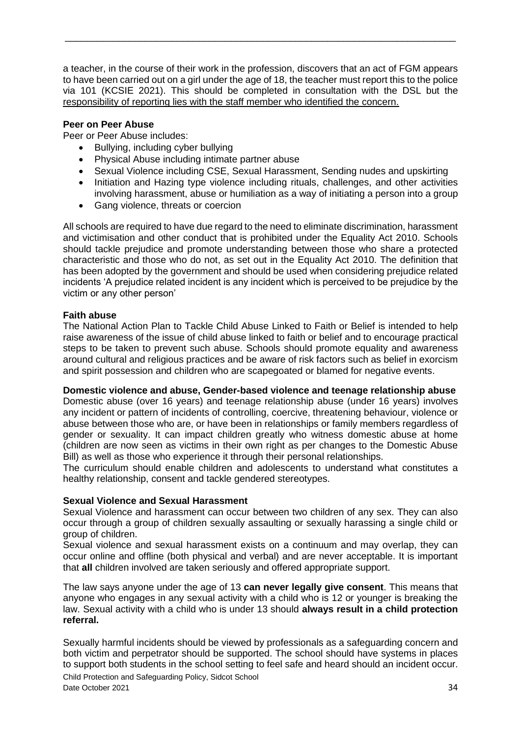a teacher, in the course of their work in the profession, discovers that an act of FGM appears to have been carried out on a girl under the age of 18, the teacher must report this to the police via 101 (KCSIE 2021). This should be completed in consultation with the DSL but the <u>responsibility of reporting lies with the staff member who identified the concern.</u>

**Peer on Peer Abuse**

Peer or Peer Abuse includes:

- Bullying, including cyber bullying
- Physical Abuse including intimate partner abuse
- Sexual Violence including CSE, Sexual Harassment, Sending nudes and upskirting
- Initiation and Hazing type violence including rituals, challenges, and other activities involving harassment, abuse or humiliation as a way of initiating a person into a group
- Gang violence, threats or coercion

All schools are required to have due regard to the need to eliminate discrimination, harassment and victimisation and other conduct that is prohibited under the Equality Act 2010. Schools should tackle prejudice and promote understanding between those who share a protected characteristic and those who do not, as set out in the Equality Act 2010. The definition that has been adopted by the government and should be used when considering prejudice related incidents 'A prejudice related incident is any incident which is perceived to be prejudice by the victim or any other person'

**Faith abuse**

The National Action Plan to Tackle Child Abuse Linked to Faith or Belief is intended to help raise awareness of the issue of child abuse linked to faith or belief and to encourage practical steps to be taken to prevent such abuse. Schools should promote equality and awareness around cultural and religious practices and be aware of risk factors such as belief in exorcism and spirit possession and children who are scapegoated or blamed for negative events.

**Domestic violence and abuse, Gender-based violence and teenage relationship abuse**

Domestic abuse (over 16 years) and teenage relationship abuse (under 16 years) involves any incident or pattern of incidents of controlling, coercive, threatening behaviour, violence or abuse between those who are, or have been in relationships or family members regardless of gender or sexuality. It can impact children greatly who witness domestic abuse at home (children are now seen as victims in their own right as per changes to the Domestic Abuse Bill) as well as those who experience it through their personal relationships.

The curriculum should enable children and adolescents to understand what constitutes a healthy relationship, consent and tackle gendered stereotypes.

**Sexual Violence and Sexual Harassment**

Sexual Violence and harassment can occur between two children of any sex. They can also occur through a group of children sexually assaulting or sexually harassing a single child or group of children.

Sexual violence and sexual harassment exists on a continuum and may overlap, they can occur online and offline (both physical and verbal) and are never acceptable. It is important that **all** children involved are taken seriously and offered appropriate support.

The law says anyone under the age of 13 **can never legally give consent**. This means that anyone who engages in any sexual activity with a child who is 12 or younger is breaking the law. Sexual activity with a child who is under 13 should **always result in a child protection referral.**

Sexually harmful incidents should be viewed by professionals as a safeguarding concern and both victim and perpetrator should be supported. The school should have systems in places to support both students in the school setting to feel safe and heard should an incident occur.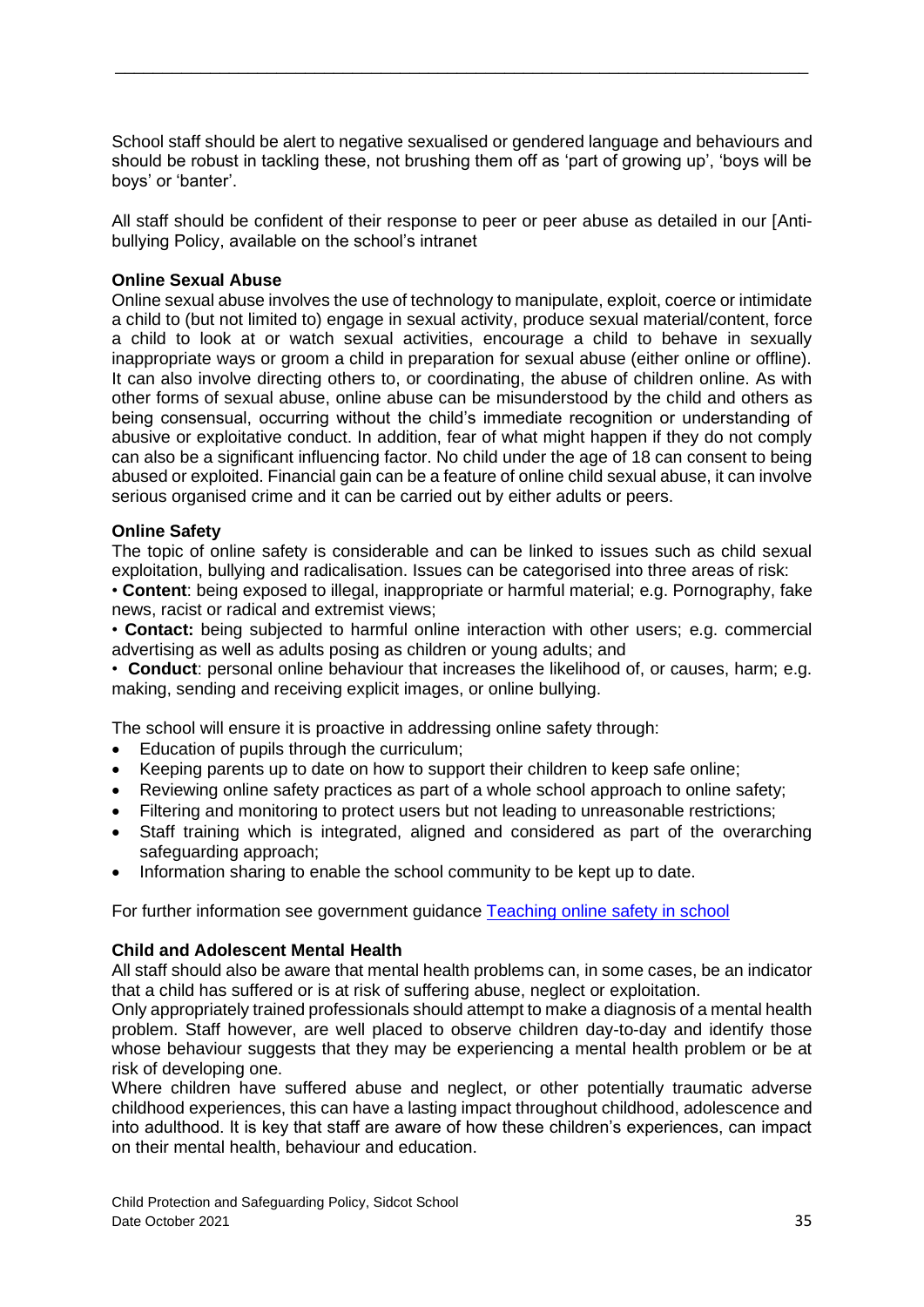School staff should be alert to negative sexualised or gendered language and behaviours and should be robust in tackling these, not brushing them off as 'part of growing up', 'boys will be boys' or 'banter'.

All staff should be confident of their response to peer or peer abuse as detailed in our [Anti-bullying Policy, available on the school's intranet

**Online Sexual Abuse**

Online sexual abuse involves the use of technology to manipulate, exploit, coerce or intimidate a child to (but not limited to) engage in sexual activity, produce sexual material/content, force a child to look at or watch sexual activities, encourage a child to behave in sexually inappropriate ways or groom a child in preparation for sexual abuse (either online or offline). It can also involve directing others to, or coordinating, the abuse of children online. As with other forms of sexual abuse, online abuse can be misunderstood by the child and others as being consensual, occurring without the child's immediate recognition or understanding of abusive or exploitative conduct. In addition, fear of what might happen if they do not comply can also be a significant influencing factor. No child under the age of 18 can consent to being abused or exploited. Financial gain can be a feature of online child sexual abuse, it can involve serious organised crime and it can be carried out by either adults or peers.

**Online Safety**

The topic of online safety is considerable and can be linked to issues such as child sexual exploitation, bullying and radicalisation. Issues can be categorised into three areas of risk:

• **Content**: being exposed to illegal, inappropriate or harmful material; e.g. Pornography, fake news, racist or radical and extremist views;

• **Contact:** being subjected to harmful online interaction with other users; e.g. commercial advertising as well as adults posing as children or young adults; and

• **Conduct**: personal online behaviour that increases the likelihood of, or causes, harm; e.g. making, sending and receiving explicit images, or online bullying.

The school will ensure it is proactive in addressing online safety through:

- Education of pupils through the curriculum;
- Keeping parents up to date on how to support their children to keep safe online;
- Reviewing online safety practices as part of a whole school approach to online safety;
- Filtering and monitoring to protect users but not leading to unreasonable restrictions;
- Staff training which is integrated, aligned and considered as part of the overarching safeguarding approach;
- Information sharing to enable the school community to be kept up to date.

For further information see government guidance [Teaching online safety in school]

**Child and Adolescent Mental Health**

All staff should also be aware that mental health problems can, in some cases, be an indicator that a child has suffered or is at risk of suffering abuse, neglect or exploitation.

Only appropriately trained professionals should attempt to make a diagnosis of a mental health problem. Staff however, are well placed to observe children day-to-day and identify those whose behaviour suggests that they may be experiencing a mental health problem or be at risk of developing one.

Where children have suffered abuse and neglect, or other potentially traumatic adverse childhood experiences, this can have a lasting impact throughout childhood, adolescence and into adulthood. It is key that staff are aware of how these children's experiences, can impact on their mental health, behaviour and education.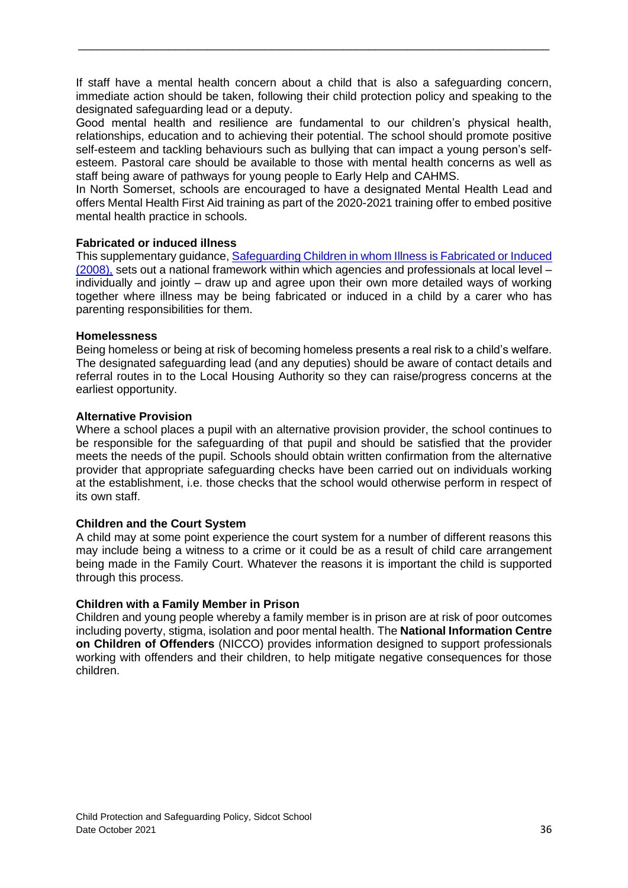If staff have a mental health concern about a child that is also a safeguarding concern, immediate action should be taken, following their child protection policy and speaking to the designated safeguarding lead or a deputy.

Good mental health and resilience are fundamental to our children's physical health, relationships, education and to achieving their potential. The school should promote positive self-esteem and tackling behaviours such as bullying that can impact a young person's self-esteem. Pastoral care should be available to those with mental health concerns as well as staff being aware of pathways for young people to Early Help and CAHMS.

In North Somerset, schools are encouraged to have a designated Mental Health Lead and offers Mental Health First Aid training as part of the 2020-2021 training offer to embed positive mental health practice in schools.

**Fabricated or induced illness**

This supplementary guidance, Safeguarding Children in whom Illness is Fabricated or Induced (2008), sets out a national framework within which agencies and professionals at local level – individually and jointly – draw up and agree upon their own more detailed ways of working together where illness may be being fabricated or induced in a child by a carer who has parenting responsibilities for them.

**Homelessness**

Being homeless or being at risk of becoming homeless presents a real risk to a child's welfare. The designated safeguarding lead (and any deputies) should be aware of contact details and referral routes in to the Local Housing Authority so they can raise/progress concerns at the earliest opportunity.

**Alternative Provision**

Where a school places a pupil with an alternative provision provider, the school continues to be responsible for the safeguarding of that pupil and should be satisfied that the provider meets the needs of the pupil. Schools should obtain written confirmation from the alternative provider that appropriate safeguarding checks have been carried out on individuals working at the establishment, i.e. those checks that the school would otherwise perform in respect of its own staff.

**Children and the Court System**

A child may at some point experience the court system for a number of different reasons this may include being a witness to a crime or it could be as a result of child care arrangement being made in the Family Court. Whatever the reasons it is important the child is supported through this process.

**Children with a Family Member in Prison**

Children and young people whereby a family member is in prison are at risk of poor outcomes including poverty, stigma, isolation and poor mental health. The **National Information Centre on Children of Offenders** (NICCO) provides information designed to support professionals working with offenders and their children, to help mitigate negative consequences for those children.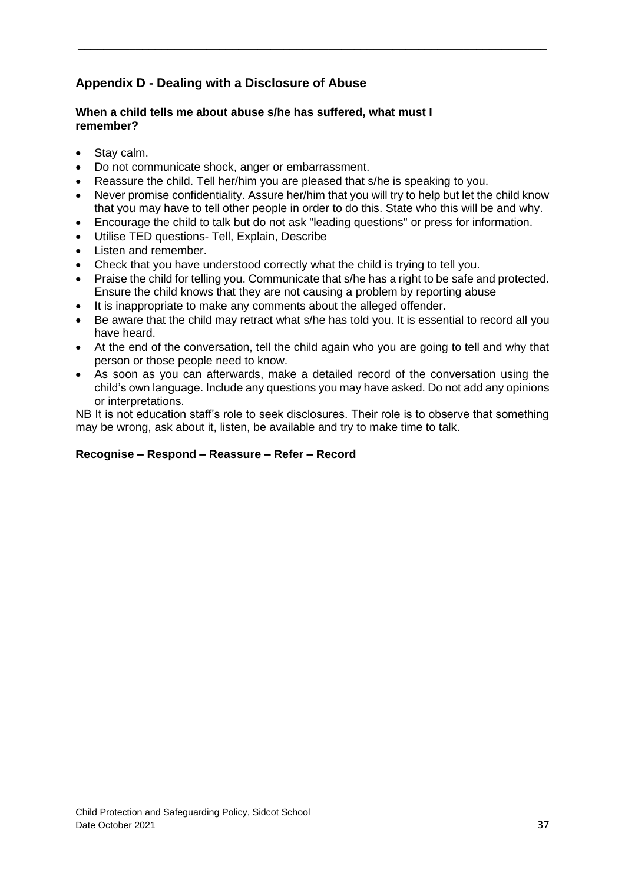## Appendix D - Dealing with a Disclosure of Abuse

**When a child tells me about abuse s/he has suffered, what must I remember?**

- Stay calm.
- Do not communicate shock, anger or embarrassment.
- Reassure the child. Tell her/him you are pleased that s/he is speaking to you.
- Never promise confidentiality. Assure her/him that you will try to help but let the child know that you may have to tell other people in order to do this. State who this will be and why.
- Encourage the child to talk but do not ask "leading questions" or press for information.
- Utilise TED questions- Tell, Explain, Describe
- Listen and remember.
- Check that you have understood correctly what the child is trying to tell you.
- Praise the child for telling you. Communicate that s/he has a right to be safe and protected. Ensure the child knows that they are not causing a problem by reporting abuse
- It is inappropriate to make any comments about the alleged offender.
- Be aware that the child may retract what s/he has told you. It is essential to record all you have heard.
- At the end of the conversation, tell the child again who you are going to tell and why that person or those people need to know.
- As soon as you can afterwards, make a detailed record of the conversation using the child's own language. Include any questions you may have asked. Do not add any opinions or interpretations.

NB It is not education staff's role to seek disclosures. Their role is to observe that something may be wrong, ask about it, listen, be available and try to make time to talk.

**Recognise – Respond – Reassure – Refer – Record**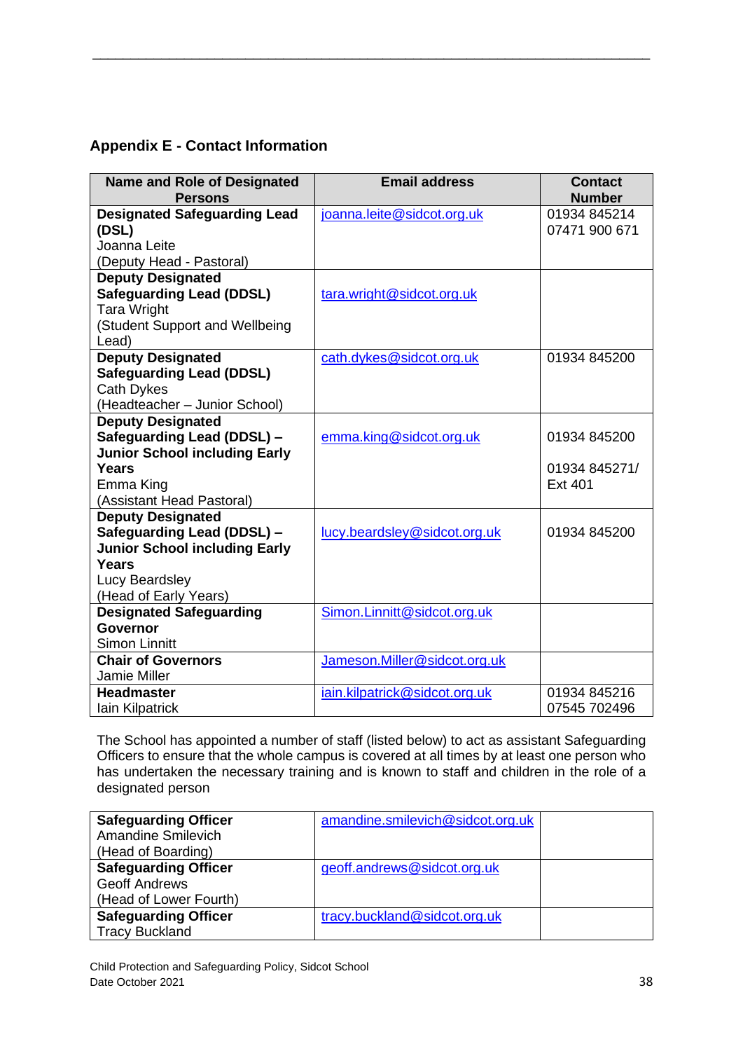## Appendix E - Contact Information

| Name and Role of Designated Persons | Email address | Contact Number |
|---|---|---|
| **Designated Safeguarding Lead (DSL)**<br>Joanna Leite<br>(Deputy Head - Pastoral) | joanna.leite@sidcot.org.uk | 01934 845214<br>07471 900 671 |
| **Deputy Designated Safeguarding Lead (DDSL)**<br>Tara Wright<br>(Student Support and Wellbeing Lead) | tara.wright@sidcot.org.uk | |
| **Deputy Designated Safeguarding Lead (DDSL)**<br>Cath Dykes<br>(Headteacher – Junior School) | cath.dykes@sidcot.org.uk | 01934 845200 |
| **Deputy Designated Safeguarding Lead (DDSL) – Junior School including Early Years**<br>Emma King<br>(Assistant Head Pastoral) | emma.king@sidcot.org.uk | 01934 845200<br><br>01934 845271/<br>Ext 401 |
| **Deputy Designated Safeguarding Lead (DDSL) – Junior School including Early Years**<br>Lucy Beardsley<br>(Head of Early Years) | lucy.beardsley@sidcot.org.uk | 01934 845200 |
| **Designated Safeguarding Governor**<br>Simon Linnitt | Simon.Linnitt@sidcot.org.uk | |
| **Chair of Governors**<br>Jamie Miller | Jameson.Miller@sidcot.org.uk | |
| **Headmaster**<br>Iain Kilpatrick | iain.kilpatrick@sidcot.org.uk | 01934 845216<br>07545 702496 |

The School has appointed a number of staff (listed below) to act as assistant Safeguarding Officers to ensure that the whole campus is covered at all times by at least one person who has undertaken the necessary training and is known to staff and children in the role of a designated person

| | | |
|---|---|---|
| **Safeguarding Officer**<br>Amandine Smilevich<br>(Head of Boarding) | amandine.smilevich@sidcot.org.uk | |
| **Safeguarding Officer**<br>Geoff Andrews<br>(Head of Lower Fourth) | geoff.andrews@sidcot.org.uk | |
| **Safeguarding Officer**<br>Tracy Buckland | tracy.buckland@sidcot.org.uk | |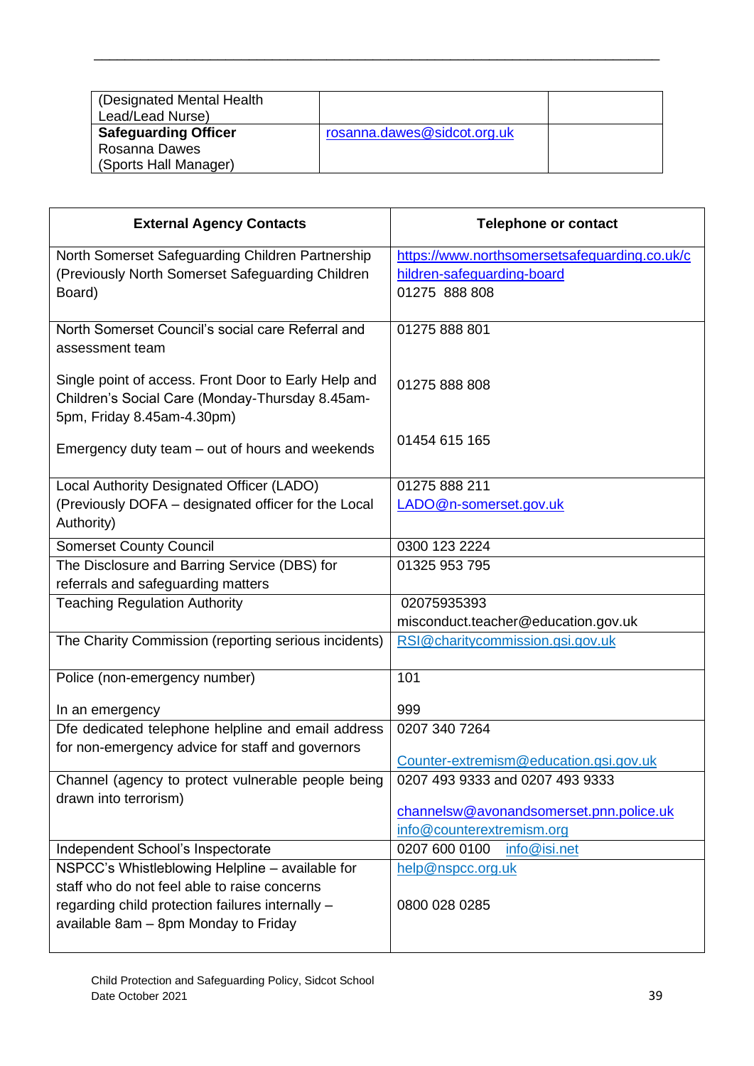| (Designated Mental Health Lead/Lead Nurse) | | |
|---|---|---|
| **Safeguarding Officer** Rosanna Dawes (Sports Hall Manager) | rosanna.dawes@sidcot.org.uk | |

| External Agency Contacts | Telephone or contact |
|---|---|
| North Somerset Safeguarding Children Partnership (Previously North Somerset Safeguarding Children Board) | https://www.northsomersetsafeguarding.co.uk/children-safeguarding-board 01275 888 808 |
| North Somerset Council's social care Referral and assessment team<br><br>Single point of access. Front Door to Early Help and Children's Social Care (Monday-Thursday 8.45am-5pm, Friday 8.45am-4.30pm)<br><br>Emergency duty team – out of hours and weekends | 01275 888 801<br><br>01275 888 808<br><br>01454 615 165 |
| Local Authority Designated Officer (LADO) (Previously DOFA – designated officer for the Local Authority) | 01275 888 211 LADO@n-somerset.gov.uk |
| Somerset County Council | 0300 123 2224 |
| The Disclosure and Barring Service (DBS) for referrals and safeguarding matters | 01325 953 795 |
| Teaching Regulation Authority | 02075935393 misconduct.teacher@education.gov.uk |
| The Charity Commission (reporting serious incidents) | RSI@charitycommission.gsi.gov.uk |
| Police (non-emergency number)<br><br>In an emergency | 101<br><br>999 |
| Dfe dedicated telephone helpline and email address for non-emergency advice for staff and governors | 0207 340 7264<br><br>Counter-extremism@education.gsi.gov.uk |
| Channel (agency to protect vulnerable people being drawn into terrorism) | 0207 493 9333 and 0207 493 9333<br><br>channelsw@avonandsomerset.pnn.police.uk info@counterextremism.org |
| Independent School's Inspectorate | 0207 600 0100 info@isi.net |
| NSPCC's Whistleblowing Helpline – available for staff who do not feel able to raise concerns regarding child protection failures internally – available 8am – 8pm Monday to Friday | help@nspcc.org.uk<br><br>0800 028 0285 |

Child Protection and Safeguarding Policy, Sidcot School
Date October 2021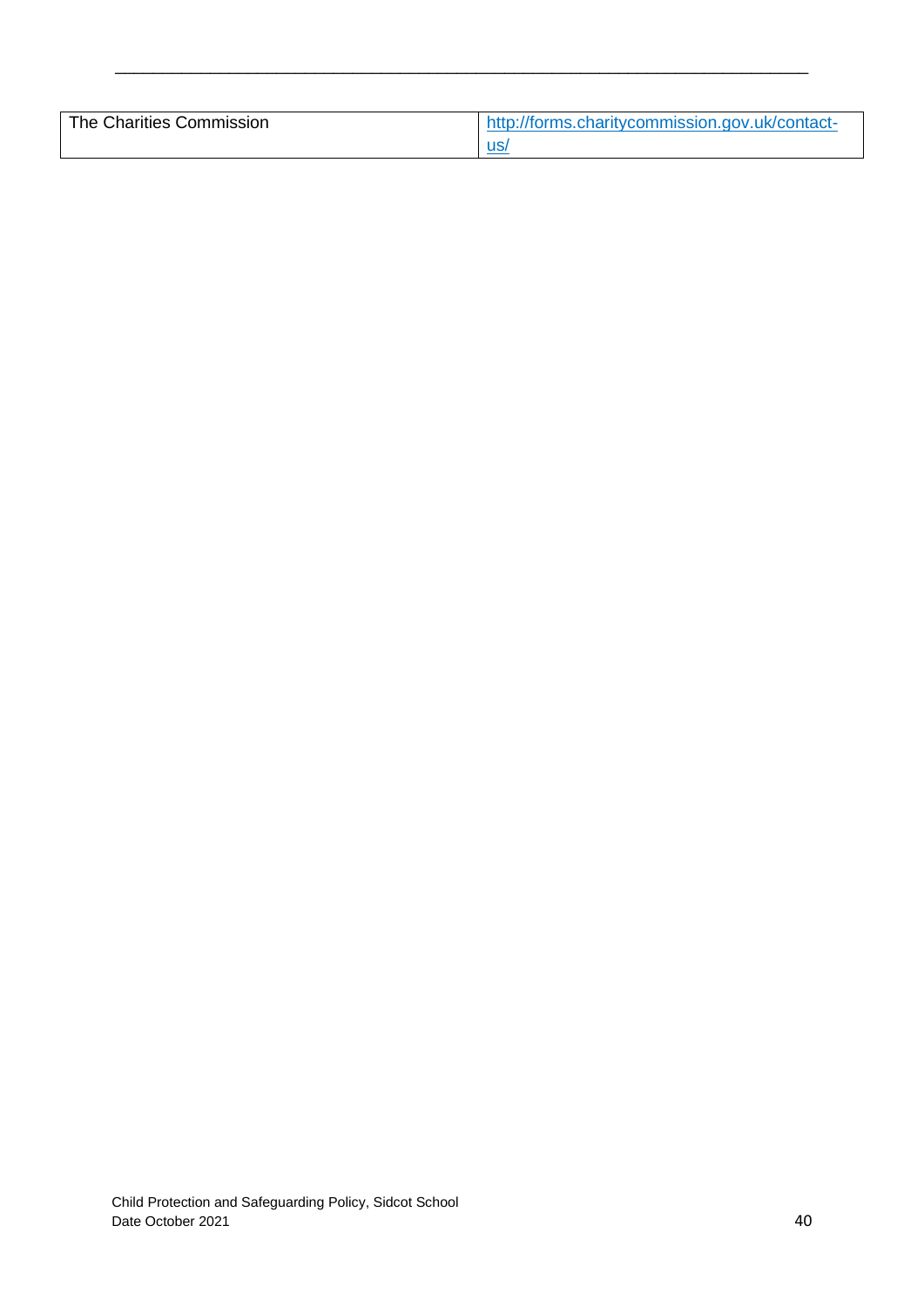| The Charities Commission | http://forms.charitycommission.gov.uk/contact-us/ |
| --- | --- |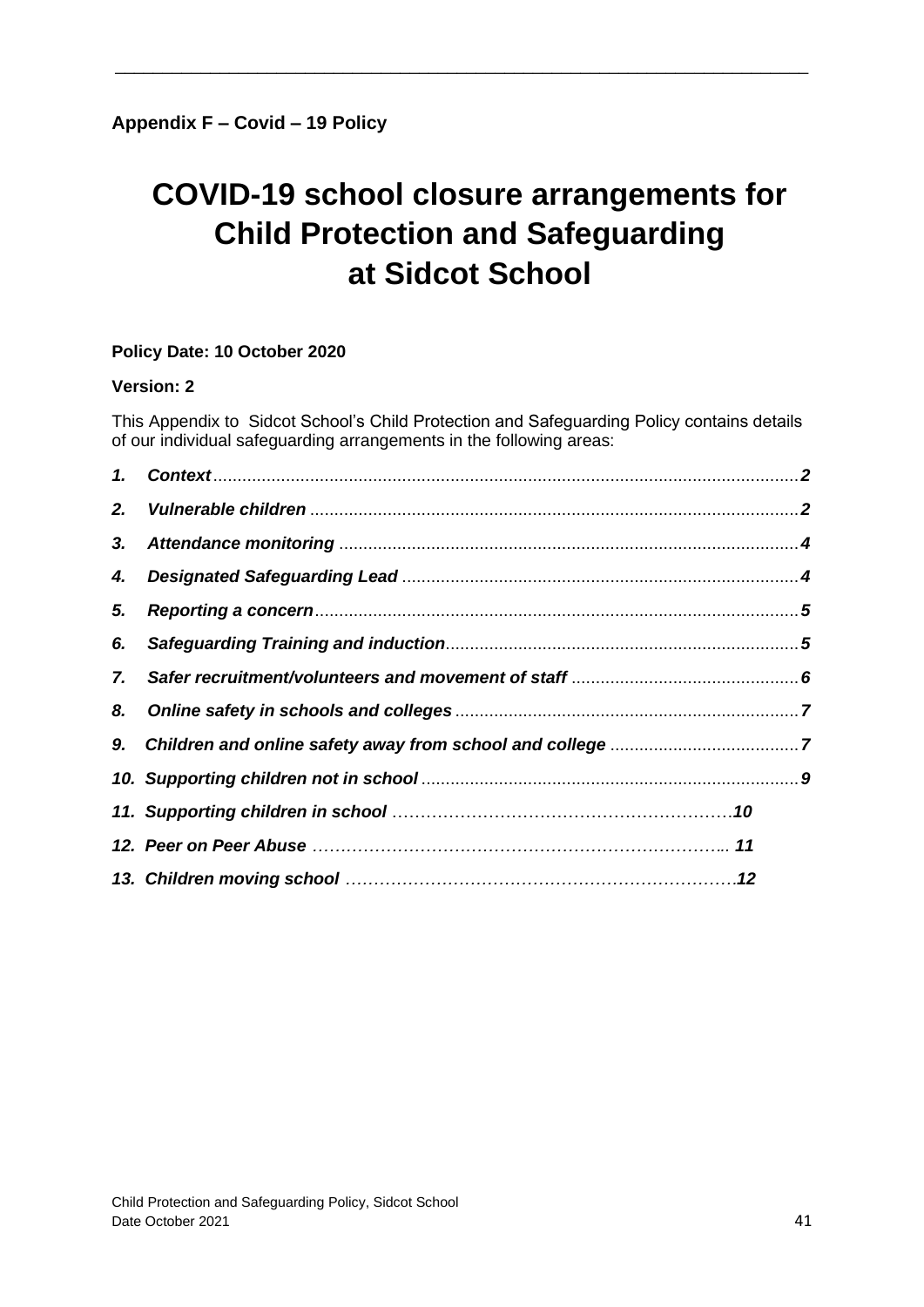**Appendix F – Covid – 19 Policy**

# COVID-19 school closure arrangements for Child Protection and Safeguarding at Sidcot School

**Policy Date: 10 October 2020**

**Version: 2**

This Appendix to Sidcot School's Child Protection and Safeguarding Policy contains details of our individual safeguarding arrangements in the following areas:

1. ***Context*** ........................................................................................................................ 2
2. ***Vulnerable children*** .................................................................................................... 2
3. ***Attendance monitoring*** .............................................................................................. 4
4. ***Designated Safeguarding Lead*** ................................................................................. 4
5. ***Reporting a concern*** ................................................................................................... 5
6. ***Safeguarding Training and induction*** ........................................................................ 5
7. ***Safer recruitment/volunteers and movement of staff*** ............................................... 6
8. ***Online safety in schools and colleges*** ....................................................................... 7
9. ***Children and online safety away from school and college*** ....................................... 7
10. ***Supporting children not in school*** ............................................................................ 9
11. ***Supporting children in school*** ……………………………………………………10
12. ***Peer on Peer Abuse*** ……………………………………………………………….. 11
13. ***Children moving school*** ………………………………………………………….12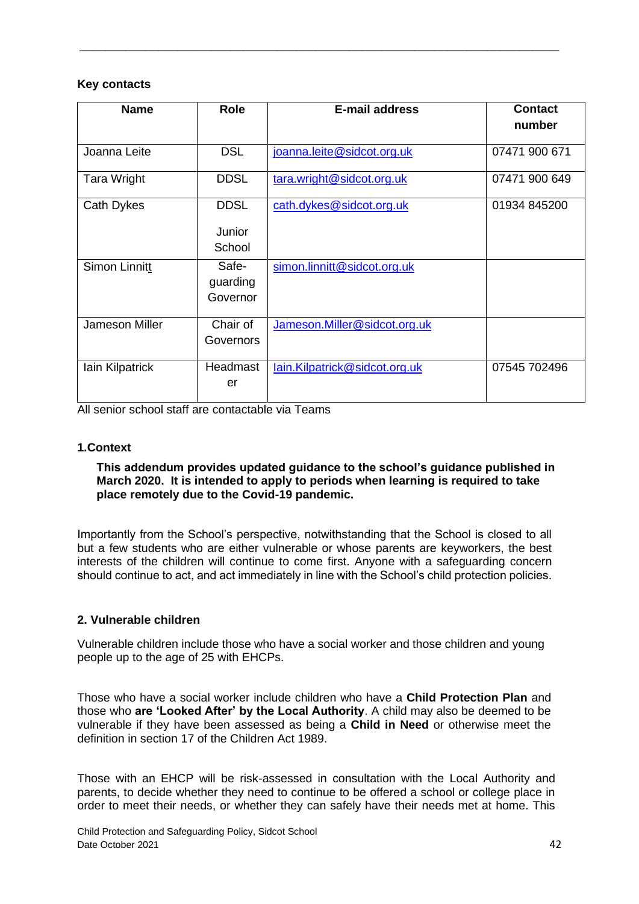**Key contacts**

| Name | Role | E-mail address | Contact number |
|---|---|---|---|
| Joanna Leite | DSL | joanna.leite@sidcot.org.uk | 07471 900 671 |
| Tara Wright | DDSL | tara.wright@sidcot.org.uk | 07471 900 649 |
| Cath Dykes | DDSL Junior School | cath.dykes@sidcot.org.uk | 01934 845200 |
| Simon Linnitt | Safe-guarding Governor | simon.linnitt@sidcot.org.uk | |
| Jameson Miller | Chair of Governors | Jameson.Miller@sidcot.org.uk | |
| Iain Kilpatrick | Headmaster | Iain.Kilpatrick@sidcot.org.uk | 07545 702496 |

All senior school staff are contactable via Teams

## 1.Context

**This addendum provides updated guidance to the school's guidance published in March 2020. It is intended to apply to periods when learning is required to take place remotely due to the Covid-19 pandemic.**

Importantly from the School's perspective, notwithstanding that the School is closed to all but a few students who are either vulnerable or whose parents are keyworkers, the best interests of the children will continue to come first. Anyone with a safeguarding concern should continue to act, and act immediately in line with the School's child protection policies.

## 2. Vulnerable children

Vulnerable children include those who have a social worker and those children and young people up to the age of 25 with EHCPs.

Those who have a social worker include children who have a **Child Protection Plan** and those who **are 'Looked After' by the Local Authority**. A child may also be deemed to be vulnerable if they have been assessed as being a **Child in Need** or otherwise meet the definition in section 17 of the Children Act 1989.

Those with an EHCP will be risk-assessed in consultation with the Local Authority and parents, to decide whether they need to continue to be offered a school or college place in order to meet their needs, or whether they can safely have their needs met at home. This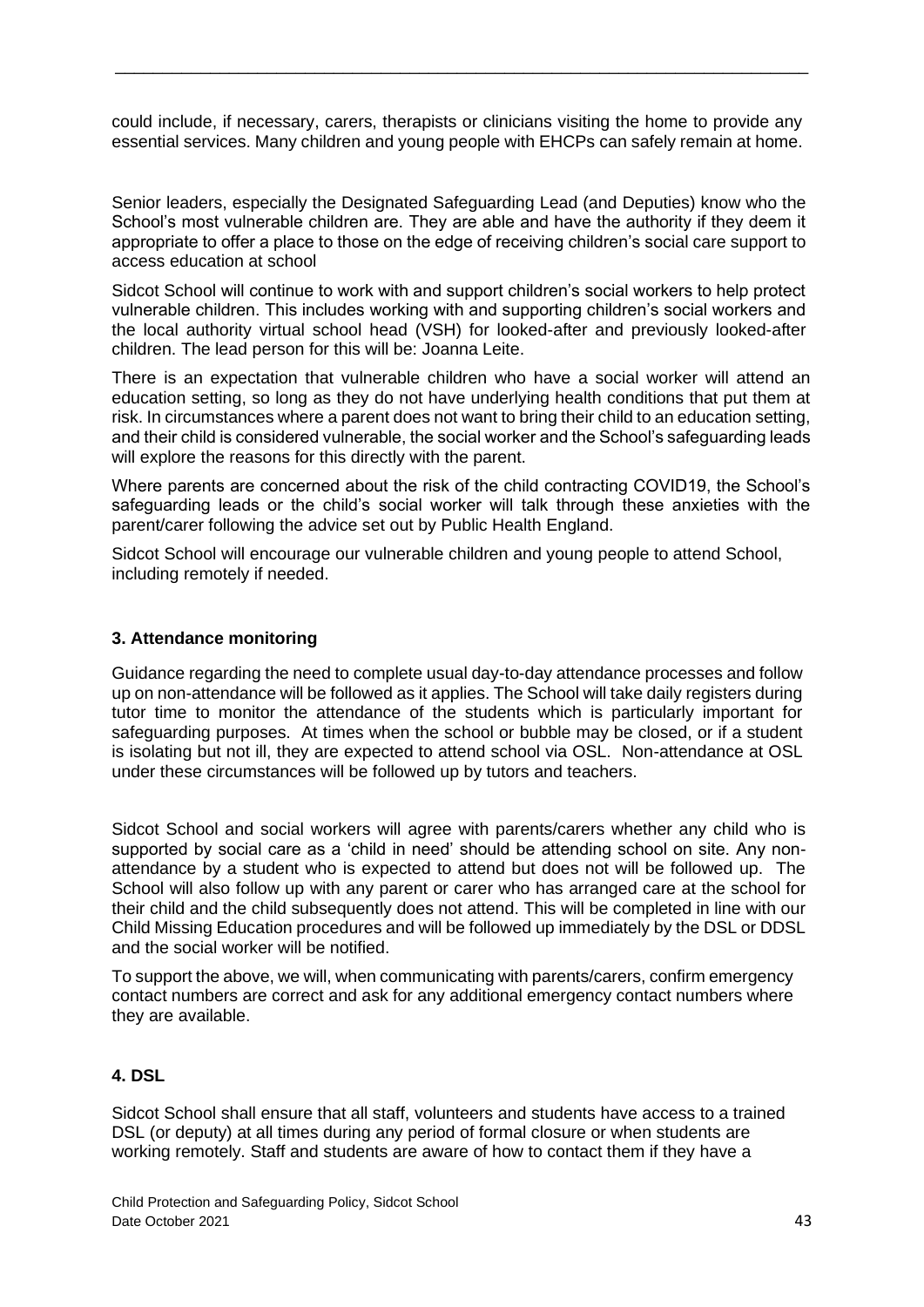could include, if necessary, carers, therapists or clinicians visiting the home to provide any essential services. Many children and young people with EHCPs can safely remain at home.

Senior leaders, especially the Designated Safeguarding Lead (and Deputies) know who the School's most vulnerable children are. They are able and have the authority if they deem it appropriate to offer a place to those on the edge of receiving children's social care support to access education at school

Sidcot School will continue to work with and support children's social workers to help protect vulnerable children. This includes working with and supporting children's social workers and the local authority virtual school head (VSH) for looked-after and previously looked-after children. The lead person for this will be: Joanna Leite.

There is an expectation that vulnerable children who have a social worker will attend an education setting, so long as they do not have underlying health conditions that put them at risk. In circumstances where a parent does not want to bring their child to an education setting, and their child is considered vulnerable, the social worker and the School's safeguarding leads will explore the reasons for this directly with the parent.

Where parents are concerned about the risk of the child contracting COVID19, the School's safeguarding leads or the child's social worker will talk through these anxieties with the parent/carer following the advice set out by Public Health England.

Sidcot School will encourage our vulnerable children and young people to attend School, including remotely if needed.

### 3. Attendance monitoring

Guidance regarding the need to complete usual day-to-day attendance processes and follow up on non-attendance will be followed as it applies. The School will take daily registers during tutor time to monitor the attendance of the students which is particularly important for safeguarding purposes. At times when the school or bubble may be closed, or if a student is isolating but not ill, they are expected to attend school via OSL. Non-attendance at OSL under these circumstances will be followed up by tutors and teachers.

Sidcot School and social workers will agree with parents/carers whether any child who is supported by social care as a 'child in need' should be attending school on site. Any non-attendance by a student who is expected to attend but does not will be followed up. The School will also follow up with any parent or carer who has arranged care at the school for their child and the child subsequently does not attend. This will be completed in line with our Child Missing Education procedures and will be followed up immediately by the DSL or DDSL and the social worker will be notified.

To support the above, we will, when communicating with parents/carers, confirm emergency contact numbers are correct and ask for any additional emergency contact numbers where they are available.

### 4. DSL

Sidcot School shall ensure that all staff, volunteers and students have access to a trained DSL (or deputy) at all times during any period of formal closure or when students are working remotely. Staff and students are aware of how to contact them if they have a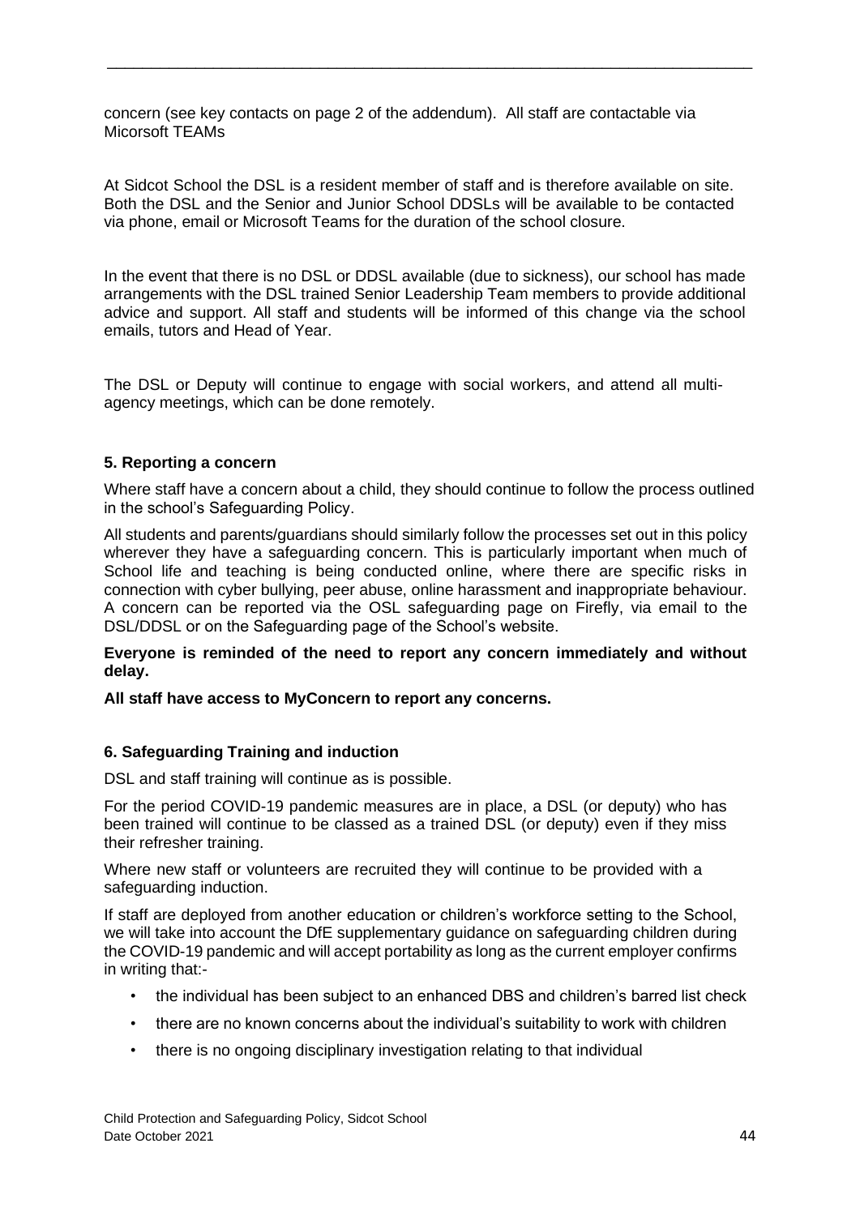concern (see key contacts on page 2 of the addendum). All staff are contactable via Micorsoft TEAMs

At Sidcot School the DSL is a resident member of staff and is therefore available on site. Both the DSL and the Senior and Junior School DDSLs will be available to be contacted via phone, email or Microsoft Teams for the duration of the school closure.

In the event that there is no DSL or DDSL available (due to sickness), our school has made arrangements with the DSL trained Senior Leadership Team members to provide additional advice and support. All staff and students will be informed of this change via the school emails, tutors and Head of Year.

The DSL or Deputy will continue to engage with social workers, and attend all multi-agency meetings, which can be done remotely.

### 5. Reporting a concern

Where staff have a concern about a child, they should continue to follow the process outlined in the school's Safeguarding Policy.

All students and parents/guardians should similarly follow the processes set out in this policy wherever they have a safeguarding concern. This is particularly important when much of School life and teaching is being conducted online, where there are specific risks in connection with cyber bullying, peer abuse, online harassment and inappropriate behaviour. A concern can be reported via the OSL safeguarding page on Firefly, via email to the DSL/DDSL or on the Safeguarding page of the School's website.

**Everyone is reminded of the need to report any concern immediately and without delay.**

**All staff have access to MyConcern to report any concerns.**

### 6. Safeguarding Training and induction

DSL and staff training will continue as is possible.

For the period COVID-19 pandemic measures are in place, a DSL (or deputy) who has been trained will continue to be classed as a trained DSL (or deputy) even if they miss their refresher training.

Where new staff or volunteers are recruited they will continue to be provided with a safeguarding induction.

If staff are deployed from another education or children's workforce setting to the School, we will take into account the DfE supplementary guidance on safeguarding children during the COVID-19 pandemic and will accept portability as long as the current employer confirms in writing that:-

- the individual has been subject to an enhanced DBS and children's barred list check
- there are no known concerns about the individual's suitability to work with children
- there is no ongoing disciplinary investigation relating to that individual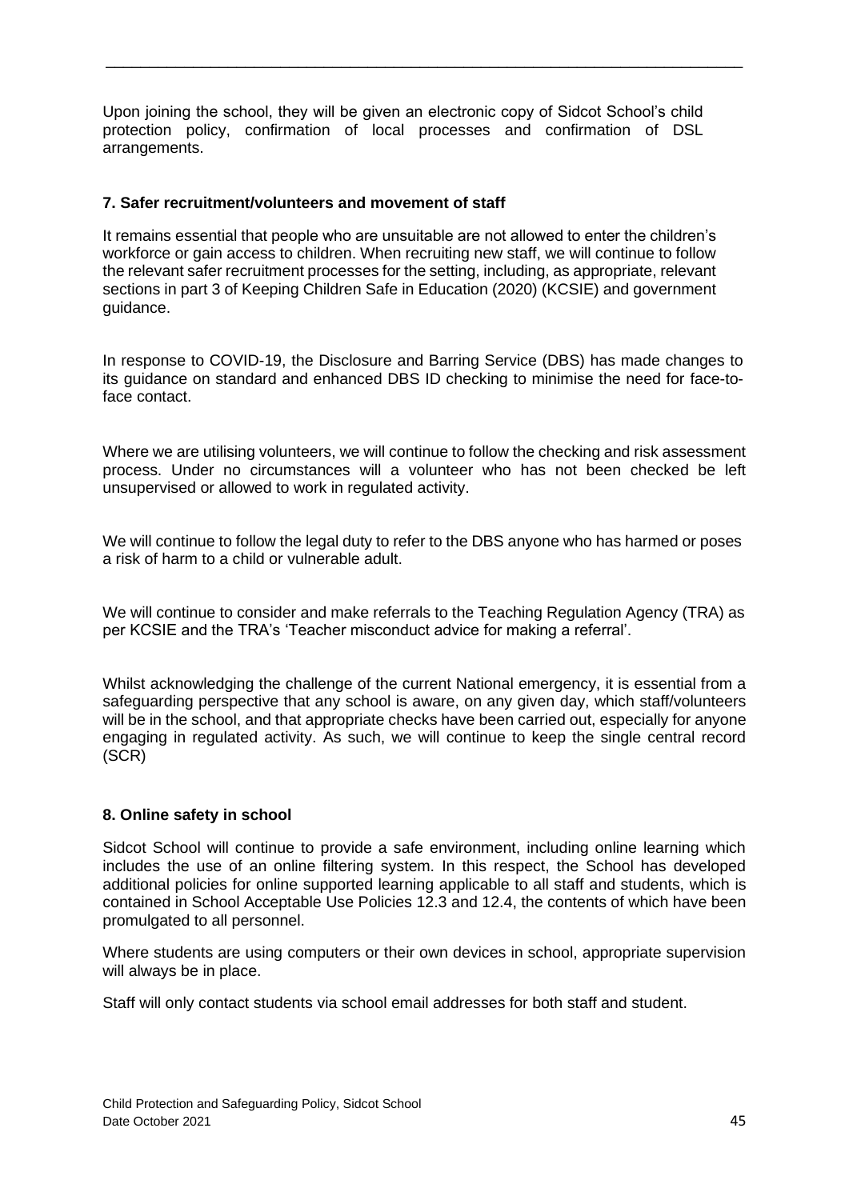Upon joining the school, they will be given an electronic copy of Sidcot School's child protection policy, confirmation of local processes and confirmation of DSL arrangements.

**7. Safer recruitment/volunteers and movement of staff**

It remains essential that people who are unsuitable are not allowed to enter the children's workforce or gain access to children. When recruiting new staff, we will continue to follow the relevant safer recruitment processes for the setting, including, as appropriate, relevant sections in part 3 of Keeping Children Safe in Education (2020) (KCSIE) and government guidance.

In response to COVID-19, the Disclosure and Barring Service (DBS) has made changes to its guidance on standard and enhanced DBS ID checking to minimise the need for face-to-face contact.

Where we are utilising volunteers, we will continue to follow the checking and risk assessment process. Under no circumstances will a volunteer who has not been checked be left unsupervised or allowed to work in regulated activity.

We will continue to follow the legal duty to refer to the DBS anyone who has harmed or poses a risk of harm to a child or vulnerable adult.

We will continue to consider and make referrals to the Teaching Regulation Agency (TRA) as per KCSIE and the TRA's 'Teacher misconduct advice for making a referral'.

Whilst acknowledging the challenge of the current National emergency, it is essential from a safeguarding perspective that any school is aware, on any given day, which staff/volunteers will be in the school, and that appropriate checks have been carried out, especially for anyone engaging in regulated activity. As such, we will continue to keep the single central record (SCR)

**8. Online safety in school**

Sidcot School will continue to provide a safe environment, including online learning which includes the use of an online filtering system. In this respect, the School has developed additional policies for online supported learning applicable to all staff and students, which is contained in School Acceptable Use Policies 12.3 and 12.4, the contents of which have been promulgated to all personnel.

Where students are using computers or their own devices in school, appropriate supervision will always be in place.

Staff will only contact students via school email addresses for both staff and student.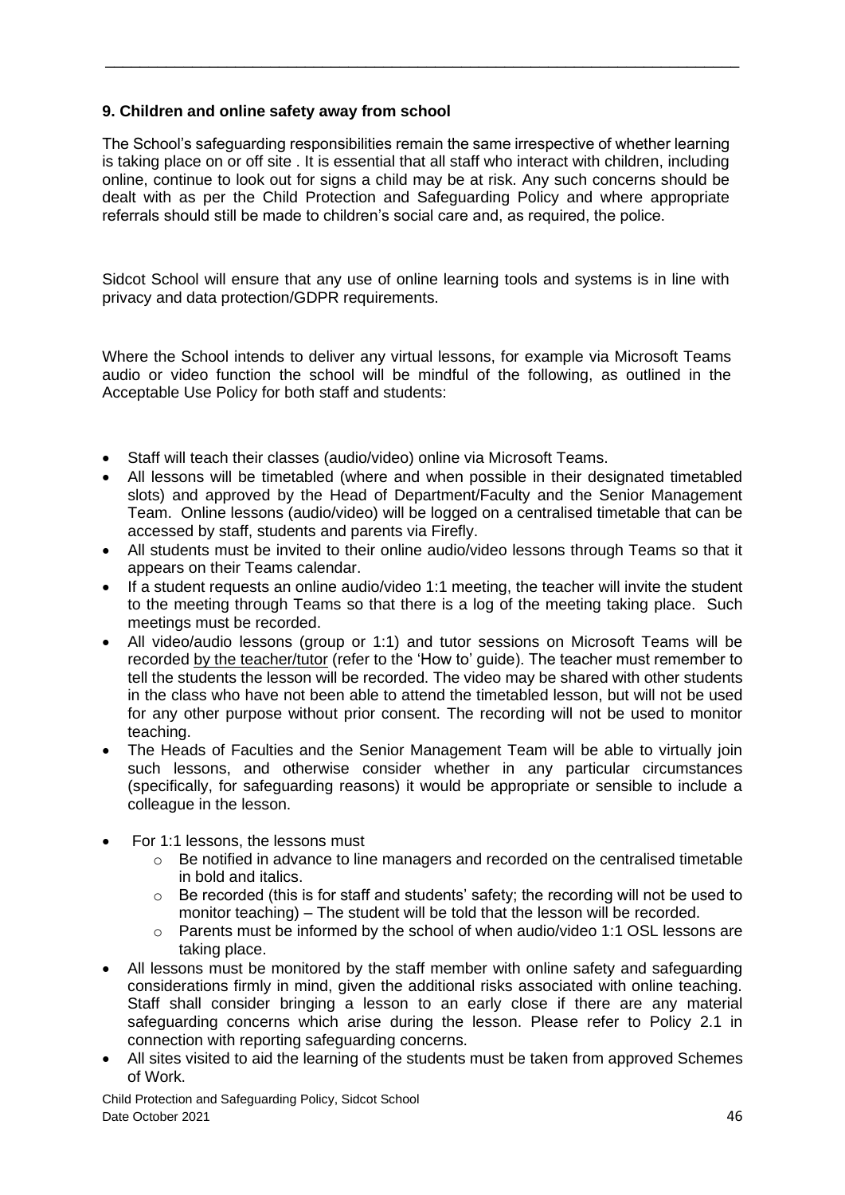### 9. Children and online safety away from school

The School's safeguarding responsibilities remain the same irrespective of whether learning is taking place on or off site . It is essential that all staff who interact with children, including online, continue to look out for signs a child may be at risk. Any such concerns should be dealt with as per the Child Protection and Safeguarding Policy and where appropriate referrals should still be made to children's social care and, as required, the police.

Sidcot School will ensure that any use of online learning tools and systems is in line with privacy and data protection/GDPR requirements.

Where the School intends to deliver any virtual lessons, for example via Microsoft Teams audio or video function the school will be mindful of the following, as outlined in the Acceptable Use Policy for both staff and students:

- Staff will teach their classes (audio/video) online via Microsoft Teams.
- All lessons will be timetabled (where and when possible in their designated timetabled slots) and approved by the Head of Department/Faculty and the Senior Management Team. Online lessons (audio/video) will be logged on a centralised timetable that can be accessed by staff, students and parents via Firefly.
- All students must be invited to their online audio/video lessons through Teams so that it appears on their Teams calendar.
- If a student requests an online audio/video 1:1 meeting, the teacher will invite the student to the meeting through Teams so that there is a log of the meeting taking place. Such meetings must be recorded.
- All video/audio lessons (group or 1:1) and tutor sessions on Microsoft Teams will be recorded by the teacher/tutor (refer to the 'How to' guide). The teacher must remember to tell the students the lesson will be recorded. The video may be shared with other students in the class who have not been able to attend the timetabled lesson, but will not be used for any other purpose without prior consent. The recording will not be used to monitor teaching.
- The Heads of Faculties and the Senior Management Team will be able to virtually join such lessons, and otherwise consider whether in any particular circumstances (specifically, for safeguarding reasons) it would be appropriate or sensible to include a colleague in the lesson.
- For 1:1 lessons, the lessons must
  - Be notified in advance to line managers and recorded on the centralised timetable in bold and italics.
  - Be recorded (this is for staff and students' safety; the recording will not be used to monitor teaching) – The student will be told that the lesson will be recorded.
  - Parents must be informed by the school of when audio/video 1:1 OSL lessons are taking place.
- All lessons must be monitored by the staff member with online safety and safeguarding considerations firmly in mind, given the additional risks associated with online teaching. Staff shall consider bringing a lesson to an early close if there are any material safeguarding concerns which arise during the lesson. Please refer to Policy 2.1 in connection with reporting safeguarding concerns.
- All sites visited to aid the learning of the students must be taken from approved Schemes of Work.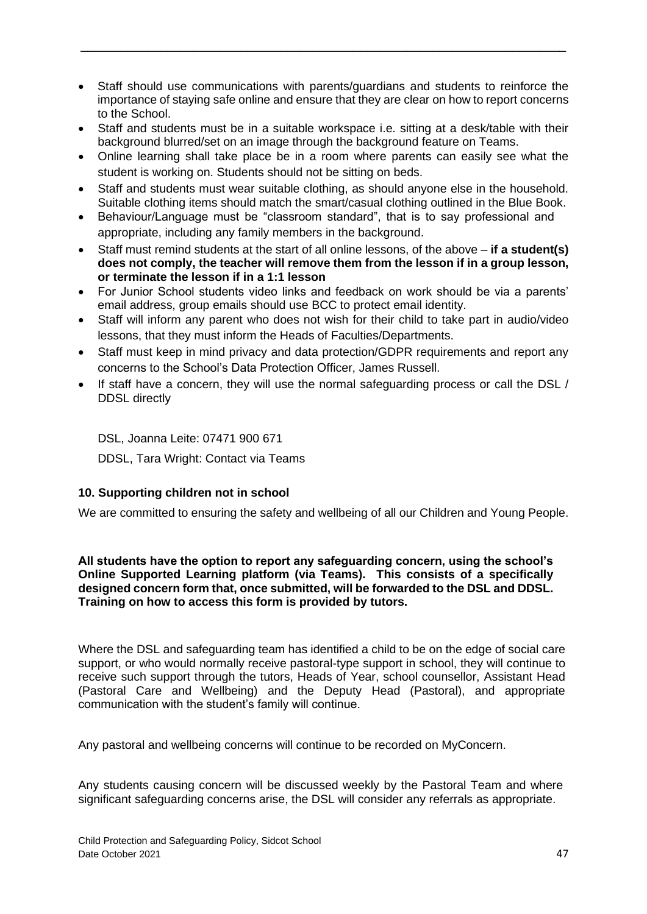- Staff should use communications with parents/guardians and students to reinforce the importance of staying safe online and ensure that they are clear on how to report concerns to the School.
- Staff and students must be in a suitable workspace i.e. sitting at a desk/table with their background blurred/set on an image through the background feature on Teams.
- Online learning shall take place be in a room where parents can easily see what the student is working on. Students should not be sitting on beds.
- Staff and students must wear suitable clothing, as should anyone else in the household. Suitable clothing items should match the smart/casual clothing outlined in the Blue Book.
- Behaviour/Language must be "classroom standard", that is to say professional and appropriate, including any family members in the background.
- Staff must remind students at the start of all online lessons, of the above – **if a student(s) does not comply, the teacher will remove them from the lesson if in a group lesson, or terminate the lesson if in a 1:1 lesson**
- For Junior School students video links and feedback on work should be via a parents' email address, group emails should use BCC to protect email identity.
- Staff will inform any parent who does not wish for their child to take part in audio/video lessons, that they must inform the Heads of Faculties/Departments.
- Staff must keep in mind privacy and data protection/GDPR requirements and report any concerns to the School's Data Protection Officer, James Russell.
- If staff have a concern, they will use the normal safeguarding process or call the DSL / DDSL directly

DSL, Joanna Leite: 07471 900 671

DDSL, Tara Wright: Contact via Teams

### 10. Supporting children not in school

We are committed to ensuring the safety and wellbeing of all our Children and Young People.

**All students have the option to report any safeguarding concern, using the school's Online Supported Learning platform (via Teams). This consists of a specifically designed concern form that, once submitted, will be forwarded to the DSL and DDSL. Training on how to access this form is provided by tutors.**

Where the DSL and safeguarding team has identified a child to be on the edge of social care support, or who would normally receive pastoral-type support in school, they will continue to receive such support through the tutors, Heads of Year, school counsellor, Assistant Head (Pastoral Care and Wellbeing) and the Deputy Head (Pastoral), and appropriate communication with the student's family will continue.

Any pastoral and wellbeing concerns will continue to be recorded on MyConcern.

Any students causing concern will be discussed weekly by the Pastoral Team and where significant safeguarding concerns arise, the DSL will consider any referrals as appropriate.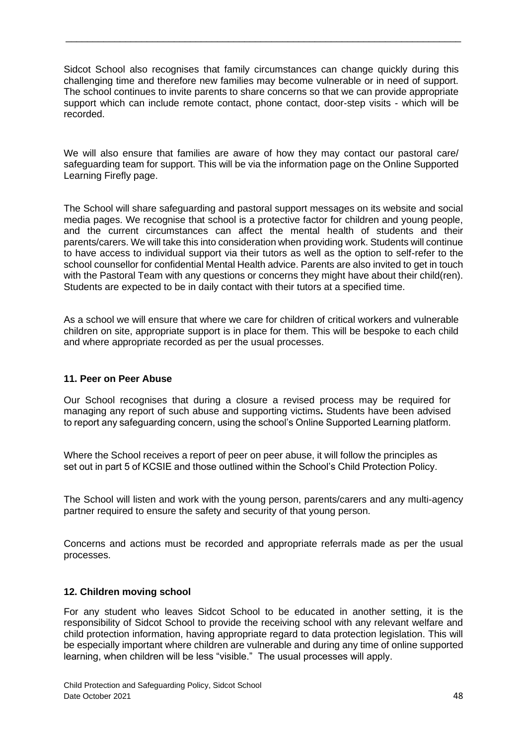Sidcot School also recognises that family circumstances can change quickly during this challenging time and therefore new families may become vulnerable or in need of support. The school continues to invite parents to share concerns so that we can provide appropriate support which can include remote contact, phone contact, door-step visits - which will be recorded.

We will also ensure that families are aware of how they may contact our pastoral care/ safeguarding team for support. This will be via the information page on the Online Supported Learning Firefly page.

The School will share safeguarding and pastoral support messages on its website and social media pages. We recognise that school is a protective factor for children and young people, and the current circumstances can affect the mental health of students and their parents/carers. We will take this into consideration when providing work. Students will continue to have access to individual support via their tutors as well as the option to self-refer to the school counsellor for confidential Mental Health advice. Parents are also invited to get in touch with the Pastoral Team with any questions or concerns they might have about their child(ren). Students are expected to be in daily contact with their tutors at a specified time.

As a school we will ensure that where we care for children of critical workers and vulnerable children on site, appropriate support is in place for them. This will be bespoke to each child and where appropriate recorded as per the usual processes.

### 11. Peer on Peer Abuse

Our School recognises that during a closure a revised process may be required for managing any report of such abuse and supporting victims**.** Students have been advised to report any safeguarding concern, using the school's Online Supported Learning platform.

Where the School receives a report of peer on peer abuse, it will follow the principles as set out in part 5 of KCSIE and those outlined within the School's Child Protection Policy.

The School will listen and work with the young person, parents/carers and any multi-agency partner required to ensure the safety and security of that young person.

Concerns and actions must be recorded and appropriate referrals made as per the usual processes.

### 12. Children moving school

For any student who leaves Sidcot School to be educated in another setting, it is the responsibility of Sidcot School to provide the receiving school with any relevant welfare and child protection information, having appropriate regard to data protection legislation. This will be especially important where children are vulnerable and during any time of online supported learning, when children will be less "visible." The usual processes will apply.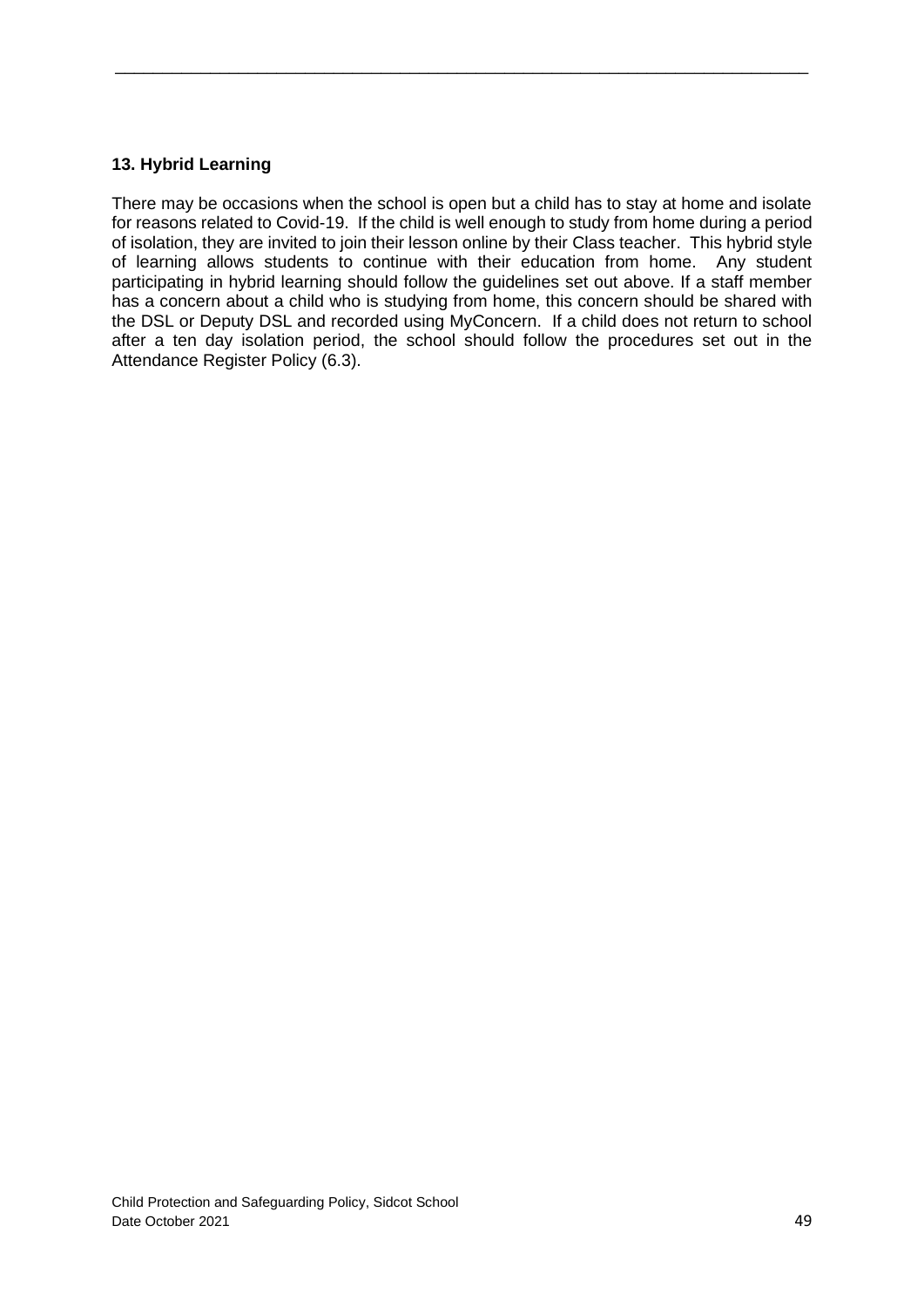**13. Hybrid Learning**

There may be occasions when the school is open but a child has to stay at home and isolate for reasons related to Covid-19. If the child is well enough to study from home during a period of isolation, they are invited to join their lesson online by their Class teacher. This hybrid style of learning allows students to continue with their education from home. Any student participating in hybrid learning should follow the guidelines set out above. If a staff member has a concern about a child who is studying from home, this concern should be shared with the DSL or Deputy DSL and recorded using MyConcern. If a child does not return to school after a ten day isolation period, the school should follow the procedures set out in the Attendance Register Policy (6.3).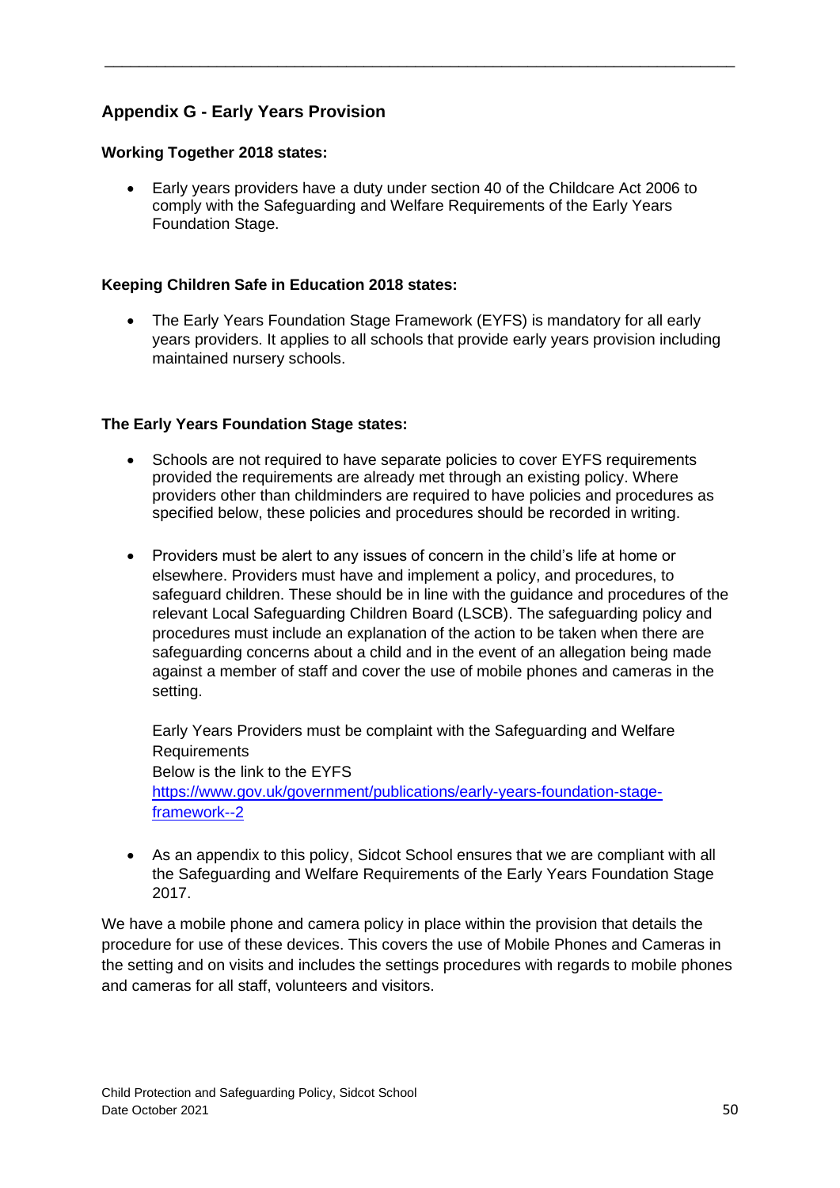## Appendix G - Early Years Provision

**Working Together 2018 states:**

- Early years providers have a duty under section 40 of the Childcare Act 2006 to comply with the Safeguarding and Welfare Requirements of the Early Years Foundation Stage.

**Keeping Children Safe in Education 2018 states:**

- The Early Years Foundation Stage Framework (EYFS) is mandatory for all early years providers. It applies to all schools that provide early years provision including maintained nursery schools.

**The Early Years Foundation Stage states:**

- Schools are not required to have separate policies to cover EYFS requirements provided the requirements are already met through an existing policy. Where providers other than childminders are required to have policies and procedures as specified below, these policies and procedures should be recorded in writing.

- Providers must be alert to any issues of concern in the child's life at home or elsewhere. Providers must have and implement a policy, and procedures, to safeguard children. These should be in line with the guidance and procedures of the relevant Local Safeguarding Children Board (LSCB). The safeguarding policy and procedures must include an explanation of the action to be taken when there are safeguarding concerns about a child and in the event of an allegation being made against a member of staff and cover the use of mobile phones and cameras in the setting.

  Early Years Providers must be complaint with the Safeguarding and Welfare Requirements
  Below is the link to the EYFS
  [https://www.gov.uk/government/publications/early-years-foundation-stage-framework--2](https://www.gov.uk/government/publications/early-years-foundation-stage-framework--2)

- As an appendix to this policy, Sidcot School ensures that we are compliant with all the Safeguarding and Welfare Requirements of the Early Years Foundation Stage 2017.

We have a mobile phone and camera policy in place within the provision that details the procedure for use of these devices. This covers the use of Mobile Phones and Cameras in the setting and on visits and includes the settings procedures with regards to mobile phones and cameras for all staff, volunteers and visitors.